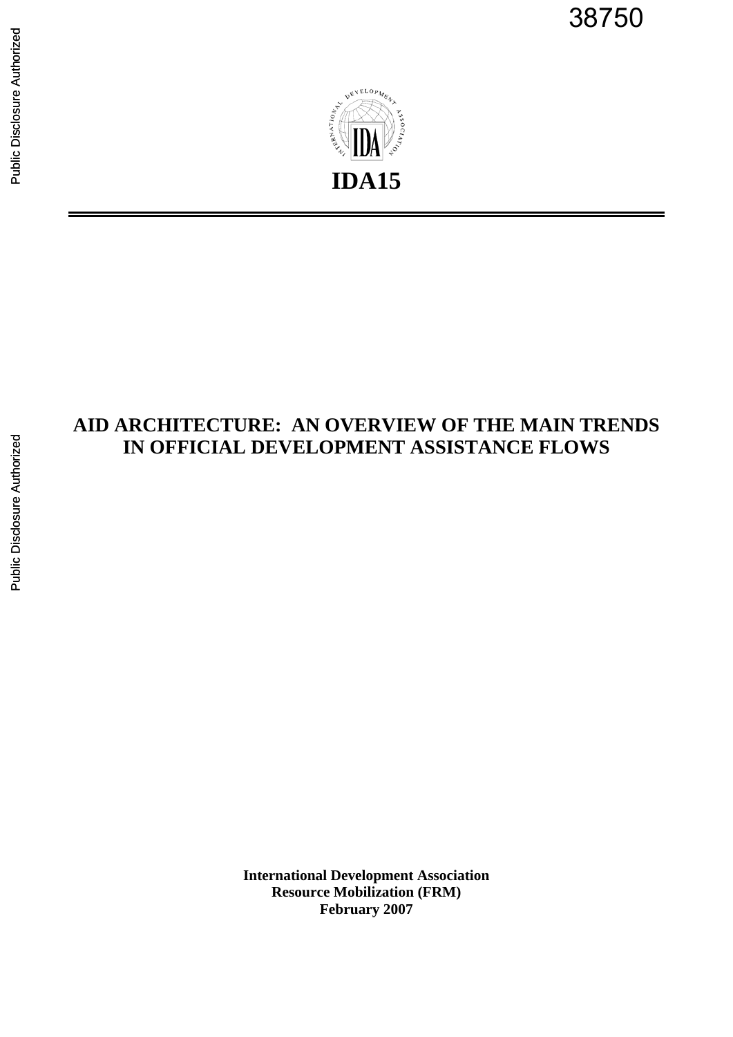38750

**IDA15**

# AID ARCHITECTURE: AN OVERVIEW OF THE MAIN TRENDS IN OFFICIAL DEVELOPMENT ASSISTANCE FLOWS

**International Development Association**
**Resource Mobilization (FRM)**
**February 2007**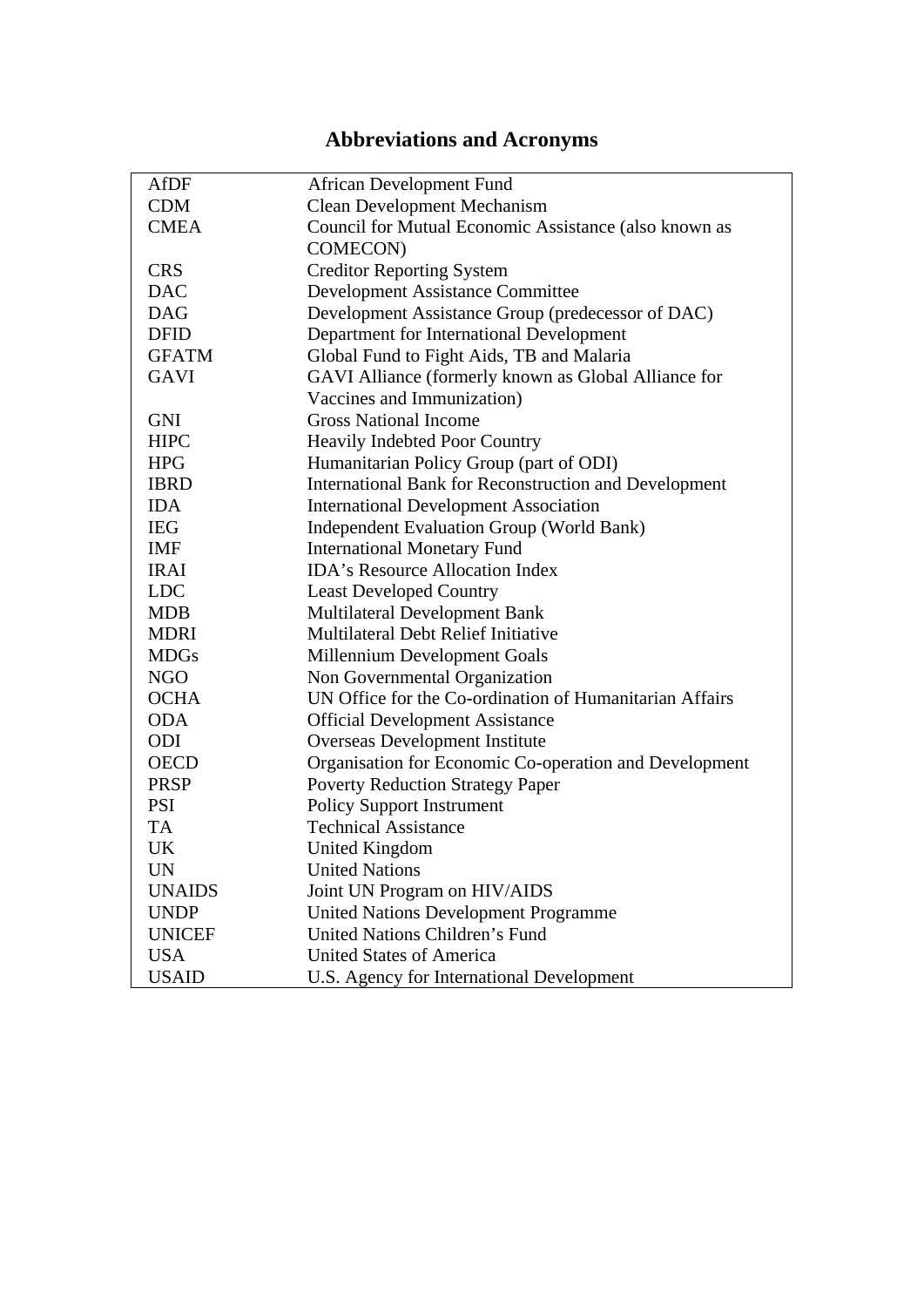# Abbreviations and Acronyms

| | |
|---|---|
| AfDF | African Development Fund |
| CDM | Clean Development Mechanism |
| CMEA | Council for Mutual Economic Assistance (also known as COMECON) |
| CRS | Creditor Reporting System |
| DAC | Development Assistance Committee |
| DAG | Development Assistance Group (predecessor of DAC) |
| DFID | Department for International Development |
| GFATM | Global Fund to Fight Aids, TB and Malaria |
| GAVI | GAVI Alliance (formerly known as Global Alliance for Vaccines and Immunization) |
| GNI | Gross National Income |
| HIPC | Heavily Indebted Poor Country |
| HPG | Humanitarian Policy Group (part of ODI) |
| IBRD | International Bank for Reconstruction and Development |
| IDA | International Development Association |
| IEG | Independent Evaluation Group (World Bank) |
| IMF | International Monetary Fund |
| IRAI | IDA's Resource Allocation Index |
| LDC | Least Developed Country |
| MDB | Multilateral Development Bank |
| MDRI | Multilateral Debt Relief Initiative |
| MDGs | Millennium Development Goals |
| NGO | Non Governmental Organization |
| OCHA | UN Office for the Co-ordination of Humanitarian Affairs |
| ODA | Official Development Assistance |
| ODI | Overseas Development Institute |
| OECD | Organisation for Economic Co-operation and Development |
| PRSP | Poverty Reduction Strategy Paper |
| PSI | Policy Support Instrument |
| TA | Technical Assistance |
| UK | United Kingdom |
| UN | United Nations |
| UNAIDS | Joint UN Program on HIV/AIDS |
| UNDP | United Nations Development Programme |
| UNICEF | United Nations Children's Fund |
| USA | United States of America |
| USAID | U.S. Agency for International Development |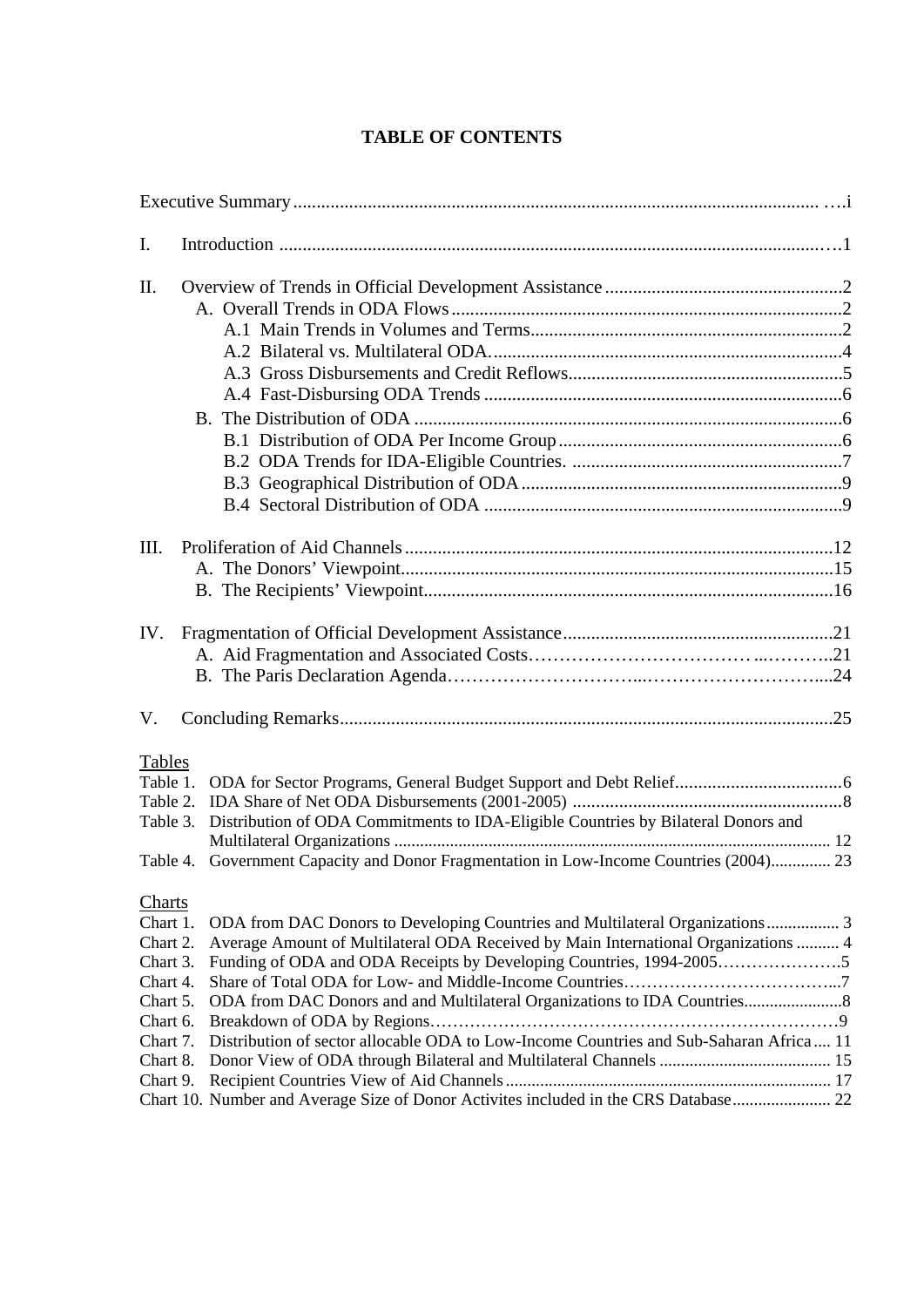# TABLE OF CONTENTS

Executive Summary ....i

I. Introduction ....1

II. Overview of Trends in Official Development Assistance ....2
- A. Overall Trends in ODA Flows ....2
  - A.1 Main Trends in Volumes and Terms ....2
  - A.2 Bilateral vs. Multilateral ODA. ....4
  - A.3 Gross Disbursements and Credit Reflows ....5
  - A.4 Fast-Disbursing ODA Trends ....6
- B. The Distribution of ODA ....6
  - B.1 Distribution of ODA Per Income Group ....6
  - B.2 ODA Trends for IDA-Eligible Countries. ....7
  - B.3 Geographical Distribution of ODA ....9
  - B.4 Sectoral Distribution of ODA ....9

III. Proliferation of Aid Channels ....12
- A. The Donors' Viewpoint ....15
- B. The Recipients' Viewpoint ....16

IV. Fragmentation of Official Development Assistance ....21
- A. Aid Fragmentation and Associated Costs ....21
- B. The Paris Declaration Agenda ....24

V. Concluding Remarks ....25

Tables

Table 1. ODA for Sector Programs, General Budget Support and Debt Relief ....6
Table 2. IDA Share of Net ODA Disbursements (2001-2005) ....8
Table 3. Distribution of ODA Commitments to IDA-Eligible Countries by Bilateral Donors and Multilateral Organizations ....12
Table 4. Government Capacity and Donor Fragmentation in Low-Income Countries (2004) .... 23

Charts

Chart 1. ODA from DAC Donors to Developing Countries and Multilateral Organizations .... 3
Chart 2. Average Amount of Multilateral ODA Received by Main International Organizations .... 4
Chart 3. Funding of ODA and ODA Receipts by Developing Countries, 1994-2005 ....5
Chart 4. Share of Total ODA for Low- and Middle-Income Countries ....7
Chart 5. ODA from DAC Donors and and Multilateral Organizations to IDA Countries ....8
Chart 6. Breakdown of ODA by Regions ....9
Chart 7. Distribution of sector allocable ODA to Low-Income Countries and Sub-Saharan Africa .... 11
Chart 8. Donor View of ODA through Bilateral and Multilateral Channels .... 15
Chart 9. Recipient Countries View of Aid Channels .... 17
Chart 10. Number and Average Size of Donor Activites included in the CRS Database .... 22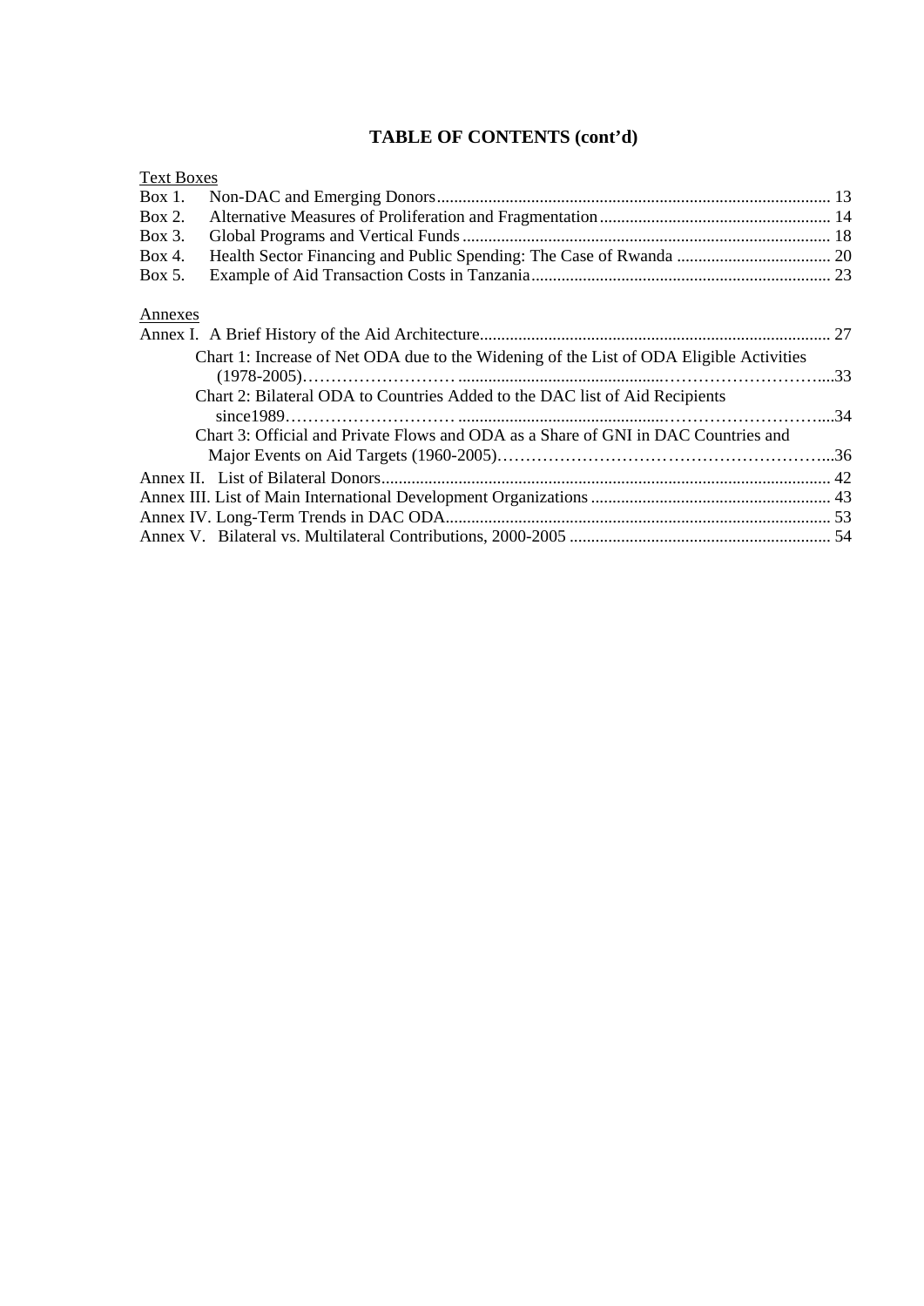# TABLE OF CONTENTS (cont'd)

Text Boxes

Box 1. Non-DAC and Emerging Donors ... 13
Box 2. Alternative Measures of Proliferation and Fragmentation ... 14
Box 3. Global Programs and Vertical Funds ... 18
Box 4. Health Sector Financing and Public Spending: The Case of Rwanda ... 20
Box 5. Example of Aid Transaction Costs in Tanzania ... 23

Annexes

Annex I. A Brief History of the Aid Architecture ... 27
  Chart 1: Increase of Net ODA due to the Widening of the List of ODA Eligible Activities (1978-2005) ... 33
  Chart 2: Bilateral ODA to Countries Added to the DAC list of Aid Recipients since1989 ... 34
  Chart 3: Official and Private Flows and ODA as a Share of GNI in DAC Countries and Major Events on Aid Targets (1960-2005) ... 36
Annex II. List of Bilateral Donors ... 42
Annex III. List of Main International Development Organizations ... 43
Annex IV. Long-Term Trends in DAC ODA ... 53
Annex V. Bilateral vs. Multilateral Contributions, 2000-2005 ... 54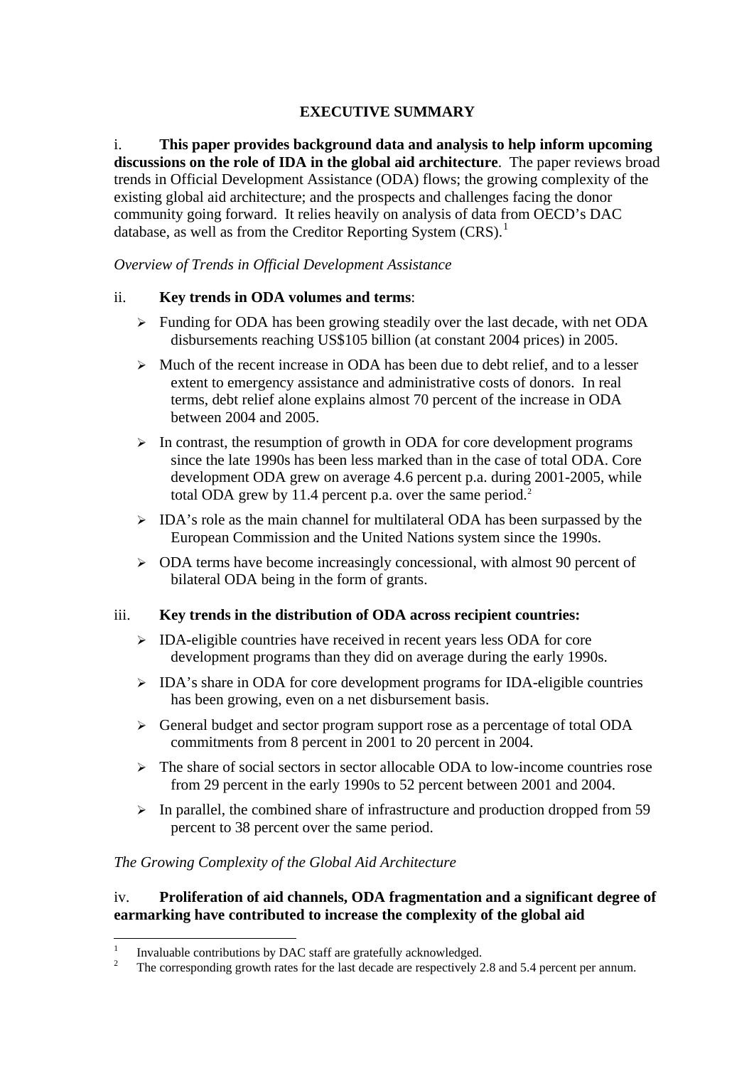## EXECUTIVE SUMMARY

i. **This paper provides background data and analysis to help inform upcoming discussions on the role of IDA in the global aid architecture**. The paper reviews broad trends in Official Development Assistance (ODA) flows; the growing complexity of the existing global aid architecture; and the prospects and challenges facing the donor community going forward. It relies heavily on analysis of data from OECD's DAC database, as well as from the Creditor Reporting System (CRS).[1]

*Overview of Trends in Official Development Assistance*

ii. **Key trends in ODA volumes and terms**:

- Funding for ODA has been growing steadily over the last decade, with net ODA disbursements reaching US$105 billion (at constant 2004 prices) in 2005.
- Much of the recent increase in ODA has been due to debt relief, and to a lesser extent to emergency assistance and administrative costs of donors. In real terms, debt relief alone explains almost 70 percent of the increase in ODA between 2004 and 2005.
- In contrast, the resumption of growth in ODA for core development programs since the late 1990s has been less marked than in the case of total ODA. Core development ODA grew on average 4.6 percent p.a. during 2001-2005, while total ODA grew by 11.4 percent p.a. over the same period.[2]
- IDA's role as the main channel for multilateral ODA has been surpassed by the European Commission and the United Nations system since the 1990s.
- ODA terms have become increasingly concessional, with almost 90 percent of bilateral ODA being in the form of grants.

iii. **Key trends in the distribution of ODA across recipient countries:**

- IDA-eligible countries have received in recent years less ODA for core development programs than they did on average during the early 1990s.
- IDA's share in ODA for core development programs for IDA-eligible countries has been growing, even on a net disbursement basis.
- General budget and sector program support rose as a percentage of total ODA commitments from 8 percent in 2001 to 20 percent in 2004.
- The share of social sectors in sector allocable ODA to low-income countries rose from 29 percent in the early 1990s to 52 percent between 2001 and 2004.
- In parallel, the combined share of infrastructure and production dropped from 59 percent to 38 percent over the same period.

*The Growing Complexity of the Global Aid Architecture*

iv. **Proliferation of aid channels, ODA fragmentation and a significant degree of earmarking have contributed to increase the complexity of the global aid**

---

[1] Invaluable contributions by DAC staff are gratefully acknowledged.

[2] The corresponding growth rates for the last decade are respectively 2.8 and 5.4 percent per annum.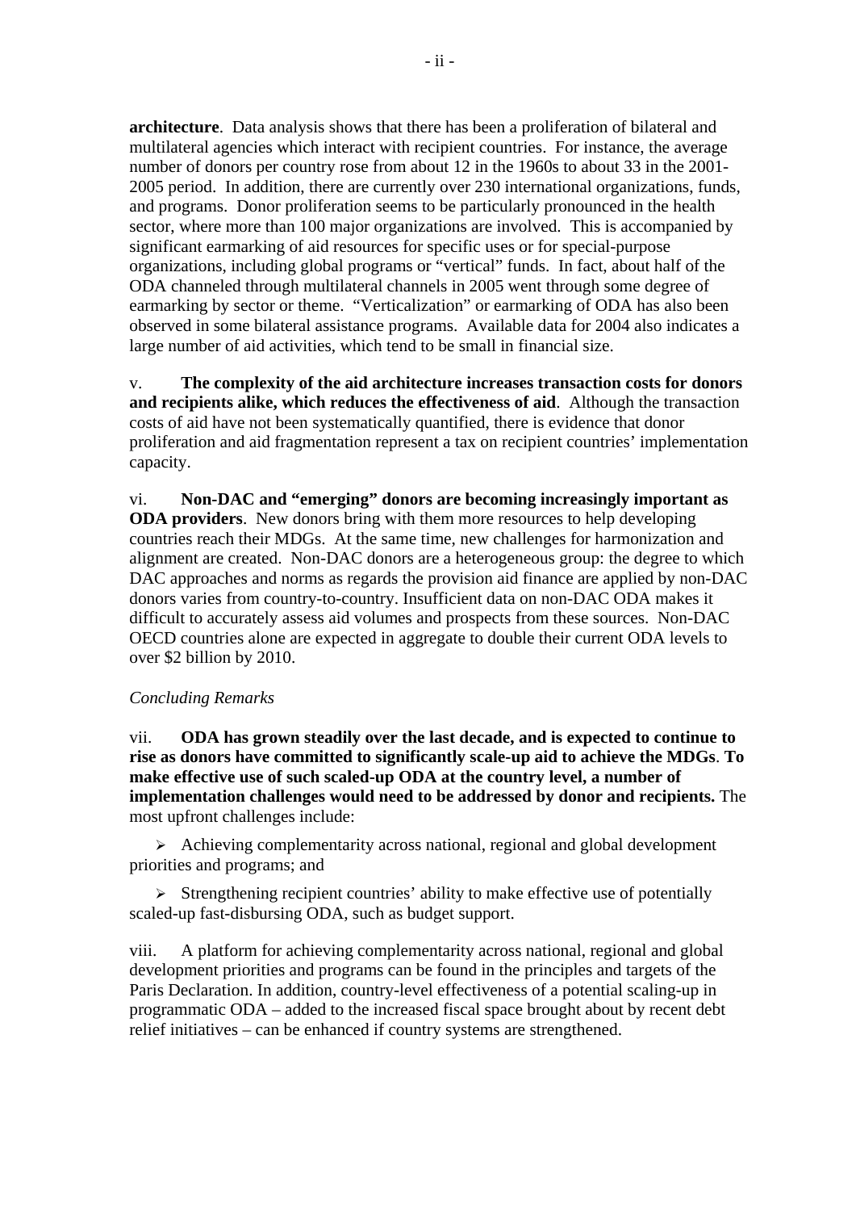**architecture**. Data analysis shows that there has been a proliferation of bilateral and multilateral agencies which interact with recipient countries. For instance, the average number of donors per country rose from about 12 in the 1960s to about 33 in the 2001-2005 period. In addition, there are currently over 230 international organizations, funds, and programs. Donor proliferation seems to be particularly pronounced in the health sector, where more than 100 major organizations are involved. This is accompanied by significant earmarking of aid resources for specific uses or for special-purpose organizations, including global programs or "vertical" funds. In fact, about half of the ODA channeled through multilateral channels in 2005 went through some degree of earmarking by sector or theme. "Verticalization" or earmarking of ODA has also been observed in some bilateral assistance programs. Available data for 2004 also indicates a large number of aid activities, which tend to be small in financial size.

v. **The complexity of the aid architecture increases transaction costs for donors and recipients alike, which reduces the effectiveness of aid**. Although the transaction costs of aid have not been systematically quantified, there is evidence that donor proliferation and aid fragmentation represent a tax on recipient countries' implementation capacity.

vi. **Non-DAC and "emerging" donors are becoming increasingly important as ODA providers**. New donors bring with them more resources to help developing countries reach their MDGs. At the same time, new challenges for harmonization and alignment are created. Non-DAC donors are a heterogeneous group: the degree to which DAC approaches and norms as regards the provision aid finance are applied by non-DAC donors varies from country-to-country. Insufficient data on non-DAC ODA makes it difficult to accurately assess aid volumes and prospects from these sources. Non-DAC OECD countries alone are expected in aggregate to double their current ODA levels to over $2 billion by 2010.

*Concluding Remarks*

vii. **ODA has grown steadily over the last decade, and is expected to continue to rise as donors have committed to significantly scale-up aid to achieve the MDGs**. **To make effective use of such scaled-up ODA at the country level, a number of implementation challenges would need to be addressed by donor and recipients.** The most upfront challenges include:

- Achieving complementarity across national, regional and global development priorities and programs; and
- Strengthening recipient countries' ability to make effective use of potentially scaled-up fast-disbursing ODA, such as budget support.

viii. A platform for achieving complementarity across national, regional and global development priorities and programs can be found in the principles and targets of the Paris Declaration. In addition, country-level effectiveness of a potential scaling-up in programmatic ODA – added to the increased fiscal space brought about by recent debt relief initiatives – can be enhanced if country systems are strengthened.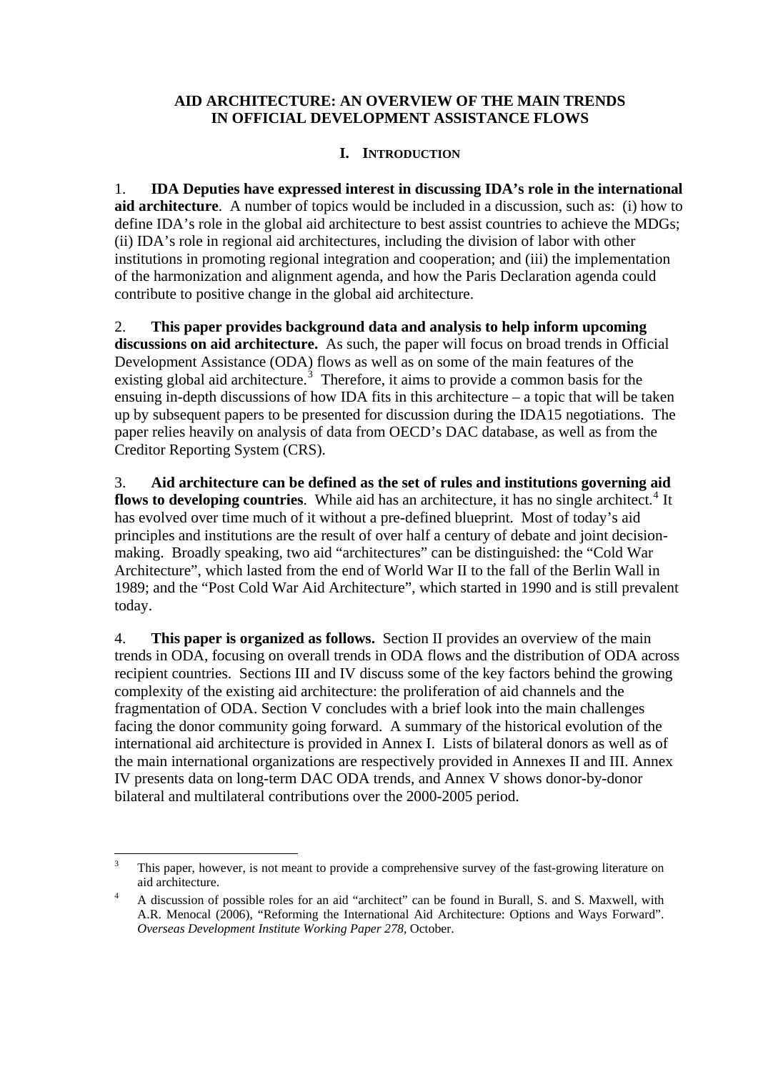# AID ARCHITECTURE: AN OVERVIEW OF THE MAIN TRENDS IN OFFICIAL DEVELOPMENT ASSISTANCE FLOWS

## I. INTRODUCTION

1. **IDA Deputies have expressed interest in discussing IDA's role in the international aid architecture**. A number of topics would be included in a discussion, such as: (i) how to define IDA's role in the global aid architecture to best assist countries to achieve the MDGs; (ii) IDA's role in regional aid architectures, including the division of labor with other institutions in promoting regional integration and cooperation; and (iii) the implementation of the harmonization and alignment agenda, and how the Paris Declaration agenda could contribute to positive change in the global aid architecture.

2. **This paper provides background data and analysis to help inform upcoming discussions on aid architecture.** As such, the paper will focus on broad trends in Official Development Assistance (ODA) flows as well as on some of the main features of the existing global aid architecture.[3] Therefore, it aims to provide a common basis for the ensuing in-depth discussions of how IDA fits in this architecture – a topic that will be taken up by subsequent papers to be presented for discussion during the IDA15 negotiations. The paper relies heavily on analysis of data from OECD's DAC database, as well as from the Creditor Reporting System (CRS).

3. **Aid architecture can be defined as the set of rules and institutions governing aid flows to developing countries**. While aid has an architecture, it has no single architect.[4] It has evolved over time much of it without a pre-defined blueprint. Most of today's aid principles and institutions are the result of over half a century of debate and joint decision-making. Broadly speaking, two aid "architectures" can be distinguished: the "Cold War Architecture", which lasted from the end of World War II to the fall of the Berlin Wall in 1989; and the "Post Cold War Aid Architecture", which started in 1990 and is still prevalent today.

4. **This paper is organized as follows.** Section II provides an overview of the main trends in ODA, focusing on overall trends in ODA flows and the distribution of ODA across recipient countries. Sections III and IV discuss some of the key factors behind the growing complexity of the existing aid architecture: the proliferation of aid channels and the fragmentation of ODA. Section V concludes with a brief look into the main challenges facing the donor community going forward. A summary of the historical evolution of the international aid architecture is provided in Annex I. Lists of bilateral donors as well as of the main international organizations are respectively provided in Annexes II and III. Annex IV presents data on long-term DAC ODA trends, and Annex V shows donor-by-donor bilateral and multilateral contributions over the 2000-2005 period.

---

[3] This paper, however, is not meant to provide a comprehensive survey of the fast-growing literature on aid architecture.

[4] A discussion of possible roles for an aid "architect" can be found in Burall, S. and S. Maxwell, with A.R. Menocal (2006), "Reforming the International Aid Architecture: Options and Ways Forward". *Overseas Development Institute Working Paper 278*, October.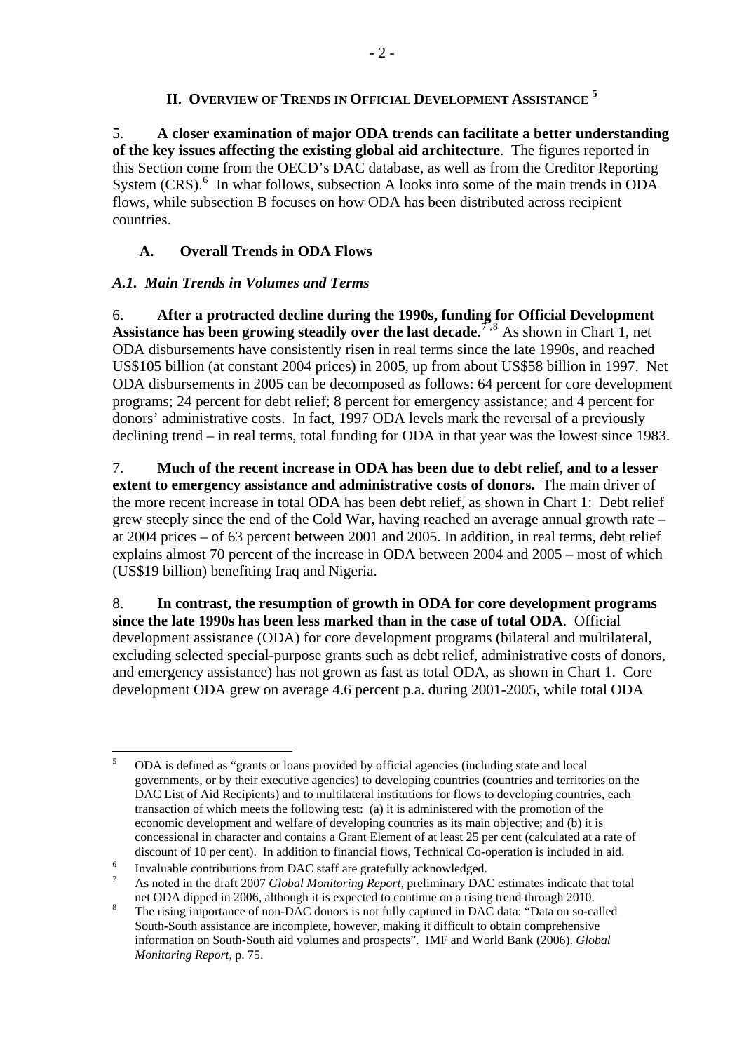## II. Overview of Trends in Official Development Assistance [5]

5. **A closer examination of major ODA trends can facilitate a better understanding of the key issues affecting the existing global aid architecture**. The figures reported in this Section come from the OECD's DAC database, as well as from the Creditor Reporting System (CRS).[6] In what follows, subsection A looks into some of the main trends in ODA flows, while subsection B focuses on how ODA has been distributed across recipient countries.

### A. Overall Trends in ODA Flows

#### *A.1. Main Trends in Volumes and Terms*

6. **After a protracted decline during the 1990s, funding for Official Development Assistance has been growing steadily over the last decade.**[7,8] As shown in Chart 1, net ODA disbursements have consistently risen in real terms since the late 1990s, and reached US$105 billion (at constant 2004 prices) in 2005, up from about US$58 billion in 1997. Net ODA disbursements in 2005 can be decomposed as follows: 64 percent for core development programs; 24 percent for debt relief; 8 percent for emergency assistance; and 4 percent for donors' administrative costs. In fact, 1997 ODA levels mark the reversal of a previously declining trend – in real terms, total funding for ODA in that year was the lowest since 1983.

7. **Much of the recent increase in ODA has been due to debt relief, and to a lesser extent to emergency assistance and administrative costs of donors.** The main driver of the more recent increase in total ODA has been debt relief, as shown in Chart 1: Debt relief grew steeply since the end of the Cold War, having reached an average annual growth rate – at 2004 prices – of 63 percent between 2001 and 2005. In addition, in real terms, debt relief explains almost 70 percent of the increase in ODA between 2004 and 2005 – most of which (US$19 billion) benefiting Iraq and Nigeria.

8. **In contrast, the resumption of growth in ODA for core development programs since the late 1990s has been less marked than in the case of total ODA**. Official development assistance (ODA) for core development programs (bilateral and multilateral, excluding selected special-purpose grants such as debt relief, administrative costs of donors, and emergency assistance) has not grown as fast as total ODA, as shown in Chart 1. Core development ODA grew on average 4.6 percent p.a. during 2001-2005, while total ODA

---

[5] ODA is defined as "grants or loans provided by official agencies (including state and local governments, or by their executive agencies) to developing countries (countries and territories on the DAC List of Aid Recipients) and to multilateral institutions for flows to developing countries, each transaction of which meets the following test: (a) it is administered with the promotion of the economic development and welfare of developing countries as its main objective; and (b) it is concessional in character and contains a Grant Element of at least 25 per cent (calculated at a rate of discount of 10 per cent). In addition to financial flows, Technical Co-operation is included in aid.

[6] Invaluable contributions from DAC staff are gratefully acknowledged.

[7] As noted in the draft 2007 *Global Monitoring Report*, preliminary DAC estimates indicate that total net ODA dipped in 2006, although it is expected to continue on a rising trend through 2010.

[8] The rising importance of non-DAC donors is not fully captured in DAC data: "Data on so-called South-South assistance are incomplete, however, making it difficult to obtain comprehensive information on South-South aid volumes and prospects". IMF and World Bank (2006). *Global Monitoring Report*, p. 75.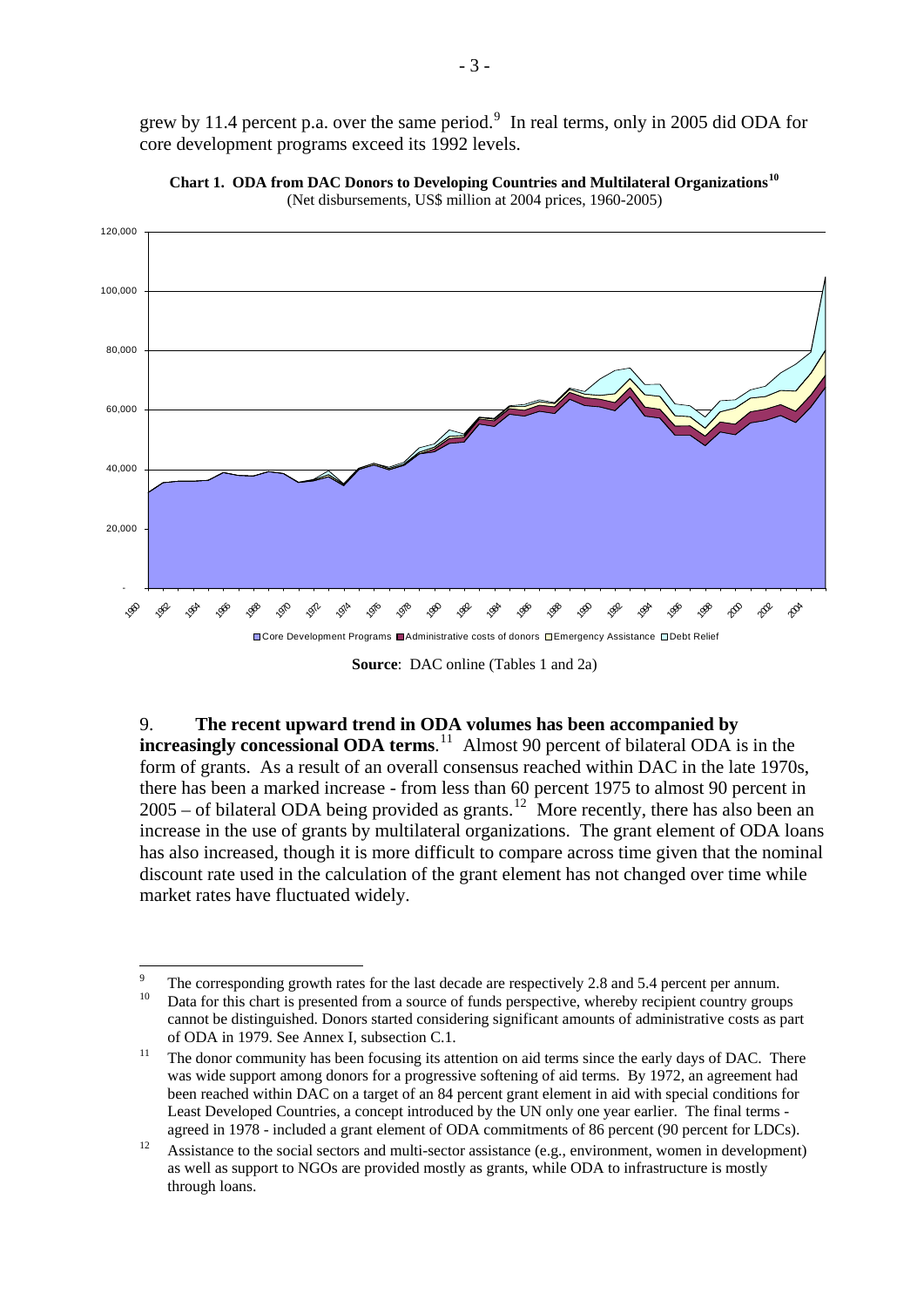grew by 11.4 percent p.a. over the same period.[9] In real terms, only in 2005 did ODA for core development programs exceed its 1992 levels.

**Chart 1. ODA from DAC Donors to Developing Countries and Multilateral Organizations[10]**
(Net disbursements, US$ million at 2004 prices, 1960-2005)

Source: DAC online (Tables 1 and 2a)

9. **The recent upward trend in ODA volumes has been accompanied by increasingly concessional ODA terms**.[11] Almost 90 percent of bilateral ODA is in the form of grants. As a result of an overall consensus reached within DAC in the late 1970s, there has been a marked increase - from less than 60 percent 1975 to almost 90 percent in 2005 – of bilateral ODA being provided as grants.[12] More recently, there has also been an increase in the use of grants by multilateral organizations. The grant element of ODA loans has also increased, though it is more difficult to compare across time given that the nominal discount rate used in the calculation of the grant element has not changed over time while market rates have fluctuated widely.

---

[9] The corresponding growth rates for the last decade are respectively 2.8 and 5.4 percent per annum.

[10] Data for this chart is presented from a source of funds perspective, whereby recipient country groups cannot be distinguished. Donors started considering significant amounts of administrative costs as part of ODA in 1979. See Annex I, subsection C.1.

[11] The donor community has been focusing its attention on aid terms since the early days of DAC. There was wide support among donors for a progressive softening of aid terms. By 1972, an agreement had been reached within DAC on a target of an 84 percent grant element in aid with special conditions for Least Developed Countries, a concept introduced by the UN only one year earlier. The final terms - agreed in 1978 - included a grant element of ODA commitments of 86 percent (90 percent for LDCs).

[12] Assistance to the social sectors and multi-sector assistance (e.g., environment, women in development) as well as support to NGOs are provided mostly as grants, while ODA to infrastructure is mostly through loans.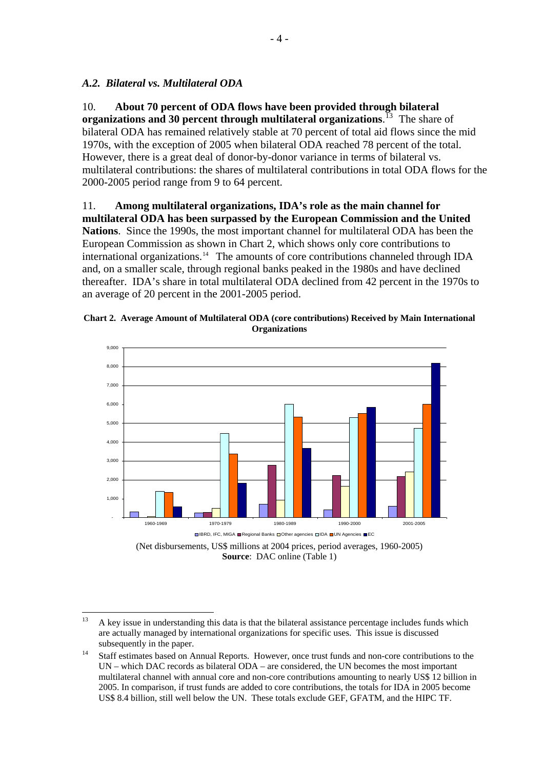### *A.2. Bilateral vs. Multilateral ODA*

10. **About 70 percent of ODA flows have been provided through bilateral organizations and 30 percent through multilateral organizations**.[13] The share of bilateral ODA has remained relatively stable at 70 percent of total aid flows since the mid 1970s, with the exception of 2005 when bilateral ODA reached 78 percent of the total. However, there is a great deal of donor-by-donor variance in terms of bilateral vs. multilateral contributions: the shares of multilateral contributions in total ODA flows for the 2000-2005 period range from 9 to 64 percent.

11. **Among multilateral organizations, IDA's role as the main channel for multilateral ODA has been surpassed by the European Commission and the United Nations**. Since the 1990s, the most important channel for multilateral ODA has been the European Commission as shown in Chart 2, which shows only core contributions to international organizations.[14] The amounts of core contributions channeled through IDA and, on a smaller scale, through regional banks peaked in the 1980s and have declined thereafter. IDA's share in total multilateral ODA declined from 42 percent in the 1970s to an average of 20 percent in the 2001-2005 period.

**Chart 2. Average Amount of Multilateral ODA (core contributions) Received by Main International Organizations**

(Net disbursements, US$ millions at 2004 prices, period averages, 1960-2005)
**Source**: DAC online (Table 1)

---

[13] A key issue in understanding this data is that the bilateral assistance percentage includes funds which are actually managed by international organizations for specific uses. This issue is discussed subsequently in the paper.

[14] Staff estimates based on Annual Reports. However, once trust funds and non-core contributions to the UN – which DAC records as bilateral ODA – are considered, the UN becomes the most important multilateral channel with annual core and non-core contributions amounting to nearly US$ 12 billion in 2005. In comparison, if trust funds are added to core contributions, the totals for IDA in 2005 become US$ 8.4 billion, still well below the UN. These totals exclude GEF, GFATM, and the HIPC TF.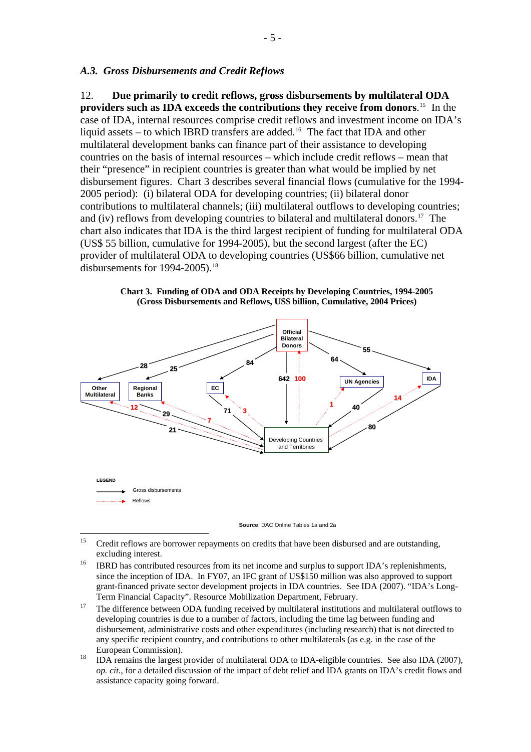### *A.3. Gross Disbursements and Credit Reflows*

12. **Due primarily to credit reflows, gross disbursements by multilateral ODA providers such as IDA exceeds the contributions they receive from donors**.[15] In the case of IDA, internal resources comprise credit reflows and investment income on IDA's liquid assets – to which IBRD transfers are added.[16] The fact that IDA and other multilateral development banks can finance part of their assistance to developing countries on the basis of internal resources – which include credit reflows – mean that their "presence" in recipient countries is greater than what would be implied by net disbursement figures. Chart 3 describes several financial flows (cumulative for the 1994-2005 period): (i) bilateral ODA for developing countries; (ii) bilateral donor contributions to multilateral channels; (iii) multilateral outflows to developing countries; and (iv) reflows from developing countries to bilateral and multilateral donors.[17] The chart also indicates that IDA is the third largest recipient of funding for multilateral ODA (US$ 55 billion, cumulative for 1994-2005), but the second largest (after the EC) provider of multilateral ODA to developing countries (US$66 billion, cumulative net disbursements for 1994-2005).[18]

**Chart 3. Funding of ODA and ODA Receipts by Developing Countries, 1994-2005 (Gross Disbursements and Reflows, US$ billion, Cumulative, 2004 Prices)**

| From | To | Gross disbursements | Reflows |
|---|---|---|---|
| Official Bilateral Donors | Other Multilateral | 28 | |
| Official Bilateral Donors | Regional Banks | 25 | |
| Official Bilateral Donors | EC | 84 | |
| Official Bilateral Donors | Developing Countries and Territories | 642 | |
| Developing Countries and Territories | Official Bilateral Donors | | 100 |
| Official Bilateral Donors | UN Agencies | 64 | |
| Official Bilateral Donors | IDA | 55 | |
| Other Multilateral | Developing Countries and Territories | 21 | |
| Developing Countries and Territories | Other Multilateral | | 12 |
| Regional Banks | Developing Countries and Territories | 29 | |
| Developing Countries and Territories | Regional Banks | | 7 |
| EC | Developing Countries and Territories | 71 | |
| Developing Countries and Territories | EC | | 3 |
| UN Agencies | Developing Countries and Territories | 40 | |
| Developing Countries and Territories | UN Agencies | | 1 |
| IDA | Developing Countries and Territories | 80 | |
| Developing Countries and Territories | IDA | | 14 |

LEGEND: Gross disbursements; Reflows

**Source**: DAC Online Tables 1a and 2a

---

[15] Credit reflows are borrower repayments on credits that have been disbursed and are outstanding, excluding interest.

[16] IBRD has contributed resources from its net income and surplus to support IDA's replenishments, since the inception of IDA. In FY07, an IFC grant of US$150 million was also approved to support grant-financed private sector development projects in IDA countries. See IDA (2007). "IDA's Long-Term Financial Capacity". Resource Mobilization Department, February.

[17] The difference between ODA funding received by multilateral institutions and multilateral outflows to developing countries is due to a number of factors, including the time lag between funding and disbursement, administrative costs and other expenditures (including research) that is not directed to any specific recipient country, and contributions to other multilaterals (as e.g. in the case of the European Commission).

[18] IDA remains the largest provider of multilateral ODA to IDA-eligible countries. See also IDA (2007), *op. cit.*, for a detailed discussion of the impact of debt relief and IDA grants on IDA's credit flows and assistance capacity going forward.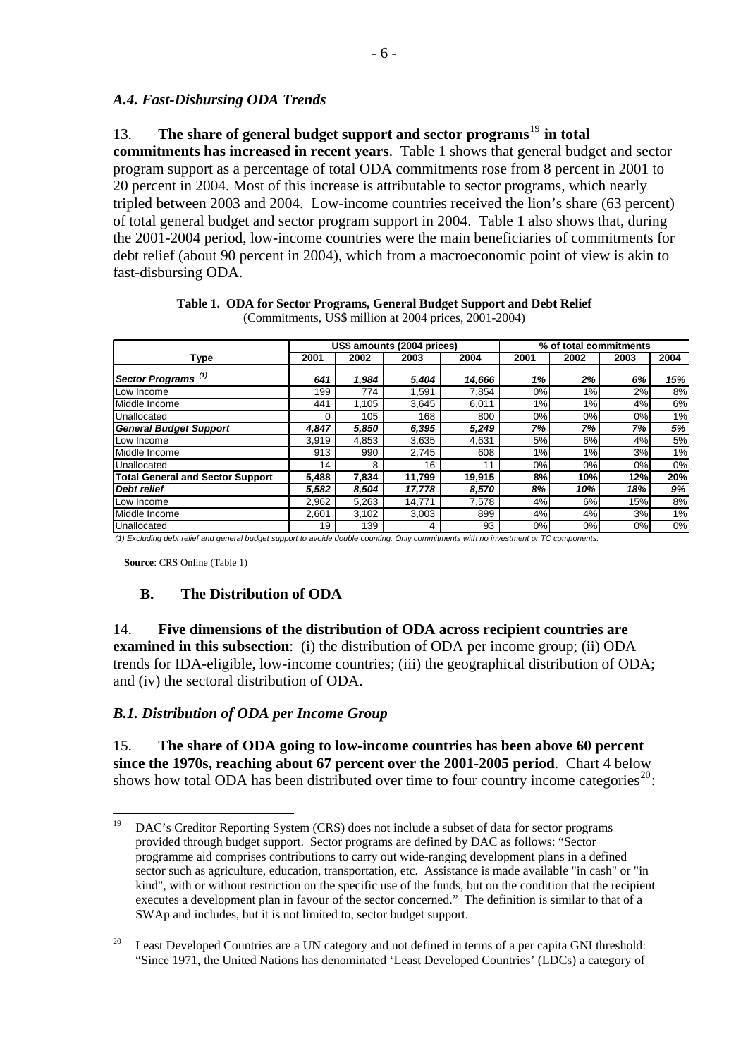### *A.4. Fast-Disbursing ODA Trends*

13. **The share of general budget support and sector programs**[19] **in total commitments has increased in recent years**. Table 1 shows that general budget and sector program support as a percentage of total ODA commitments rose from 8 percent in 2001 to 20 percent in 2004. Most of this increase is attributable to sector programs, which nearly tripled between 2003 and 2004. Low-income countries received the lion's share (63 percent) of total general budget and sector program support in 2004. Table 1 also shows that, during the 2001-2004 period, low-income countries were the main beneficiaries of commitments for debt relief (about 90 percent in 2004), which from a macroeconomic point of view is akin to fast-disbursing ODA.

**Table 1. ODA for Sector Programs, General Budget Support and Debt Relief**
(Commitments, US$ million at 2004 prices, 2001-2004)

| | US$ amounts (2004 prices) | | | | % of total commitments | | | |
|---|---|---|---|---|---|---|---|---|
| **Type** | **2001** | **2002** | **2003** | **2004** | **2001** | **2002** | **2003** | **2004** |
| ***Sector Programs*** ***(1)*** | ***641*** | ***1,984*** | ***5,404*** | ***14,666*** | ***1%*** | ***2%*** | ***6%*** | ***15%*** |
| Low Income | 199 | 774 | 1,591 | 7,854 | 0% | 1% | 2% | 8% |
| Middle Income | 441 | 1,105 | 3,645 | 6,011 | 1% | 1% | 4% | 6% |
| Unallocated | 0 | 105 | 168 | 800 | 0% | 0% | 0% | 1% |
| ***General Budget Support*** | ***4,847*** | ***5,850*** | ***6,395*** | ***5,249*** | ***7%*** | ***7%*** | ***7%*** | ***5%*** |
| Low Income | 3,919 | 4,853 | 3,635 | 4,631 | 5% | 6% | 4% | 5% |
| Middle Income | 913 | 990 | 2,745 | 608 | 1% | 1% | 3% | 1% |
| Unallocated | 14 | 8 | 16 | 11 | 0% | 0% | 0% | 0% |
| **Total General and Sector Support** | **5,488** | **7,834** | **11,799** | **19,915** | **8%** | **10%** | **12%** | **20%** |
| ***Debt relief*** | ***5,582*** | ***8,504*** | ***17,778*** | ***8,570*** | ***8%*** | ***10%*** | ***18%*** | ***9%*** |
| Low Income | 2,962 | 5,263 | 14,771 | 7,578 | 4% | 6% | 15% | 8% |
| Middle Income | 2,601 | 3,102 | 3,003 | 899 | 4% | 4% | 3% | 1% |
| Unallocated | 19 | 139 | 4 | 93 | 0% | 0% | 0% | 0% |

*(1) Excluding debt relief and general budget support to avoid double counting. Only commitments with no investment or TC components.*

**Source**: CRS Online (Table 1)

## B. The Distribution of ODA

14. **Five dimensions of the distribution of ODA across recipient countries are examined in this subsection**: (i) the distribution of ODA per income group; (ii) ODA trends for IDA-eligible, low-income countries; (iii) the geographical distribution of ODA; and (iv) the sectoral distribution of ODA.

### *B.1. Distribution of ODA per Income Group*

15. **The share of ODA going to low-income countries has been above 60 percent since the 1970s, reaching about 67 percent over the 2001-2005 period**. Chart 4 below shows how total ODA has been distributed over time to four country income categories[20]:

---

[19] DAC's Creditor Reporting System (CRS) does not include a subset of data for sector programs provided through budget support. Sector programs are defined by DAC as follows: "Sector programme aid comprises contributions to carry out wide-ranging development plans in a defined sector such as agriculture, education, transportation, etc. Assistance is made available "in cash" or "in kind", with or without restriction on the specific use of the funds, but on the condition that the recipient executes a development plan in favour of the sector concerned." The definition is similar to that of a SWAp and includes, but it is not limited to, sector budget support.

[20] Least Developed Countries are a UN category and not defined in terms of a per capita GNI threshold: "Since 1971, the United Nations has denominated 'Least Developed Countries' (LDCs) a category of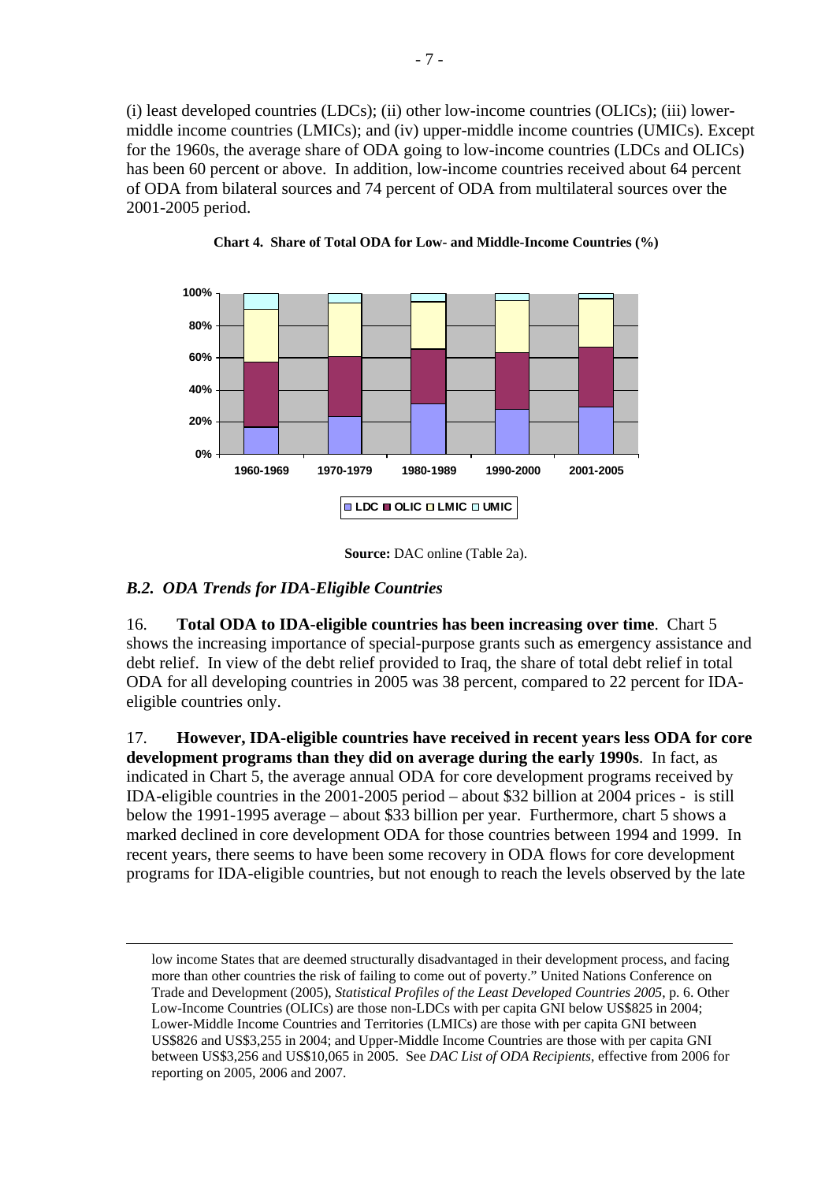(i) least developed countries (LDCs); (ii) other low-income countries (OLICs); (iii) lower-middle income countries (LMICs); and (iv) upper-middle income countries (UMICs). Except for the 1960s, the average share of ODA going to low-income countries (LDCs and OLICs) has been 60 percent or above. In addition, low-income countries received about 64 percent of ODA from bilateral sources and 74 percent of ODA from multilateral sources over the 2001-2005 period.

**Chart 4. Share of Total ODA for Low- and Middle-Income Countries (%)**

**Source:** DAC online (Table 2a).

### *B.2. ODA Trends for IDA-Eligible Countries*

16. **Total ODA to IDA-eligible countries has been increasing over time**. Chart 5 shows the increasing importance of special-purpose grants such as emergency assistance and debt relief. In view of the debt relief provided to Iraq, the share of total debt relief in total ODA for all developing countries in 2005 was 38 percent, compared to 22 percent for IDA-eligible countries only.

17. **However, IDA-eligible countries have received in recent years less ODA for core development programs than they did on average during the early 1990s**. In fact, as indicated in Chart 5, the average annual ODA for core development programs received by IDA-eligible countries in the 2001-2005 period – about $32 billion at 2004 prices - is still below the 1991-1995 average – about $33 billion per year. Furthermore, chart 5 shows a marked declined in core development ODA for those countries between 1994 and 1999. In recent years, there seems to have been some recovery in ODA flows for core development programs for IDA-eligible countries, but not enough to reach the levels observed by the late

---

low income States that are deemed structurally disadvantaged in their development process, and facing more than other countries the risk of failing to come out of poverty." United Nations Conference on Trade and Development (2005), *Statistical Profiles of the Least Developed Countries 2005*, p. 6. Other Low-Income Countries (OLICs) are those non-LDCs with per capita GNI below US$825 in 2004; Lower-Middle Income Countries and Territories (LMICs) are those with per capita GNI between US$826 and US$3,255 in 2004; and Upper-Middle Income Countries are those with per capita GNI between US$3,256 and US$10,065 in 2005. See *DAC List of ODA Recipients*, effective from 2006 for reporting on 2005, 2006 and 2007.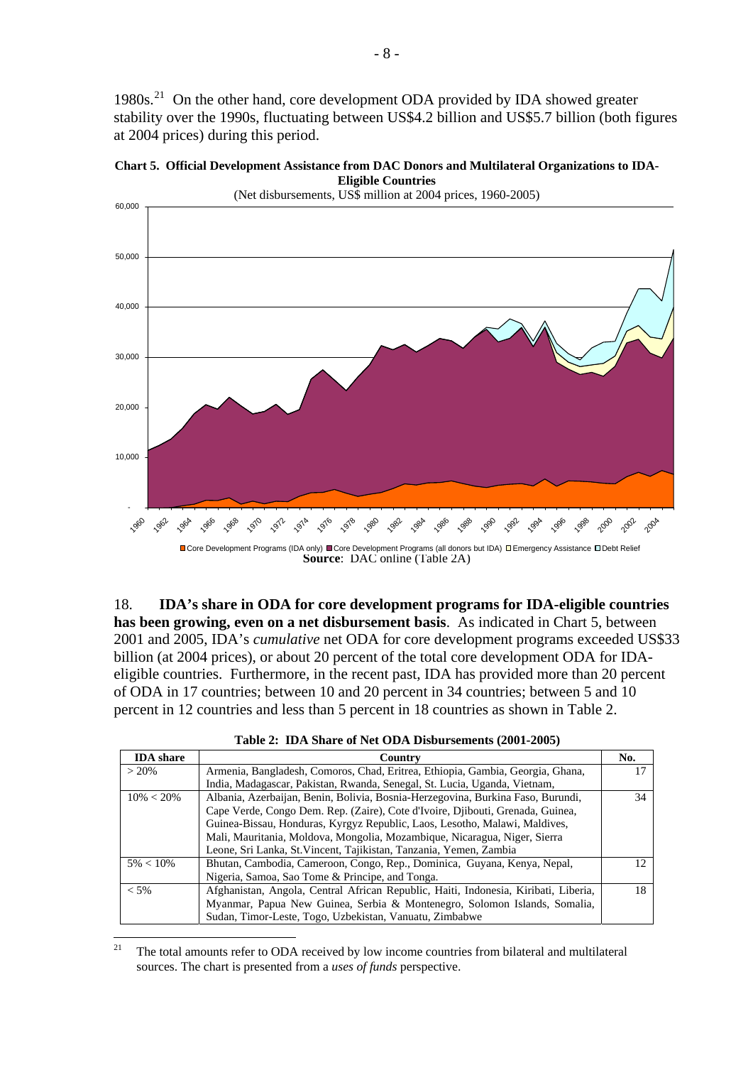1980s.[21] On the other hand, core development ODA provided by IDA showed greater stability over the 1990s, fluctuating between US$4.2 billion and US$5.7 billion (both figures at 2004 prices) during this period.

**Chart 5. Official Development Assistance from DAC Donors and Multilateral Organizations to IDA-Eligible Countries**

(Net disbursements, US$ million at 2004 prices, 1960-2005)

■Core Development Programs (IDA only) ■Core Development Programs (all donors but IDA) □Emergency Assistance □Debt Relief

**Source**: DAC online (Table 2A)

18. **IDA's share in ODA for core development programs for IDA-eligible countries has been growing, even on a net disbursement basis**. As indicated in Chart 5, between 2001 and 2005, IDA's *cumulative* net ODA for core development programs exceeded US$33 billion (at 2004 prices), or about 20 percent of the total core development ODA for IDA-eligible countries. Furthermore, in the recent past, IDA has provided more than 20 percent of ODA in 17 countries; between 10 and 20 percent in 34 countries; between 5 and 10 percent in 12 countries and less than 5 percent in 18 countries as shown in Table 2.

**Table 2: IDA Share of Net ODA Disbursements (2001-2005)**

| IDA share | Country | No. |
|---|---|---|
| > 20% | Armenia, Bangladesh, Comoros, Chad, Eritrea, Ethiopia, Gambia, Georgia, Ghana, India, Madagascar, Pakistan, Rwanda, Senegal, St. Lucia, Uganda, Vietnam, | 17 |
| 10% < 20% | Albania, Azerbaijan, Benin, Bolivia, Bosnia-Herzegovina, Burkina Faso, Burundi, Cape Verde, Congo Dem. Rep. (Zaire), Cote d'Ivoire, Djibouti, Grenada, Guinea, Guinea-Bissau, Honduras, Kyrgyz Republic, Laos, Lesotho, Malawi, Maldives, Mali, Mauritania, Moldova, Mongolia, Mozambique, Nicaragua, Niger, Sierra Leone, Sri Lanka, St.Vincent, Tajikistan, Tanzania, Yemen, Zambia | 34 |
| 5% < 10% | Bhutan, Cambodia, Cameroon, Congo, Rep., Dominica, Guyana, Kenya, Nepal, Nigeria, Samoa, Sao Tome & Principe, and Tonga. | 12 |
| < 5% | Afghanistan, Angola, Central African Republic, Haiti, Indonesia, Kiribati, Liberia, Myanmar, Papua New Guinea, Serbia & Montenegro, Solomon Islands, Somalia, Sudan, Timor-Leste, Togo, Uzbekistan, Vanuatu, Zimbabwe | 18 |

[21] The total amounts refer to ODA received by low income countries from bilateral and multilateral sources. The chart is presented from a *uses of funds* perspective.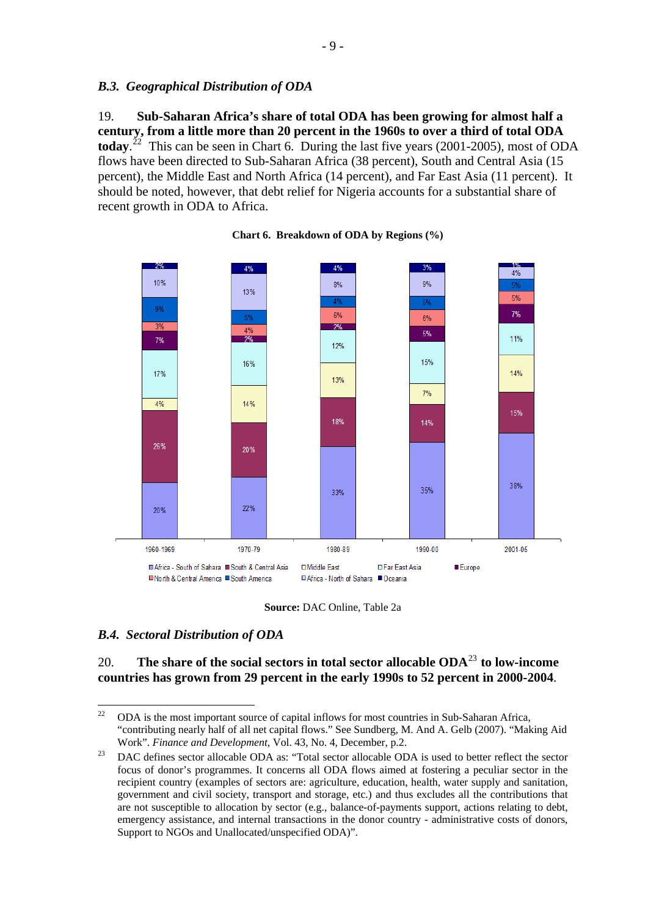### *B.3. Geographical Distribution of ODA*

19. **Sub-Saharan Africa's share of total ODA has been growing for almost half a century, from a little more than 20 percent in the 1960s to over a third of total ODA today.**[22] This can be seen in Chart 6. During the last five years (2001-2005), most of ODA flows have been directed to Sub-Saharan Africa (38 percent), South and Central Asia (15 percent), the Middle East and North Africa (14 percent), and Far East Asia (11 percent). It should be noted, however, that debt relief for Nigeria accounts for a substantial share of recent growth in ODA to Africa.

**Chart 6. Breakdown of ODA by Regions (%)**

| Region | 1960-1969 | 1970-79 | 1980-89 | 1990-00 | 2001-05 |
|---|---|---|---|---|---|
| Africa - South of Sahara | 20% | 22% | 33% | 35% | 38% |
| South & Central Asia | 26% | 20% | 18% | 14% | 15% |
| Middle East | 4% | 14% | 13% | 7% | 14% |
| Far East Asia | 17% | 16% | 12% | 15% | 11% |
| Europe | 7% | 2% | 2% | 5% | 7% |
| North & Central America | 3% | 4% | 6% | 6% | 5% |
| South America | 9% | 5% | 4% | 5% | 5% |
| Africa - North of Sahara | 10% | 13% | 8% | 9% | 4% |
| Oceania | 2% | 4% | 4% | 3% | 1% |

**Source:** DAC Online, Table 2a

### *B.4. Sectoral Distribution of ODA*

20. **The share of the social sectors in total sector allocable ODA**[23] **to low-income countries has grown from 29 percent in the early 1990s to 52 percent in 2000-2004.**

---

[22] ODA is the most important source of capital inflows for most countries in Sub-Saharan Africa, "contributing nearly half of all net capital flows." See Sundberg, M. And A. Gelb (2007). "Making Aid Work". *Finance and Development*, Vol. 43, No. 4, December, p.2.

[23] DAC defines sector allocable ODA as: "Total sector allocable ODA is used to better reflect the sector focus of donor's programmes. It concerns all ODA flows aimed at fostering a peculiar sector in the recipient country (examples of sectors are: agriculture, education, health, water supply and sanitation, government and civil society, transport and storage, etc.) and thus excludes all the contributions that are not susceptible to allocation by sector (e.g., balance-of-payments support, actions relating to debt, emergency assistance, and internal transactions in the donor country - administrative costs of donors, Support to NGOs and Unallocated/unspecified ODA)".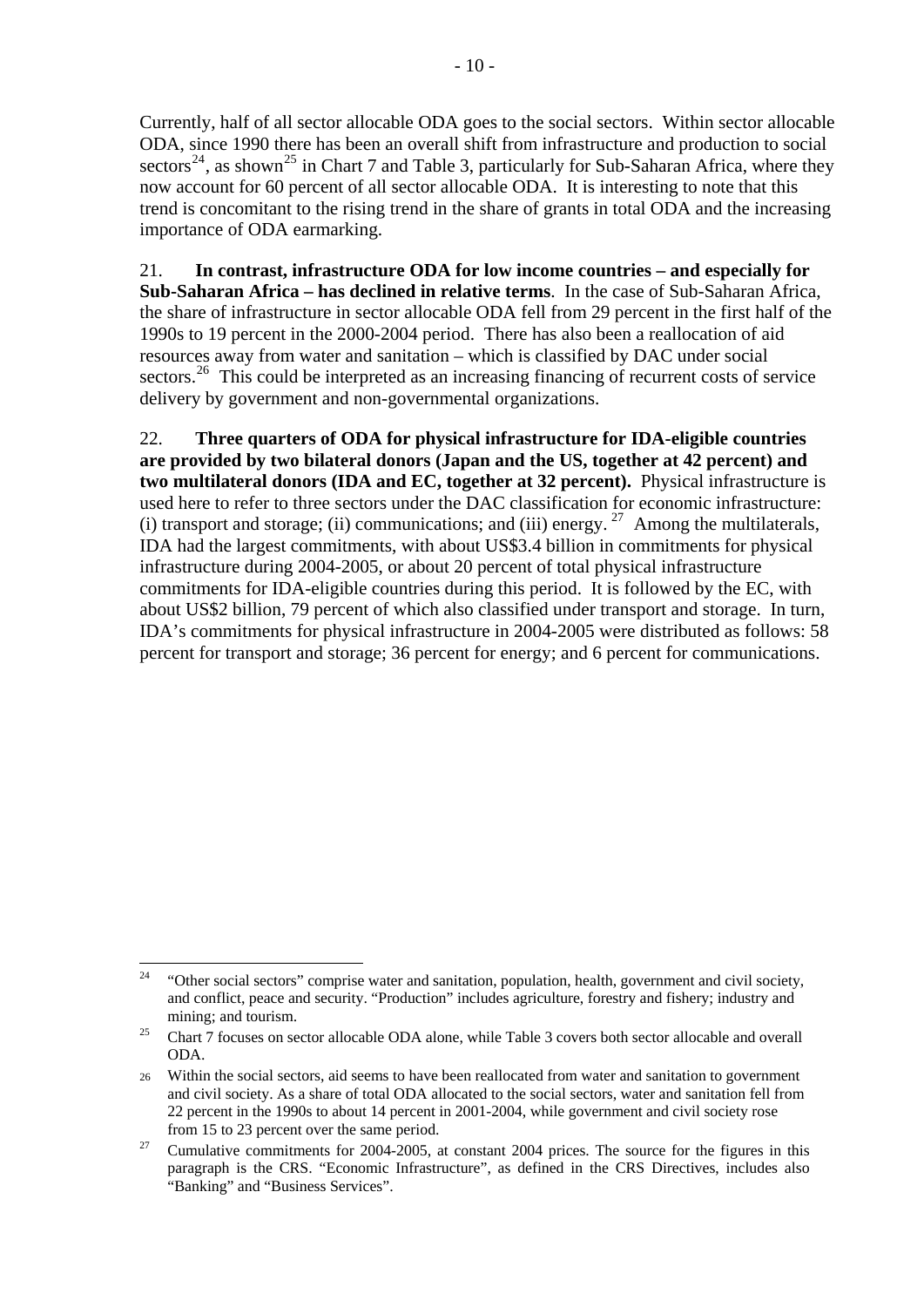Currently, half of all sector allocable ODA goes to the social sectors. Within sector allocable ODA, since 1990 there has been an overall shift from infrastructure and production to social sectors[24], as shown[25] in Chart 7 and Table 3, particularly for Sub-Saharan Africa, where they now account for 60 percent of all sector allocable ODA. It is interesting to note that this trend is concomitant to the rising trend in the share of grants in total ODA and the increasing importance of ODA earmarking.

21. **In contrast, infrastructure ODA for low income countries – and especially for Sub-Saharan Africa – has declined in relative terms**. In the case of Sub-Saharan Africa, the share of infrastructure in sector allocable ODA fell from 29 percent in the first half of the 1990s to 19 percent in the 2000-2004 period. There has also been a reallocation of aid resources away from water and sanitation – which is classified by DAC under social sectors.[26] This could be interpreted as an increasing financing of recurrent costs of service delivery by government and non-governmental organizations.

22. **Three quarters of ODA for physical infrastructure for IDA-eligible countries are provided by two bilateral donors (Japan and the US, together at 42 percent) and two multilateral donors (IDA and EC, together at 32 percent).** Physical infrastructure is used here to refer to three sectors under the DAC classification for economic infrastructure: (i) transport and storage; (ii) communications; and (iii) energy.[27] Among the multilaterals, IDA had the largest commitments, with about US$3.4 billion in commitments for physical infrastructure during 2004-2005, or about 20 percent of total physical infrastructure commitments for IDA-eligible countries during this period. It is followed by the EC, with about US$2 billion, 79 percent of which also classified under transport and storage. In turn, IDA's commitments for physical infrastructure in 2004-2005 were distributed as follows: 58 percent for transport and storage; 36 percent for energy; and 6 percent for communications.

---

[24] "Other social sectors" comprise water and sanitation, population, health, government and civil society, and conflict, peace and security. "Production" includes agriculture, forestry and fishery; industry and mining; and tourism.

[25] Chart 7 focuses on sector allocable ODA alone, while Table 3 covers both sector allocable and overall ODA.

[26] Within the social sectors, aid seems to have been reallocated from water and sanitation to government and civil society. As a share of total ODA allocated to the social sectors, water and sanitation fell from 22 percent in the 1990s to about 14 percent in 2001-2004, while government and civil society rose from 15 to 23 percent over the same period.

[27] Cumulative commitments for 2004-2005, at constant 2004 prices. The source for the figures in this paragraph is the CRS. "Economic Infrastructure", as defined in the CRS Directives, includes also "Banking" and "Business Services".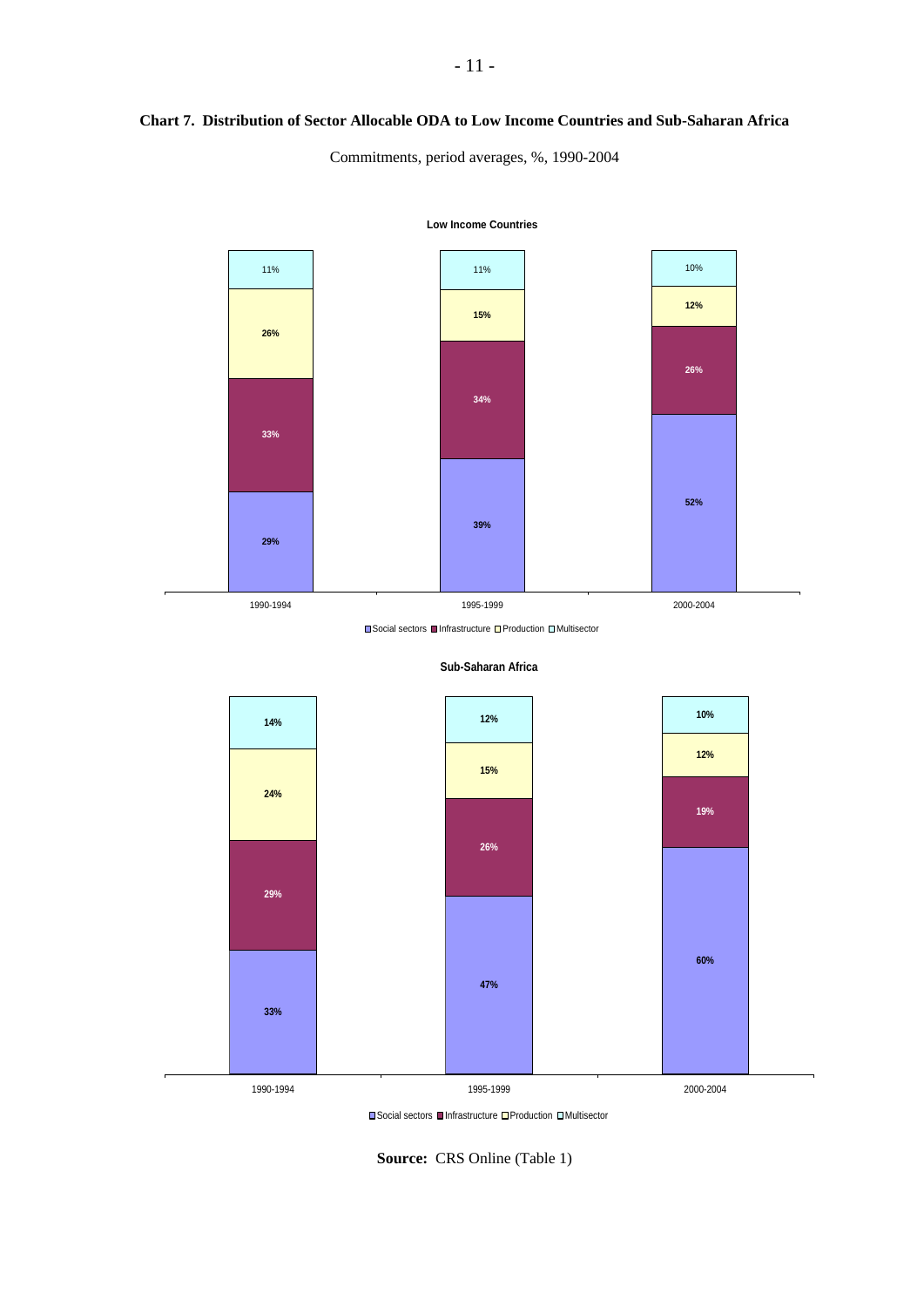**Chart 7. Distribution of Sector Allocable ODA to Low Income Countries and Sub-Saharan Africa**

Commitments, period averages, %, 1990-2004

**Low Income Countries**

| | 1990-1994 | 1995-1999 | 2000-2004 |
|---|---|---|---|
| Social sectors | 29% | 39% | 52% |
| Infrastructure | 33% | 34% | 26% |
| Production | 26% | 15% | 12% |
| Multisector | 11% | 11% | 10% |

**Sub-Saharan Africa**

| | 1990-1994 | 1995-1999 | 2000-2004 |
|---|---|---|---|
| Social sectors | 33% | 47% | 60% |
| Infrastructure | 29% | 26% | 19% |
| Production | 24% | 15% | 12% |
| Multisector | 14% | 12% | 10% |

**Source:** CRS Online (Table 1)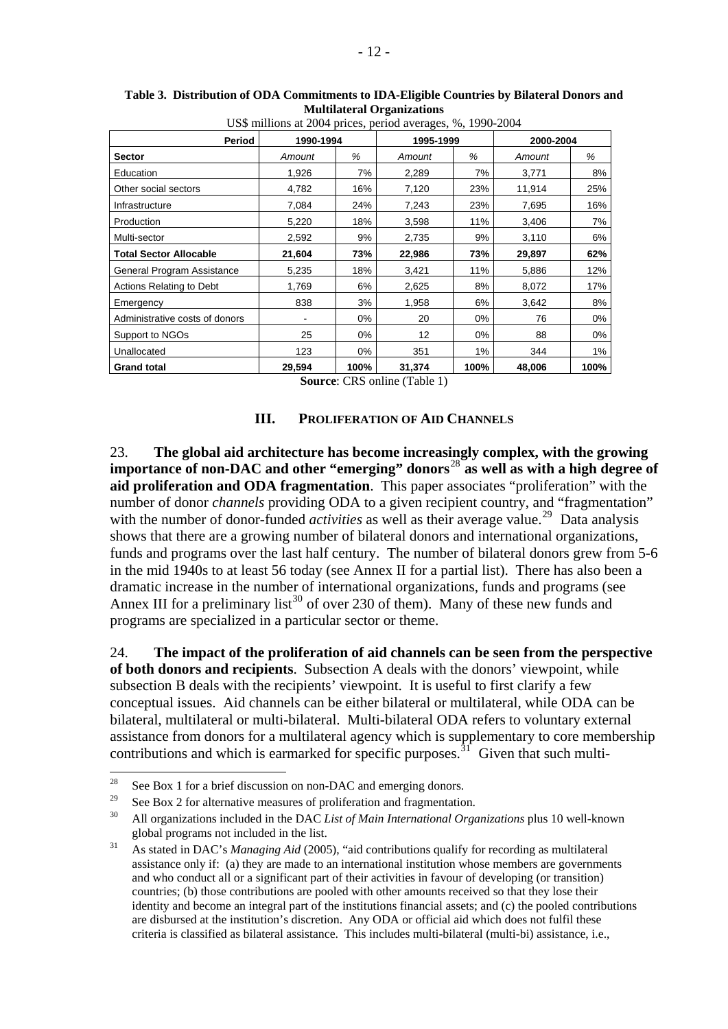**Table 3. Distribution of ODA Commitments to IDA-Eligible Countries by Bilateral Donors and Multilateral Organizations**

US$ millions at 2004 prices, period averages, %, 1990-2004

| Period | 1990-1994 | | 1995-1999 | | 2000-2004 | |
|---|---|---|---|---|---|---|
| **Sector** | *Amount* | *%* | *Amount* | *%* | *Amount* | *%* |
| Education | 1,926 | 7% | 2,289 | 7% | 3,771 | 8% |
| Other social sectors | 4,782 | 16% | 7,120 | 23% | 11,914 | 25% |
| Infrastructure | 7,084 | 24% | 7,243 | 23% | 7,695 | 16% |
| Production | 5,220 | 18% | 3,598 | 11% | 3,406 | 7% |
| Multi-sector | 2,592 | 9% | 2,735 | 9% | 3,110 | 6% |
| **Total Sector Allocable** | **21,604** | **73%** | **22,986** | **73%** | **29,897** | **62%** |
| General Program Assistance | 5,235 | 18% | 3,421 | 11% | 5,886 | 12% |
| Actions Relating to Debt | 1,769 | 6% | 2,625 | 8% | 8,072 | 17% |
| Emergency | 838 | 3% | 1,958 | 6% | 3,642 | 8% |
| Administrative costs of donors | - | 0% | 20 | 0% | 76 | 0% |
| Support to NGOs | 25 | 0% | 12 | 0% | 88 | 0% |
| Unallocated | 123 | 0% | 351 | 1% | 344 | 1% |
| **Grand total** | **29,594** | **100%** | **31,374** | **100%** | **48,006** | **100%** |

**Source**: CRS online (Table 1)

## III. PROLIFERATION OF AID CHANNELS

23. **The global aid architecture has become increasingly complex, with the growing importance of non-DAC and other "emerging" donors**[28] **as well as with a high degree of aid proliferation and ODA fragmentation**. This paper associates "proliferation" with the number of donor *channels* providing ODA to a given recipient country, and "fragmentation" with the number of donor-funded *activities* as well as their average value.[29] Data analysis shows that there are a growing number of bilateral donors and international organizations, funds and programs over the last half century. The number of bilateral donors grew from 5-6 in the mid 1940s to at least 56 today (see Annex II for a partial list). There has also been a dramatic increase in the number of international organizations, funds and programs (see Annex III for a preliminary list[30] of over 230 of them). Many of these new funds and programs are specialized in a particular sector or theme.

24. **The impact of the proliferation of aid channels can be seen from the perspective of both donors and recipients**. Subsection A deals with the donors' viewpoint, while subsection B deals with the recipients' viewpoint. It is useful to first clarify a few conceptual issues. Aid channels can be either bilateral or multilateral, while ODA can be bilateral, multilateral or multi-bilateral. Multi-bilateral ODA refers to voluntary external assistance from donors for a multilateral agency which is supplementary to core membership contributions and which is earmarked for specific purposes.[31] Given that such multi-

---

[28] See Box 1 for a brief discussion on non-DAC and emerging donors.

[29] See Box 2 for alternative measures of proliferation and fragmentation.

[30] All organizations included in the DAC *List of Main International Organizations* plus 10 well-known global programs not included in the list.

[31] As stated in DAC's *Managing Aid* (2005), "aid contributions qualify for recording as multilateral assistance only if: (a) they are made to an international institution whose members are governments and who conduct all or a significant part of their activities in favour of developing (or transition) countries; (b) those contributions are pooled with other amounts received so that they lose their identity and become an integral part of the institutions financial assets; and (c) the pooled contributions are disbursed at the institution's discretion. Any ODA or official aid which does not fulfil these criteria is classified as bilateral assistance. This includes multi-bilateral (multi-bi) assistance, i.e.,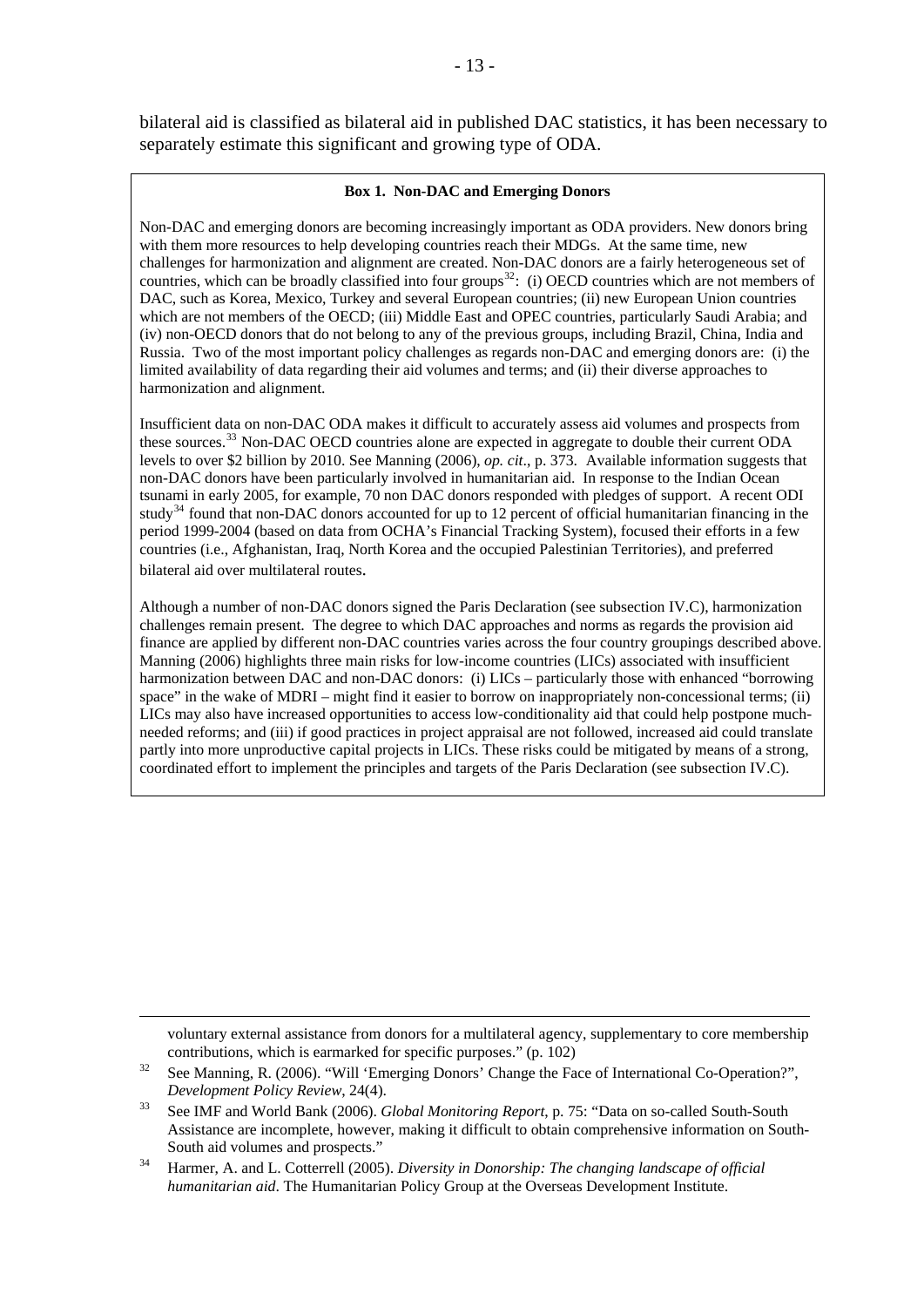bilateral aid is classified as bilateral aid in published DAC statistics, it has been necessary to separately estimate this significant and growing type of ODA.

**Box 1. Non-DAC and Emerging Donors**

Non-DAC and emerging donors are becoming increasingly important as ODA providers. New donors bring with them more resources to help developing countries reach their MDGs. At the same time, new challenges for harmonization and alignment are created. Non-DAC donors are a fairly heterogeneous set of countries, which can be broadly classified into four groups[32]: (i) OECD countries which are not members of DAC, such as Korea, Mexico, Turkey and several European countries; (ii) new European Union countries which are not members of the OECD; (iii) Middle East and OPEC countries, particularly Saudi Arabia; and (iv) non-OECD donors that do not belong to any of the previous groups, including Brazil, China, India and Russia. Two of the most important policy challenges as regards non-DAC and emerging donors are: (i) the limited availability of data regarding their aid volumes and terms; and (ii) their diverse approaches to harmonization and alignment.

Insufficient data on non-DAC ODA makes it difficult to accurately assess aid volumes and prospects from these sources.[33] Non-DAC OECD countries alone are expected in aggregate to double their current ODA levels to over $2 billion by 2010. See Manning (2006), *op. cit*., p. 373. Available information suggests that non-DAC donors have been particularly involved in humanitarian aid. In response to the Indian Ocean tsunami in early 2005, for example, 70 non DAC donors responded with pledges of support. A recent ODI study[34] found that non-DAC donors accounted for up to 12 percent of official humanitarian financing in the period 1999-2004 (based on data from OCHA's Financial Tracking System), focused their efforts in a few countries (i.e., Afghanistan, Iraq, North Korea and the occupied Palestinian Territories), and preferred bilateral aid over multilateral routes.

Although a number of non-DAC donors signed the Paris Declaration (see subsection IV.C), harmonization challenges remain present. The degree to which DAC approaches and norms as regards the provision aid finance are applied by different non-DAC countries varies across the four country groupings described above. Manning (2006) highlights three main risks for low-income countries (LICs) associated with insufficient harmonization between DAC and non-DAC donors: (i) LICs – particularly those with enhanced "borrowing space" in the wake of MDRI – might find it easier to borrow on inappropriately non-concessional terms; (ii) LICs may also have increased opportunities to access low-conditionality aid that could help postpone much-needed reforms; and (iii) if good practices in project appraisal are not followed, increased aid could translate partly into more unproductive capital projects in LICs. These risks could be mitigated by means of a strong, coordinated effort to implement the principles and targets of the Paris Declaration (see subsection IV.C).

---

voluntary external assistance from donors for a multilateral agency, supplementary to core membership contributions, which is earmarked for specific purposes." (p. 102)

[32] See Manning, R. (2006). "Will 'Emerging Donors' Change the Face of International Co-Operation?", *Development Policy Review*, 24(4).

[33] See IMF and World Bank (2006). *Global Monitoring Report*, p. 75: "Data on so-called South-South Assistance are incomplete, however, making it difficult to obtain comprehensive information on South-South aid volumes and prospects."

[34] Harmer, A. and L. Cotterrell (2005). *Diversity in Donorship: The changing landscape of official humanitarian aid*. The Humanitarian Policy Group at the Overseas Development Institute.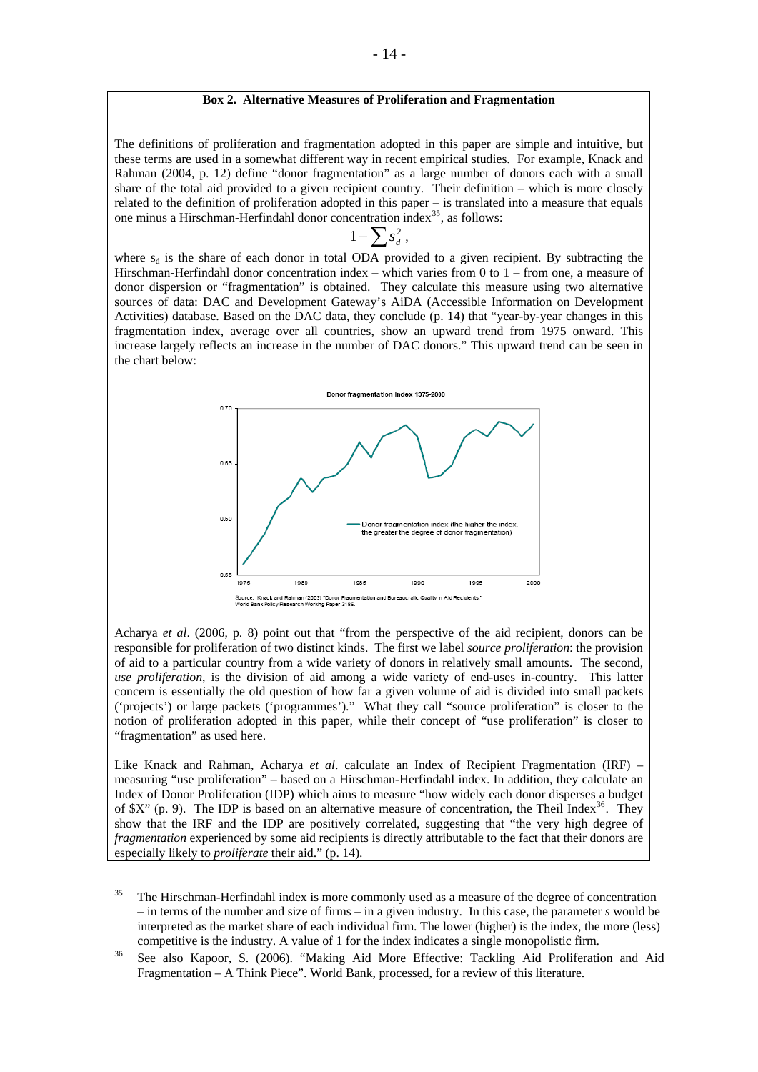**Box 2. Alternative Measures of Proliferation and Fragmentation**

The definitions of proliferation and fragmentation adopted in this paper are simple and intuitive, but these terms are used in a somewhat different way in recent empirical studies. For example, Knack and Rahman (2004, p. 12) define "donor fragmentation" as a large number of donors each with a small share of the total aid provided to a given recipient country. Their definition – which is more closely related to the definition of proliferation adopted in this paper – is translated into a measure that equals one minus a Hirschman-Herfindahl donor concentration index[35], as follows:

$$1 - \sum s_d^2 \,,$$

where $s_d$ is the share of each donor in total ODA provided to a given recipient. By subtracting the Hirschman-Herfindahl donor concentration index – which varies from 0 to 1 – from one, a measure of donor dispersion or "fragmentation" is obtained. They calculate this measure using two alternative sources of data: DAC and Development Gateway's AiDA (Accessible Information on Development Activities) database. Based on the DAC data, they conclude (p. 14) that "year-by-year changes in this fragmentation index, average over all countries, show an upward trend from 1975 onward. This increase largely reflects an increase in the number of DAC donors." This upward trend can be seen in the chart below:

Donor fragmentation index 1975-2000

Donor fragmentation index (the higher the index, the greater the degree of donor fragmentation)

Source: Knack and Rahman (2003) "Donor Fragmentation and Bureaucratic Quality in Aid Recipients." World Bank Policy Research Working Paper 3186.

Acharya *et al*. (2006, p. 8) point out that "from the perspective of the aid recipient, donors can be responsible for proliferation of two distinct kinds. The first we label *source proliferation*: the provision of aid to a particular country from a wide variety of donors in relatively small amounts. The second, *use proliferation*, is the division of aid among a wide variety of end-uses in-country. This latter concern is essentially the old question of how far a given volume of aid is divided into small packets ('projects') or large packets ('programmes')." What they call "source proliferation" is closer to the notion of proliferation adopted in this paper, while their concept of "use proliferation" is closer to "fragmentation" as used here.

Like Knack and Rahman, Acharya *et al*. calculate an Index of Recipient Fragmentation (IRF) – measuring "use proliferation" – based on a Hirschman-Herfindahl index. In addition, they calculate an Index of Donor Proliferation (IDP) which aims to measure "how widely each donor disperses a budget of $X" (p. 9). The IDP is based on an alternative measure of concentration, the Theil Index[36]. They show that the IRF and the IDP are positively correlated, suggesting that "the very high degree of *fragmentation* experienced by some aid recipients is directly attributable to the fact that their donors are especially likely to *proliferate* their aid." (p. 14).

---

[35] The Hirschman-Herfindahl index is more commonly used as a measure of the degree of concentration – in terms of the number and size of firms – in a given industry. In this case, the parameter *s* would be interpreted as the market share of each individual firm. The lower (higher) is the index, the more (less) competitive is the industry. A value of 1 for the index indicates a single monopolistic firm.

[36] See also Kapoor, S. (2006). "Making Aid More Effective: Tackling Aid Proliferation and Aid Fragmentation – A Think Piece". World Bank, processed, for a review of this literature.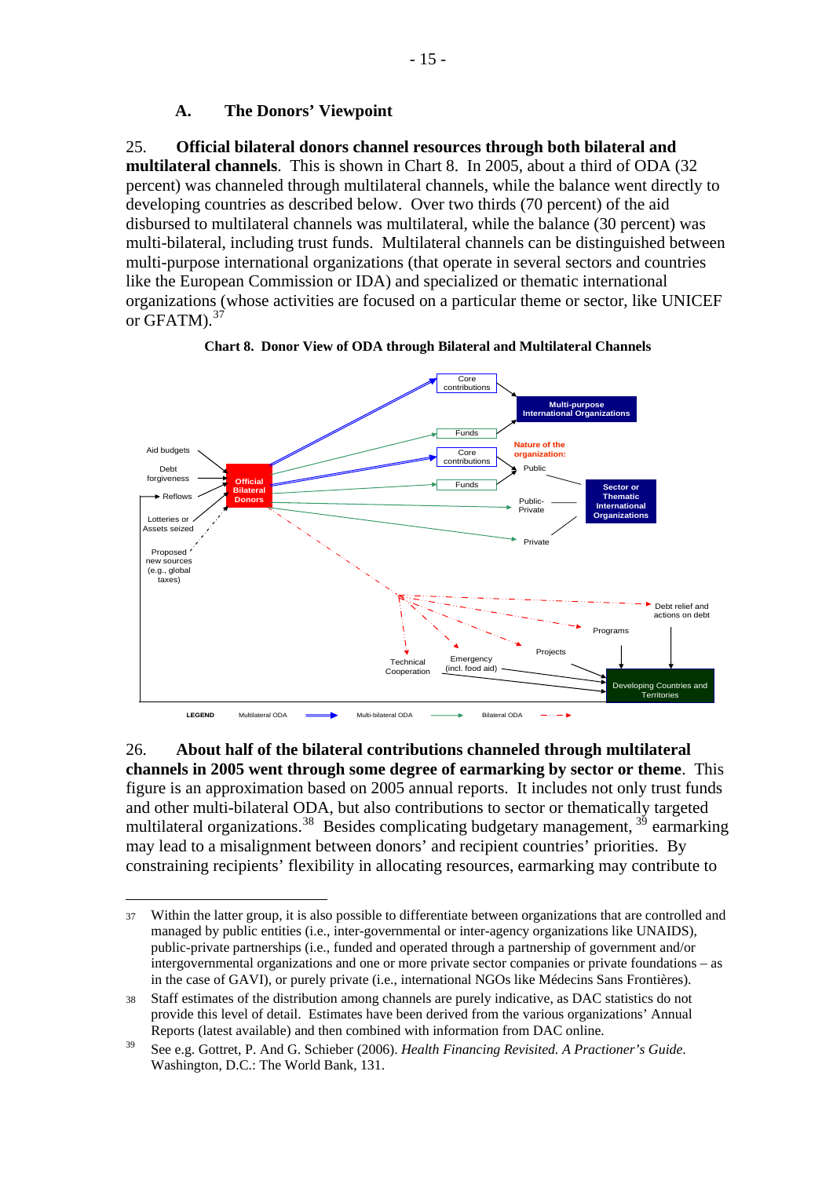## A. The Donors' Viewpoint

25. **Official bilateral donors channel resources through both bilateral and multilateral channels**. This is shown in Chart 8. In 2005, about a third of ODA (32 percent) was channeled through multilateral channels, while the balance went directly to developing countries as described below. Over two thirds (70 percent) of the aid disbursed to multilateral channels was multilateral, while the balance (30 percent) was multi-bilateral, including trust funds. Multilateral channels can be distinguished between multi-purpose international organizations (that operate in several sectors and countries like the European Commission or IDA) and specialized or thematic international organizations (whose activities are focused on a particular theme or sector, like UNICEF or GFATM).[37]

**Chart 8. Donor View of ODA through Bilateral and Multilateral Channels**

Aid budgets
Debt forgiveness
Reflows
Lotteries or Assets seized
Proposed new sources (e.g., global taxes)

Official Bilateral Donors

Core contributions
Funds
Core contributions
Funds

Multi-purpose International Organizations

Nature of the organization:
Public
Public-Private
Private

Sector or Thematic International Organizations

Debt relief and actions on debt
Programs
Projects
Technical Cooperation
Emergency (incl. food aid)

Developing Countries and Territories

LEGEND: Multilateral ODA; Multi-bilateral ODA; Bilateral ODA

26. **About half of the bilateral contributions channeled through multilateral channels in 2005 went through some degree of earmarking by sector or theme**. This figure is an approximation based on 2005 annual reports. It includes not only trust funds and other multi-bilateral ODA, but also contributions to sector or thematically targeted multilateral organizations.[38] Besides complicating budgetary management, [39] earmarking may lead to a misalignment between donors' and recipient countries' priorities. By constraining recipients' flexibility in allocating resources, earmarking may contribute to

---

[37] Within the latter group, it is also possible to differentiate between organizations that are controlled and managed by public entities (i.e., inter-governmental or inter-agency organizations like UNAIDS), public-private partnerships (i.e., funded and operated through a partnership of government and/or intergovernmental organizations and one or more private sector companies or private foundations – as in the case of GAVI), or purely private (i.e., international NGOs like Médecins Sans Frontières).

[38] Staff estimates of the distribution among channels are purely indicative, as DAC statistics do not provide this level of detail. Estimates have been derived from the various organizations' Annual Reports (latest available) and then combined with information from DAC online.

[39] See e.g. Gottret, P. And G. Schieber (2006). *Health Financing Revisited. A Practioner's Guide.* Washington, D.C.: The World Bank, 131.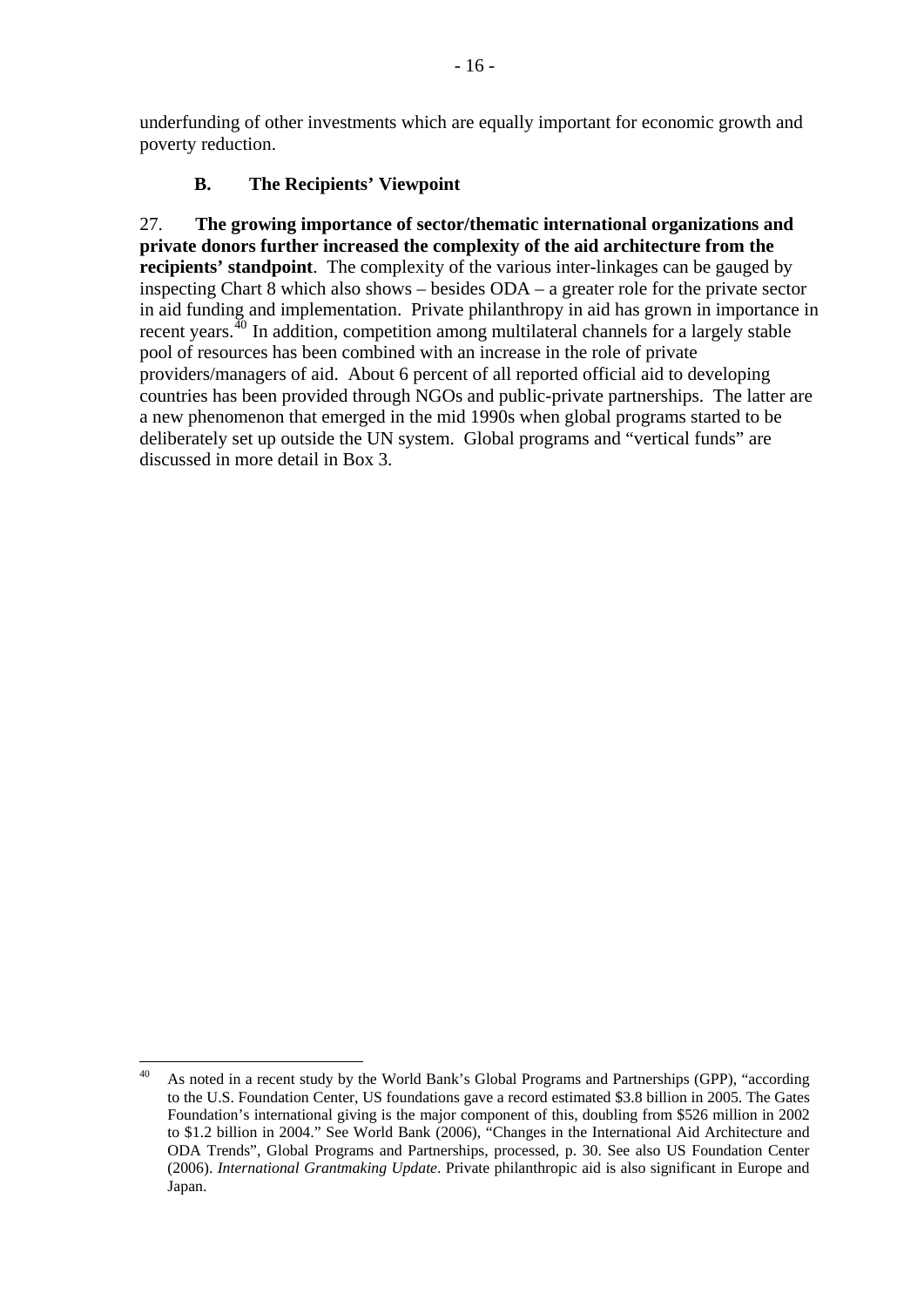underfunding of other investments which are equally important for economic growth and poverty reduction.

### B. The Recipients' Viewpoint

27. **The growing importance of sector/thematic international organizations and private donors further increased the complexity of the aid architecture from the recipients' standpoint**. The complexity of the various inter-linkages can be gauged by inspecting Chart 8 which also shows – besides ODA – a greater role for the private sector in aid funding and implementation. Private philanthropy in aid has grown in importance in recent years.[40] In addition, competition among multilateral channels for a largely stable pool of resources has been combined with an increase in the role of private providers/managers of aid. About 6 percent of all reported official aid to developing countries has been provided through NGOs and public-private partnerships. The latter are a new phenomenon that emerged in the mid 1990s when global programs started to be deliberately set up outside the UN system. Global programs and "vertical funds" are discussed in more detail in Box 3.

---

[40] As noted in a recent study by the World Bank's Global Programs and Partnerships (GPP), "according to the U.S. Foundation Center, US foundations gave a record estimated $3.8 billion in 2005. The Gates Foundation's international giving is the major component of this, doubling from $526 million in 2002 to $1.2 billion in 2004." See World Bank (2006), "Changes in the International Aid Architecture and ODA Trends", Global Programs and Partnerships, processed, p. 30. See also US Foundation Center (2006). *International Grantmaking Update*. Private philanthropic aid is also significant in Europe and Japan.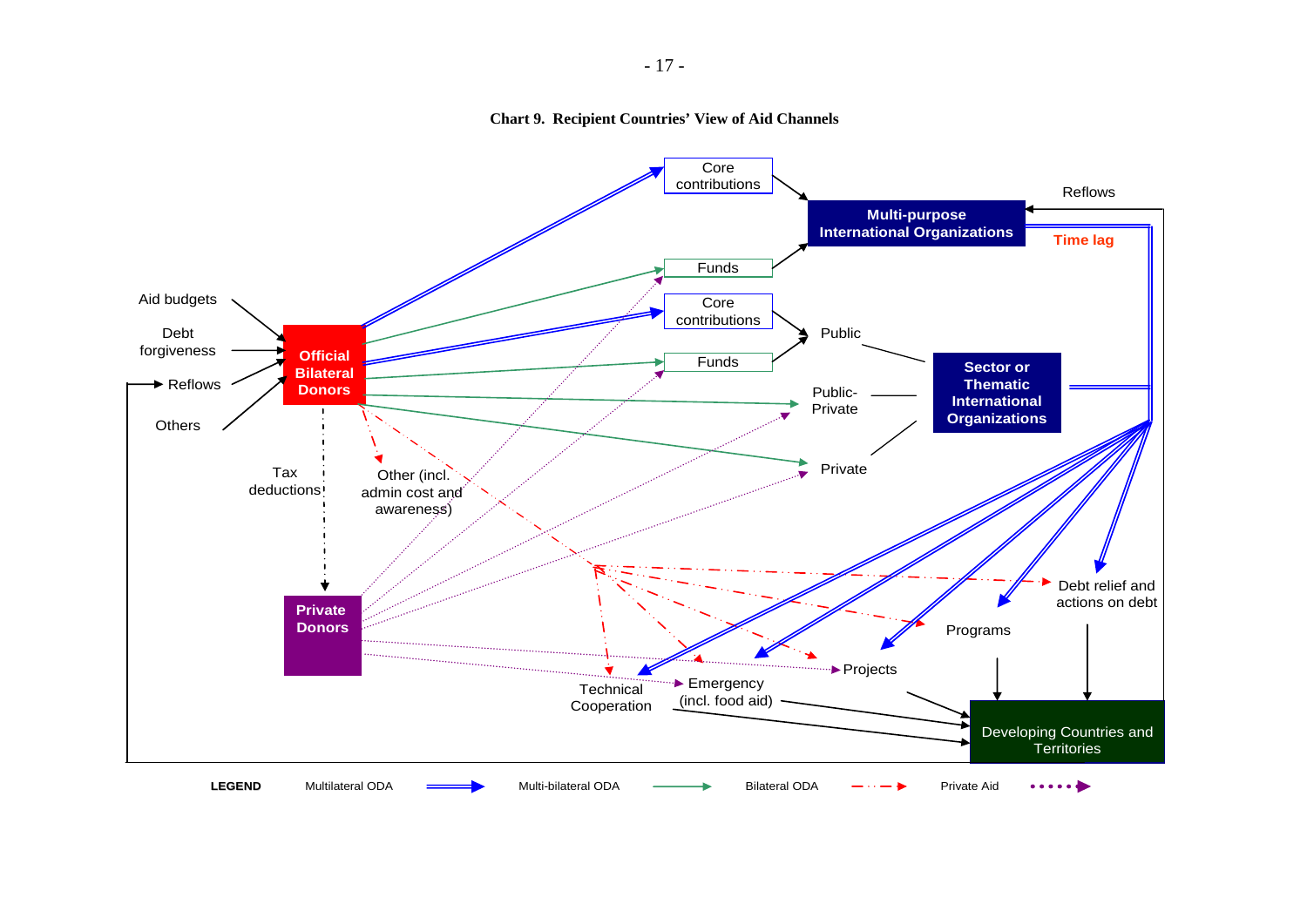**Chart 9. Recipient Countries' View of Aid Channels**

Aid budgets
Debt forgiveness
Reflows
Others

Official Bilateral Donors

Tax deductions

Other (incl. admin cost and awareness)

Private Donors

Core contributions

Funds

Core contributions

Funds

Multi-purpose International Organizations

Reflows

Time lag

Public

Public-Private

Private

Sector or Thematic International Organizations

Debt relief and actions on debt

Programs

Projects

Technical Cooperation

Emergency (incl. food aid)

Developing Countries and Territories

**LEGEND** Multilateral ODA · Multi-bilateral ODA · Bilateral ODA · Private Aid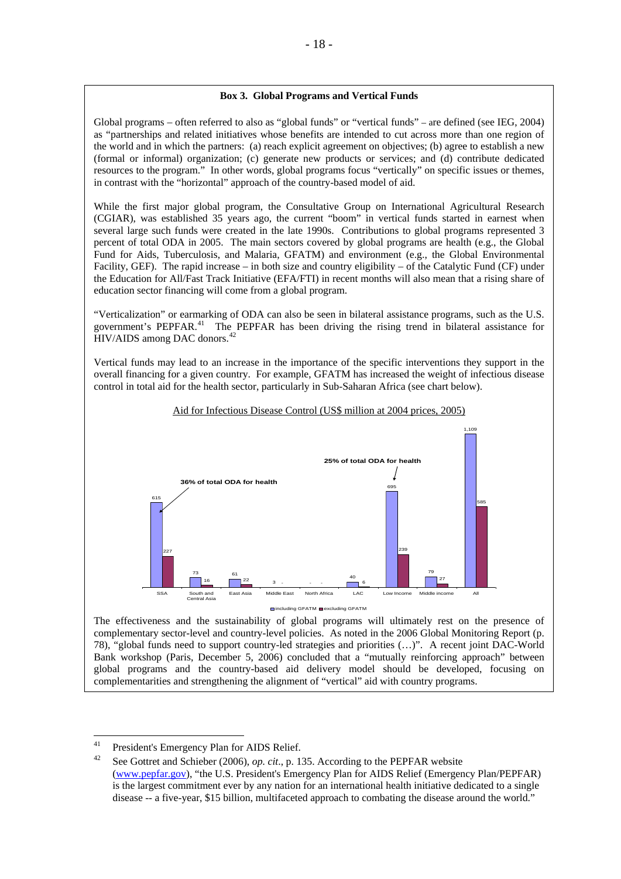**Box 3. Global Programs and Vertical Funds**

Global programs – often referred to also as "global funds" or "vertical funds" – are defined (see IEG, 2004) as "partnerships and related initiatives whose benefits are intended to cut across more than one region of the world and in which the partners: (a) reach explicit agreement on objectives; (b) agree to establish a new (formal or informal) organization; (c) generate new products or services; and (d) contribute dedicated resources to the program." In other words, global programs focus "vertically" on specific issues or themes, in contrast with the "horizontal" approach of the country-based model of aid.

While the first major global program, the Consultative Group on International Agricultural Research (CGIAR), was established 35 years ago, the current "boom" in vertical funds started in earnest when several large such funds were created in the late 1990s. Contributions to global programs represented 3 percent of total ODA in 2005. The main sectors covered by global programs are health (e.g., the Global Fund for Aids, Tuberculosis, and Malaria, GFATM) and environment (e.g., the Global Environmental Facility, GEF). The rapid increase – in both size and country eligibility – of the Catalytic Fund (CF) under the Education for All/Fast Track Initiative (EFA/FTI) in recent months will also mean that a rising share of education sector financing will come from a global program.

"Verticalization" or earmarking of ODA can also be seen in bilateral assistance programs, such as the U.S. government's PEPFAR.[41] The PEPFAR has been driving the rising trend in bilateral assistance for HIV/AIDS among DAC donors.[42]

Vertical funds may lead to an increase in the importance of the specific interventions they support in the overall financing for a given country. For example, GFATM has increased the weight of infectious disease control in total aid for the health sector, particularly in Sub-Saharan Africa (see chart below).

Aid for Infectious Disease Control (US$ million at 2004 prices, 2005)

| | including GFATM | excluding GFATM |
|---|---|---|
| SSA | 615 | 227 |
| South and Central Asia | 73 | 16 |
| East Asia | 61 | 22 |
| Middle East | 3 | - |
| North Africa | - | - |
| LAC | 40 | 6 |
| Low Income | 695 | 239 |
| Middle income | 79 | 27 |
| All | 1,109 | 585 |

Chart annotations: SSA – 36% of total ODA for health; Low Income – 25% of total ODA for health.

The effectiveness and the sustainability of global programs will ultimately rest on the presence of complementary sector-level and country-level policies. As noted in the 2006 Global Monitoring Report (p. 78), "global funds need to support country-led strategies and priorities (…)". A recent joint DAC-World Bank workshop (Paris, December 5, 2006) concluded that a "mutually reinforcing approach" between global programs and the country-based aid delivery model should be developed, focusing on complementarities and strengthening the alignment of "vertical" aid with country programs.

---

[41] President's Emergency Plan for AIDS Relief.

[42] See Gottret and Schieber (2006), *op. cit*., p. 135. According to the PEPFAR website (www.pepfar.gov), "the U.S. President's Emergency Plan for AIDS Relief (Emergency Plan/PEPFAR) is the largest commitment ever by any nation for an international health initiative dedicated to a single disease -- a five-year, $15 billion, multifaceted approach to combating the disease around the world."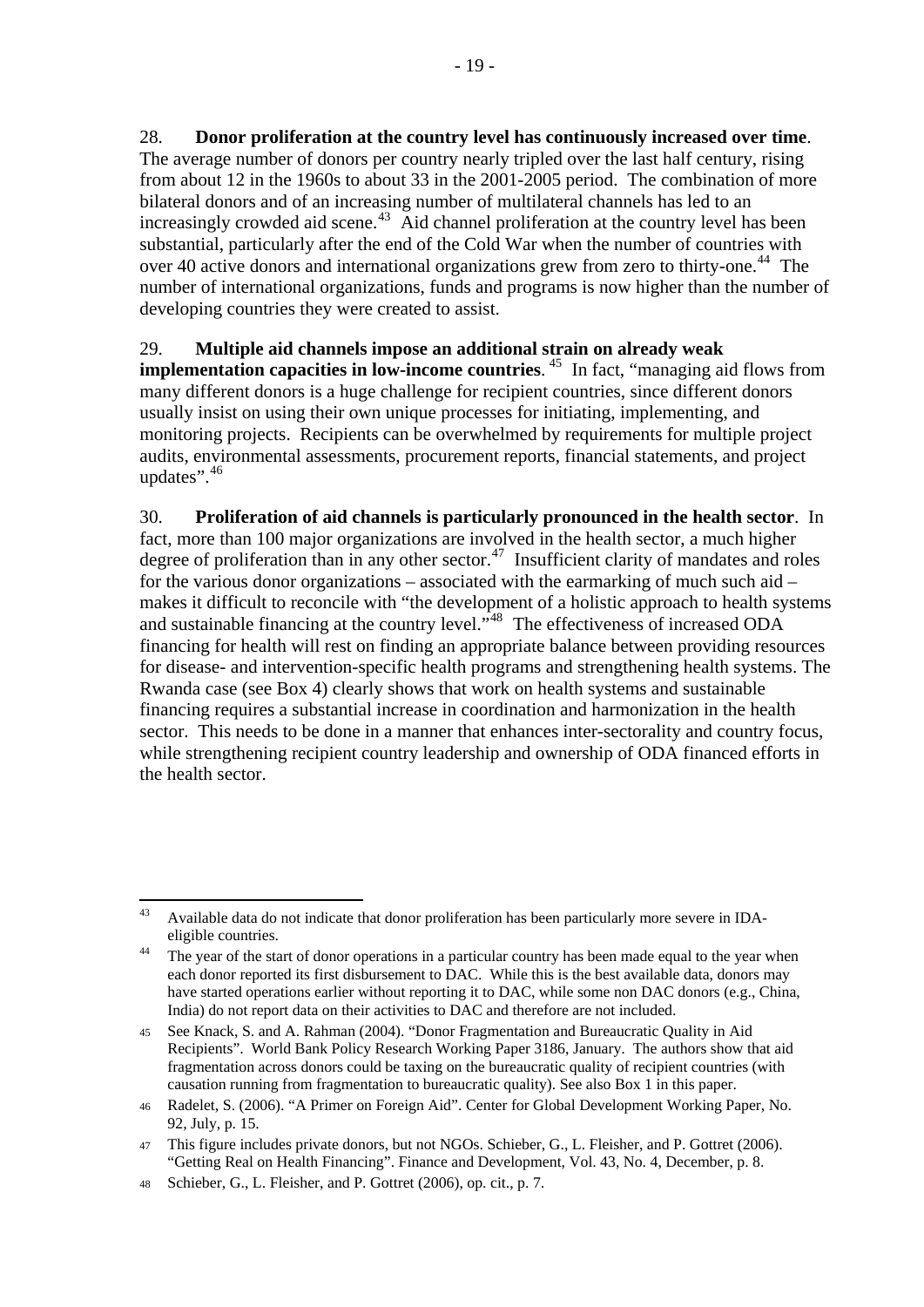28. **Donor proliferation at the country level has continuously increased over time**. The average number of donors per country nearly tripled over the last half century, rising from about 12 in the 1960s to about 33 in the 2001-2005 period. The combination of more bilateral donors and of an increasing number of multilateral channels has led to an increasingly crowded aid scene.[43] Aid channel proliferation at the country level has been substantial, particularly after the end of the Cold War when the number of countries with over 40 active donors and international organizations grew from zero to thirty-one.[44] The number of international organizations, funds and programs is now higher than the number of developing countries they were created to assist.

29. **Multiple aid channels impose an additional strain on already weak implementation capacities in low-income countries**. [45] In fact, "managing aid flows from many different donors is a huge challenge for recipient countries, since different donors usually insist on using their own unique processes for initiating, implementing, and monitoring projects. Recipients can be overwhelmed by requirements for multiple project audits, environmental assessments, procurement reports, financial statements, and project updates".[46]

30. **Proliferation of aid channels is particularly pronounced in the health sector**. In fact, more than 100 major organizations are involved in the health sector, a much higher degree of proliferation than in any other sector.[47] Insufficient clarity of mandates and roles for the various donor organizations – associated with the earmarking of much such aid – makes it difficult to reconcile with "the development of a holistic approach to health systems and sustainable financing at the country level."[48] The effectiveness of increased ODA financing for health will rest on finding an appropriate balance between providing resources for disease- and intervention-specific health programs and strengthening health systems. The Rwanda case (see Box 4) clearly shows that work on health systems and sustainable financing requires a substantial increase in coordination and harmonization in the health sector. This needs to be done in a manner that enhances inter-sectorality and country focus, while strengthening recipient country leadership and ownership of ODA financed efforts in the health sector.

---

[43] Available data do not indicate that donor proliferation has been particularly more severe in IDA-eligible countries.

[44] The year of the start of donor operations in a particular country has been made equal to the year when each donor reported its first disbursement to DAC. While this is the best available data, donors may have started operations earlier without reporting it to DAC, while some non DAC donors (e.g., China, India) do not report data on their activities to DAC and therefore are not included.

[45] See Knack, S. and A. Rahman (2004). "Donor Fragmentation and Bureaucratic Quality in Aid Recipients". World Bank Policy Research Working Paper 3186, January. The authors show that aid fragmentation across donors could be taxing on the bureaucratic quality of recipient countries (with causation running from fragmentation to bureaucratic quality). See also Box 1 in this paper.

[46] Radelet, S. (2006). "A Primer on Foreign Aid". Center for Global Development Working Paper, No. 92, July, p. 15.

[47] This figure includes private donors, but not NGOs. Schieber, G., L. Fleisher, and P. Gottret (2006). "Getting Real on Health Financing". Finance and Development, Vol. 43, No. 4, December, p. 8.

[48] Schieber, G., L. Fleisher, and P. Gottret (2006), op. cit., p. 7.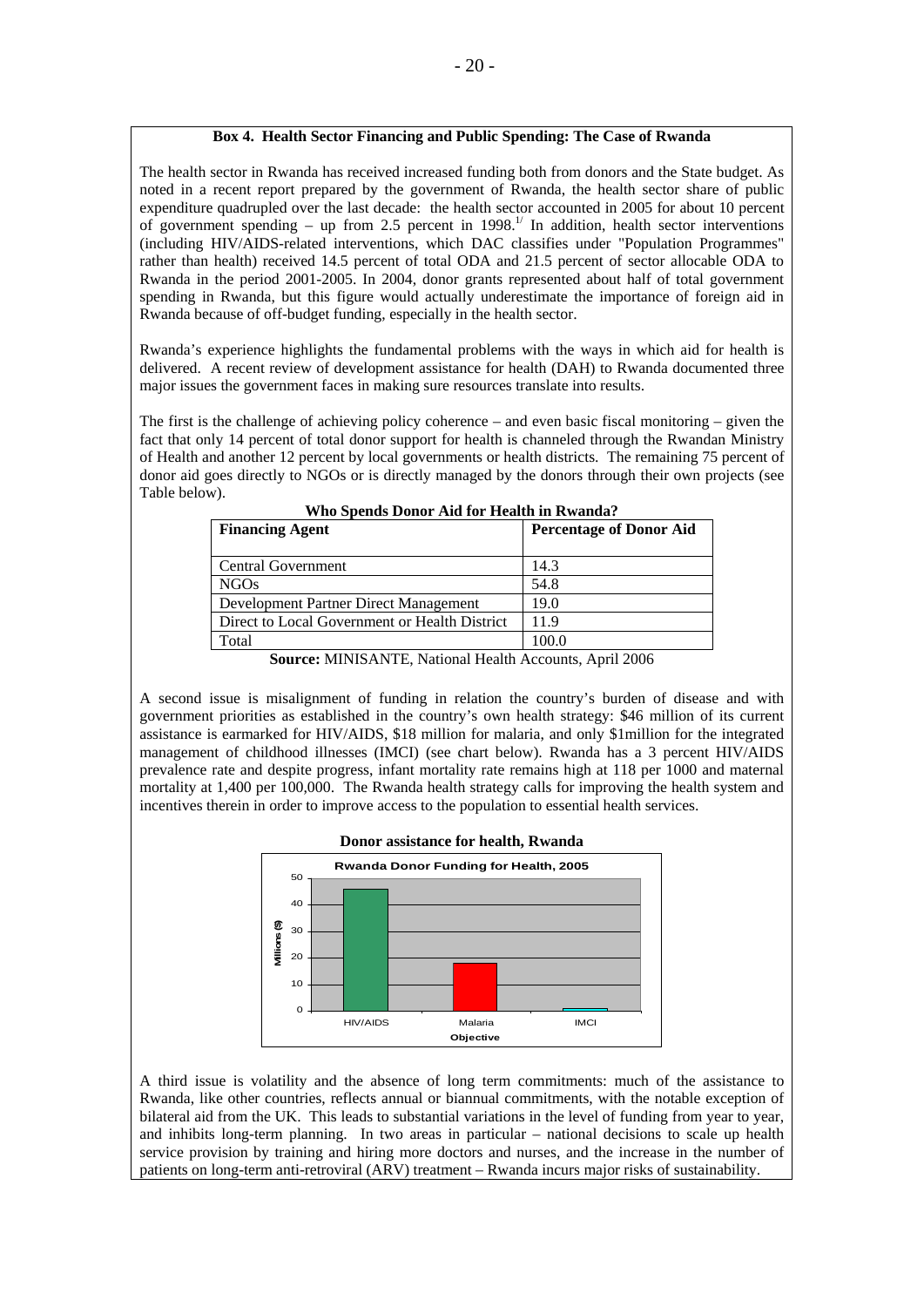**Box 4. Health Sector Financing and Public Spending: The Case of Rwanda**

The health sector in Rwanda has received increased funding both from donors and the State budget. As noted in a recent report prepared by the government of Rwanda, the health sector share of public expenditure quadrupled over the last decade: the health sector accounted in 2005 for about 10 percent of government spending – up from 2.5 percent in 1998.[1/] In addition, health sector interventions (including HIV/AIDS-related interventions, which DAC classifies under "Population Programmes" rather than health) received 14.5 percent of total ODA and 21.5 percent of sector allocable ODA to Rwanda in the period 2001-2005. In 2004, donor grants represented about half of total government spending in Rwanda, but this figure would actually underestimate the importance of foreign aid in Rwanda because of off-budget funding, especially in the health sector.

Rwanda's experience highlights the fundamental problems with the ways in which aid for health is delivered. A recent review of development assistance for health (DAH) to Rwanda documented three major issues the government faces in making sure resources translate into results.

The first is the challenge of achieving policy coherence – and even basic fiscal monitoring – given the fact that only 14 percent of total donor support for health is channeled through the Rwandan Ministry of Health and another 12 percent by local governments or health districts. The remaining 75 percent of donor aid goes directly to NGOs or is directly managed by the donors through their own projects (see Table below).

**Who Spends Donor Aid for Health in Rwanda?**

| Financing Agent | Percentage of Donor Aid |
|---|---|
| Central Government | 14.3 |
| NGOs | 54.8 |
| Development Partner Direct Management | 19.0 |
| Direct to Local Government or Health District | 11.9 |
| Total | 100.0 |

**Source:** MINISANTE, National Health Accounts, April 2006

A second issue is misalignment of funding in relation the country's burden of disease and with government priorities as established in the country's own health strategy: $46 million of its current assistance is earmarked for HIV/AIDS, $18 million for malaria, and only $1million for the integrated management of childhood illnesses (IMCI) (see chart below). Rwanda has a 3 percent HIV/AIDS prevalence rate and despite progress, infant mortality rate remains high at 118 per 1000 and maternal mortality at 1,400 per 100,000. The Rwanda health strategy calls for improving the health system and incentives therein in order to improve access to the population to essential health services.

**Donor assistance for health, Rwanda**

Rwanda Donor Funding for Health, 2005

| Objective | Millions ($) |
|---|---|
| HIV/AIDS | 46 |
| Malaria | 18 |
| IMCI | 1 |

A third issue is volatility and the absence of long term commitments: much of the assistance to Rwanda, like other countries, reflects annual or biannual commitments, with the notable exception of bilateral aid from the UK. This leads to substantial variations in the level of funding from year to year, and inhibits long-term planning. In two areas in particular – national decisions to scale up health service provision by training and hiring more doctors and nurses, and the increase in the number of patients on long-term anti-retroviral (ARV) treatment – Rwanda incurs major risks of sustainability.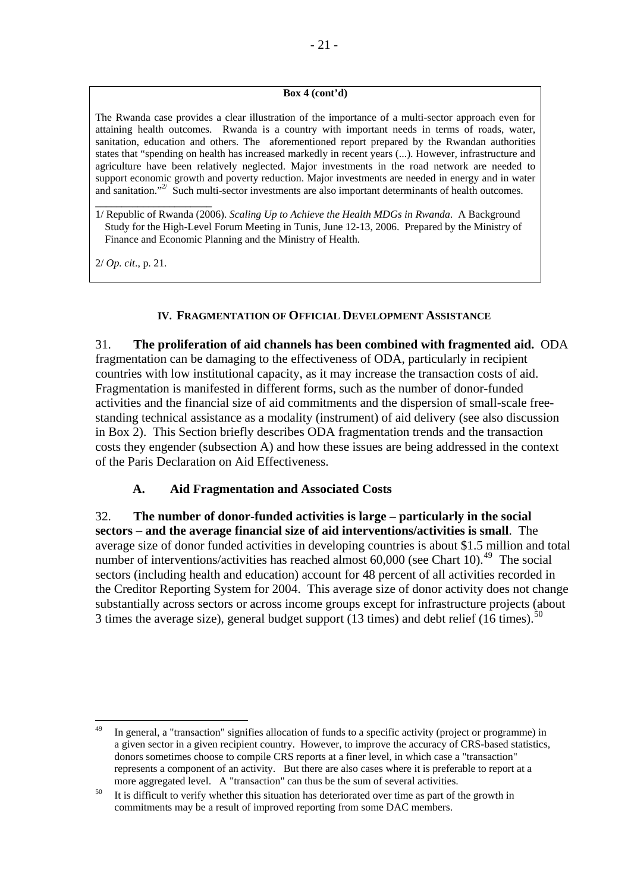**Box 4 (cont'd)**

The Rwanda case provides a clear illustration of the importance of a multi-sector approach even for attaining health outcomes. Rwanda is a country with important needs in terms of roads, water, sanitation, education and others. The aforementioned report prepared by the Rwandan authorities states that "spending on health has increased markedly in recent years (...). However, infrastructure and agriculture have been relatively neglected. Major investments in the road network are needed to support economic growth and poverty reduction. Major investments are needed in energy and in water and sanitation."[2/] Such multi-sector investments are also important determinants of health outcomes.

\_\_\_\_\_\_\_\_\_\_\_\_\_\_\_\_\_\_\_\_\_\_

1/ Republic of Rwanda (2006). *Scaling Up to Achieve the Health MDGs in Rwanda*. A Background Study for the High-Level Forum Meeting in Tunis, June 12-13, 2006. Prepared by the Ministry of Finance and Economic Planning and the Ministry of Health.

2/ *Op. cit*., p. 21.

## IV. Fragmentation of Official Development Assistance

31. **The proliferation of aid channels has been combined with fragmented aid.** ODA fragmentation can be damaging to the effectiveness of ODA, particularly in recipient countries with low institutional capacity, as it may increase the transaction costs of aid. Fragmentation is manifested in different forms, such as the number of donor-funded activities and the financial size of aid commitments and the dispersion of small-scale free-standing technical assistance as a modality (instrument) of aid delivery (see also discussion in Box 2). This Section briefly describes ODA fragmentation trends and the transaction costs they engender (subsection A) and how these issues are being addressed in the context of the Paris Declaration on Aid Effectiveness.

### A. Aid Fragmentation and Associated Costs

32. **The number of donor-funded activities is large – particularly in the social sectors – and the average financial size of aid interventions/activities is small**. The average size of donor funded activities in developing countries is about \$1.5 million and total number of interventions/activities has reached almost 60,000 (see Chart 10).[49] The social sectors (including health and education) account for 48 percent of all activities recorded in the Creditor Reporting System for 2004. This average size of donor activity does not change substantially across sectors or across income groups except for infrastructure projects (about 3 times the average size), general budget support (13 times) and debt relief (16 times).[50]

---

[49] In general, a "transaction" signifies allocation of funds to a specific activity (project or programme) in a given sector in a given recipient country. However, to improve the accuracy of CRS-based statistics, donors sometimes choose to compile CRS reports at a finer level, in which case a "transaction" represents a component of an activity. But there are also cases where it is preferable to report at a more aggregated level. A "transaction" can thus be the sum of several activities.

[50] It is difficult to verify whether this situation has deteriorated over time as part of the growth in commitments may be a result of improved reporting from some DAC members.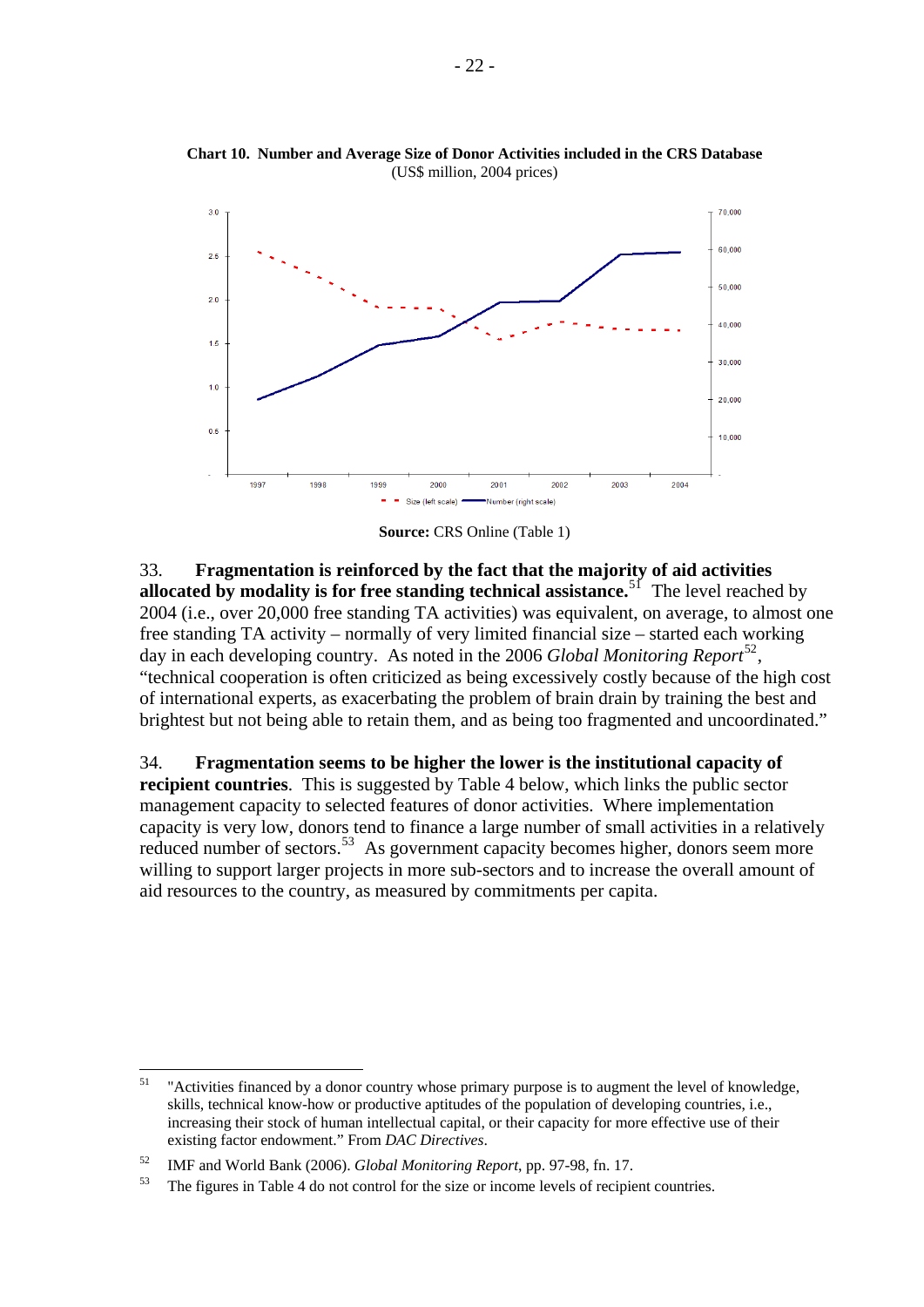**Chart 10. Number and Average Size of Donor Activities included in the CRS Database**
(US$ million, 2004 prices)

**Source:** CRS Online (Table 1)

33. **Fragmentation is reinforced by the fact that the majority of aid activities allocated by modality is for free standing technical assistance.**[51] The level reached by 2004 (i.e., over 20,000 free standing TA activities) was equivalent, on average, to almost one free standing TA activity – normally of very limited financial size – started each working day in each developing country. As noted in the 2006 *Global Monitoring Report*[52], "technical cooperation is often criticized as being excessively costly because of the high cost of international experts, as exacerbating the problem of brain drain by training the best and brightest but not being able to retain them, and as being too fragmented and uncoordinated."

34. **Fragmentation seems to be higher the lower is the institutional capacity of recipient countries**. This is suggested by Table 4 below, which links the public sector management capacity to selected features of donor activities. Where implementation capacity is very low, donors tend to finance a large number of small activities in a relatively reduced number of sectors.[53] As government capacity becomes higher, donors seem more willing to support larger projects in more sub-sectors and to increase the overall amount of aid resources to the country, as measured by commitments per capita.

---

[51] "Activities financed by a donor country whose primary purpose is to augment the level of knowledge, skills, technical know-how or productive aptitudes of the population of developing countries, i.e., increasing their stock of human intellectual capital, or their capacity for more effective use of their existing factor endowment." From *DAC Directives*.

[52] IMF and World Bank (2006). *Global Monitoring Report*, pp. 97-98, fn. 17.

[53] The figures in Table 4 do not control for the size or income levels of recipient countries.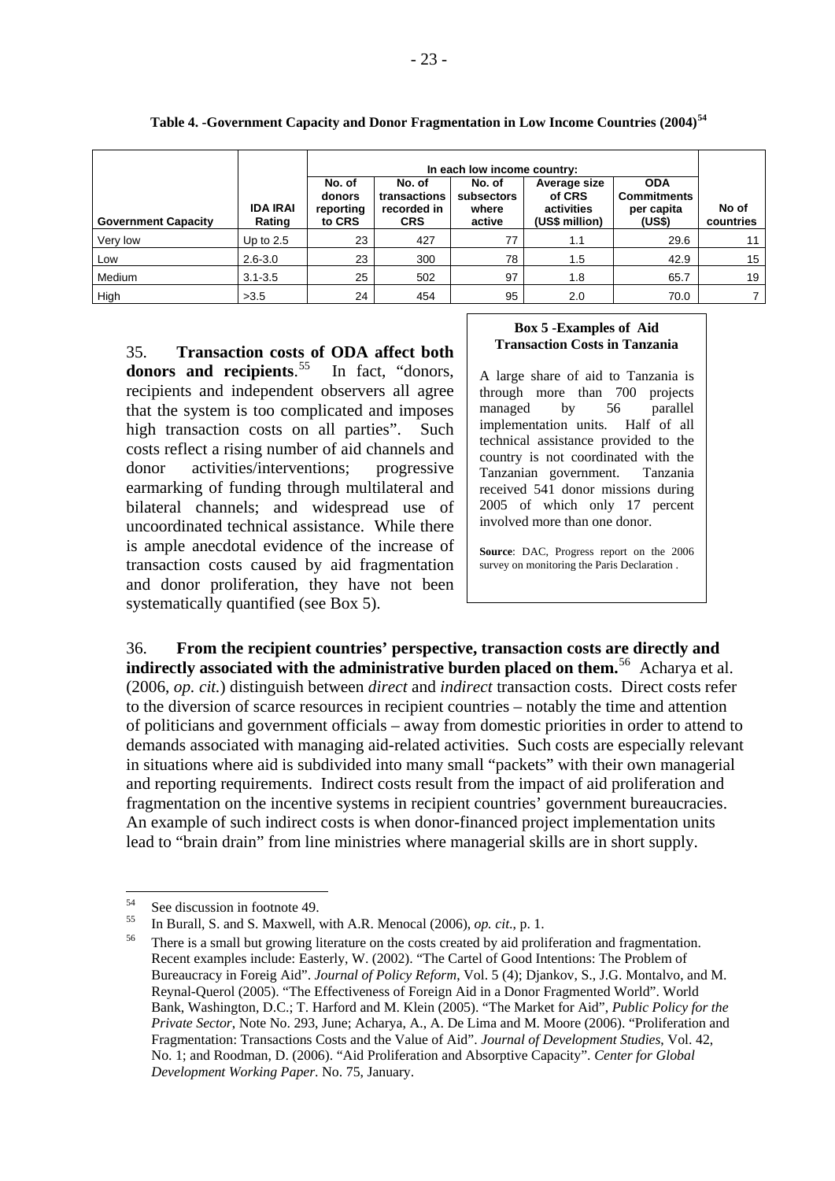**Table 4. -Government Capacity and Donor Fragmentation in Low Income Countries (2004)[54]**

| Government Capacity | IDA IRAI Rating | In each low income country: No. of donors reporting to CRS | No. of transactions recorded in CRS | No. of subsectors where active | Average size of CRS activities (US$ million) | ODA Commitments per capita (US$) | No of countries |
|---|---|---|---|---|---|---|---|
| Very low | Up to 2.5 | 23 | 427 | 77 | 1.1 | 29.6 | 11 |
| Low | 2.6-3.0 | 23 | 300 | 78 | 1.5 | 42.9 | 15 |
| Medium | 3.1-3.5 | 25 | 502 | 97 | 1.8 | 65.7 | 19 |
| High | >3.5 | 24 | 454 | 95 | 2.0 | 70.0 | 7 |

35. **Transaction costs of ODA affect both donors and recipients**.[55] In fact, "donors, recipients and independent observers all agree that the system is too complicated and imposes high transaction costs on all parties". Such costs reflect a rising number of aid channels and donor activities/interventions; progressive earmarking of funding through multilateral and bilateral channels; and widespread use of uncoordinated technical assistance. While there is ample anecdotal evidence of the increase of transaction costs caused by aid fragmentation and donor proliferation, they have not been systematically quantified (see Box 5).

**Box 5 -Examples of Aid Transaction Costs in Tanzania**

A large share of aid to Tanzania is through more than 700 projects managed by 56 parallel implementation units. Half of all technical assistance provided to the country is not coordinated with the Tanzanian government. Tanzania received 541 donor missions during 2005 of which only 17 percent involved more than one donor.

**Source**: DAC, Progress report on the 2006 survey on monitoring the Paris Declaration .

36. **From the recipient countries' perspective, transaction costs are directly and indirectly associated with the administrative burden placed on them.**[56] Acharya et al. (2006, *op. cit.*) distinguish between *direct* and *indirect* transaction costs. Direct costs refer to the diversion of scarce resources in recipient countries – notably the time and attention of politicians and government officials – away from domestic priorities in order to attend to demands associated with managing aid-related activities. Such costs are especially relevant in situations where aid is subdivided into many small "packets" with their own managerial and reporting requirements. Indirect costs result from the impact of aid proliferation and fragmentation on the incentive systems in recipient countries' government bureaucracies. An example of such indirect costs is when donor-financed project implementation units lead to "brain drain" from line ministries where managerial skills are in short supply.

---

[54] See discussion in footnote 49.

[55] In Burall, S. and S. Maxwell, with A.R. Menocal (2006), *op. cit.*, p. 1.

[56] There is a small but growing literature on the costs created by aid proliferation and fragmentation. Recent examples include: Easterly, W. (2002). "The Cartel of Good Intentions: The Problem of Bureaucracy in Foreig Aid". *Journal of Policy Reform*, Vol. 5 (4); Djankov, S., J.G. Montalvo, and M. Reynal-Querol (2005). "The Effectiveness of Foreign Aid in a Donor Fragmented World". World Bank, Washington, D.C.; T. Harford and M. Klein (2005). "The Market for Aid", *Public Policy for the Private Sector*, Note No. 293, June; Acharya, A., A. De Lima and M. Moore (2006). "Proliferation and Fragmentation: Transactions Costs and the Value of Aid". *Journal of Development Studies*, Vol. 42, No. 1; and Roodman, D. (2006). "Aid Proliferation and Absorptive Capacity". *Center for Global Development Working Paper*. No. 75, January.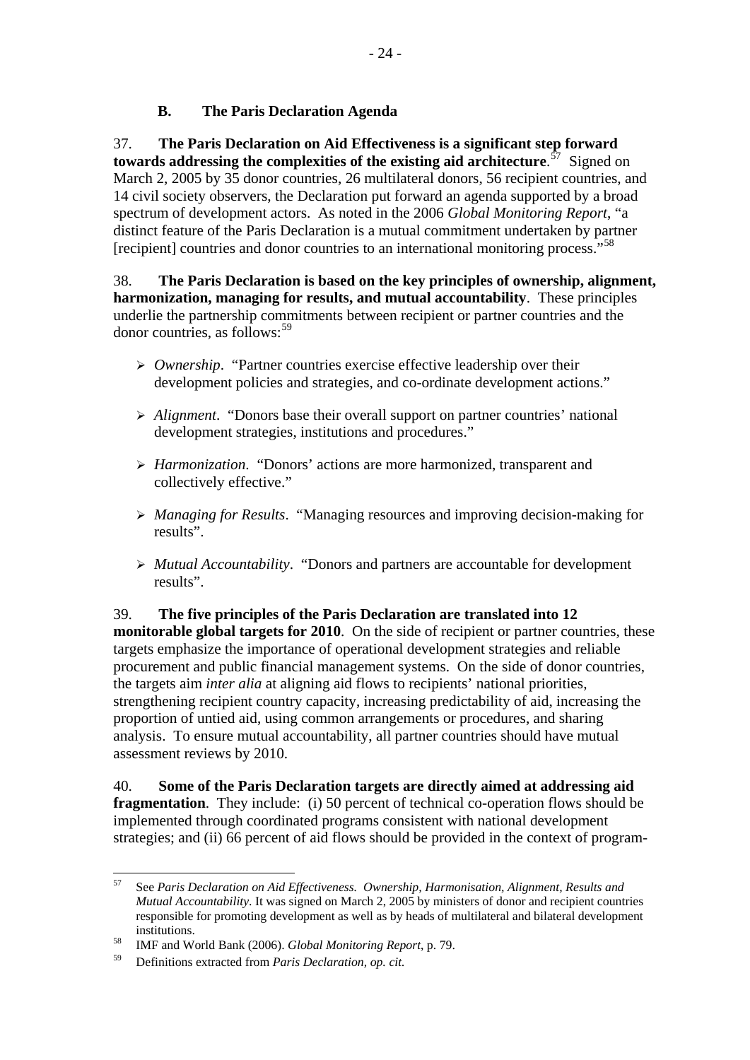### B. The Paris Declaration Agenda

37. **The Paris Declaration on Aid Effectiveness is a significant step forward towards addressing the complexities of the existing aid architecture**.[57] Signed on March 2, 2005 by 35 donor countries, 26 multilateral donors, 56 recipient countries, and 14 civil society observers, the Declaration put forward an agenda supported by a broad spectrum of development actors. As noted in the 2006 *Global Monitoring Report*, "a distinct feature of the Paris Declaration is a mutual commitment undertaken by partner [recipient] countries and donor countries to an international monitoring process."[58]

38. **The Paris Declaration is based on the key principles of ownership, alignment, harmonization, managing for results, and mutual accountability**. These principles underlie the partnership commitments between recipient or partner countries and the donor countries, as follows:[59]

- *Ownership*. "Partner countries exercise effective leadership over their development policies and strategies, and co-ordinate development actions."
- *Alignment*. "Donors base their overall support on partner countries' national development strategies, institutions and procedures."
- *Harmonization*. "Donors' actions are more harmonized, transparent and collectively effective."
- *Managing for Results*. "Managing resources and improving decision-making for results".
- *Mutual Accountability*. "Donors and partners are accountable for development results".

39. **The five principles of the Paris Declaration are translated into 12 monitorable global targets for 2010**. On the side of recipient or partner countries, these targets emphasize the importance of operational development strategies and reliable procurement and public financial management systems. On the side of donor countries, the targets aim *inter alia* at aligning aid flows to recipients' national priorities, strengthening recipient country capacity, increasing predictability of aid, increasing the proportion of untied aid, using common arrangements or procedures, and sharing analysis. To ensure mutual accountability, all partner countries should have mutual assessment reviews by 2010.

40. **Some of the Paris Declaration targets are directly aimed at addressing aid fragmentation**. They include: (i) 50 percent of technical co-operation flows should be implemented through coordinated programs consistent with national development strategies; and (ii) 66 percent of aid flows should be provided in the context of program-

---

[57] See *Paris Declaration on Aid Effectiveness. Ownership, Harmonisation, Alignment, Results and Mutual Accountability*. It was signed on March 2, 2005 by ministers of donor and recipient countries responsible for promoting development as well as by heads of multilateral and bilateral development institutions.

[58] IMF and World Bank (2006). *Global Monitoring Report*, p. 79.

[59] Definitions extracted from *Paris Declaration, op. cit.*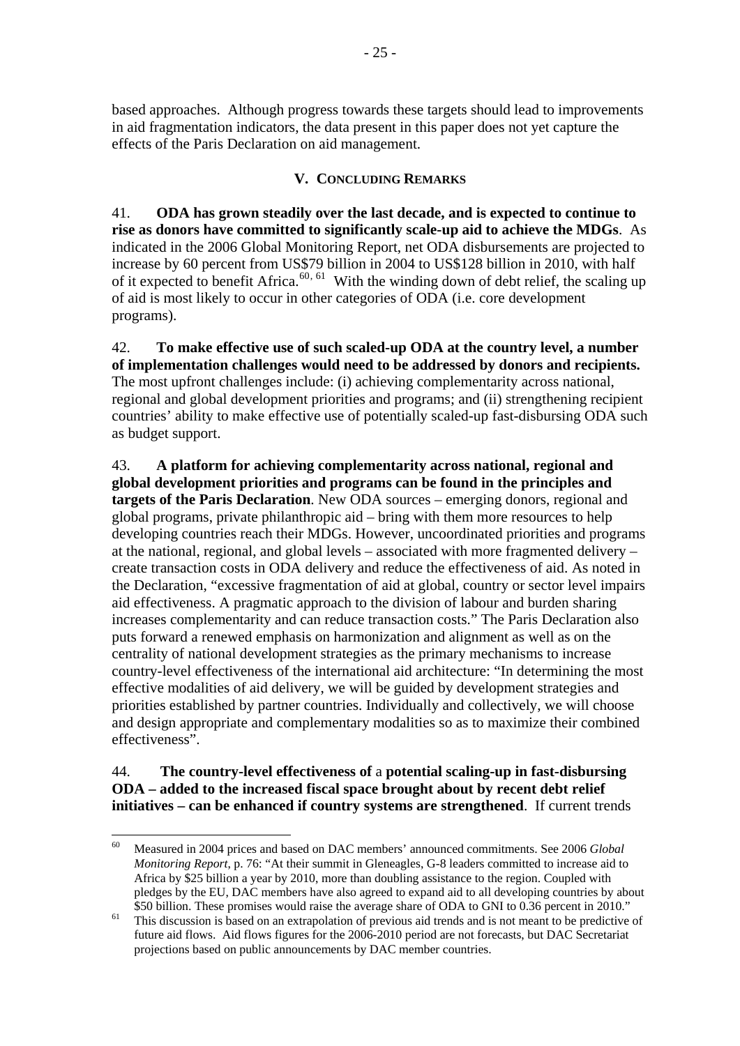based approaches. Although progress towards these targets should lead to improvements in aid fragmentation indicators, the data present in this paper does not yet capture the effects of the Paris Declaration on aid management.

## V. Concluding Remarks

41. **ODA has grown steadily over the last decade, and is expected to continue to rise as donors have committed to significantly scale-up aid to achieve the MDGs**. As indicated in the 2006 Global Monitoring Report, net ODA disbursements are projected to increase by 60 percent from US$79 billion in 2004 to US$128 billion in 2010, with half of it expected to benefit Africa.[60, 61] With the winding down of debt relief, the scaling up of aid is most likely to occur in other categories of ODA (i.e. core development programs).

42. **To make effective use of such scaled-up ODA at the country level, a number of implementation challenges would need to be addressed by donors and recipients.** The most upfront challenges include: (i) achieving complementarity across national, regional and global development priorities and programs; and (ii) strengthening recipient countries' ability to make effective use of potentially scaled-up fast-disbursing ODA such as budget support.

43. **A platform for achieving complementarity across national, regional and global development priorities and programs can be found in the principles and targets of the Paris Declaration**. New ODA sources – emerging donors, regional and global programs, private philanthropic aid – bring with them more resources to help developing countries reach their MDGs. However, uncoordinated priorities and programs at the national, regional, and global levels – associated with more fragmented delivery – create transaction costs in ODA delivery and reduce the effectiveness of aid. As noted in the Declaration, "excessive fragmentation of aid at global, country or sector level impairs aid effectiveness. A pragmatic approach to the division of labour and burden sharing increases complementarity and can reduce transaction costs." The Paris Declaration also puts forward a renewed emphasis on harmonization and alignment as well as on the centrality of national development strategies as the primary mechanisms to increase country-level effectiveness of the international aid architecture: "In determining the most effective modalities of aid delivery, we will be guided by development strategies and priorities established by partner countries. Individually and collectively, we will choose and design appropriate and complementary modalities so as to maximize their combined effectiveness".

44. **The country-level effectiveness of** a **potential scaling-up in fast-disbursing ODA – added to the increased fiscal space brought about by recent debt relief initiatives – can be enhanced if country systems are strengthened**. If current trends

---

[60] Measured in 2004 prices and based on DAC members' announced commitments. See 2006 *Global Monitoring Report*, p. 76: "At their summit in Gleneagles, G-8 leaders committed to increase aid to Africa by $25 billion a year by 2010, more than doubling assistance to the region. Coupled with pledges by the EU, DAC members have also agreed to expand aid to all developing countries by about $50 billion. These promises would raise the average share of ODA to GNI to 0.36 percent in 2010."

[61] This discussion is based on an extrapolation of previous aid trends and is not meant to be predictive of future aid flows. Aid flows figures for the 2006-2010 period are not forecasts, but DAC Secretariat projections based on public announcements by DAC member countries.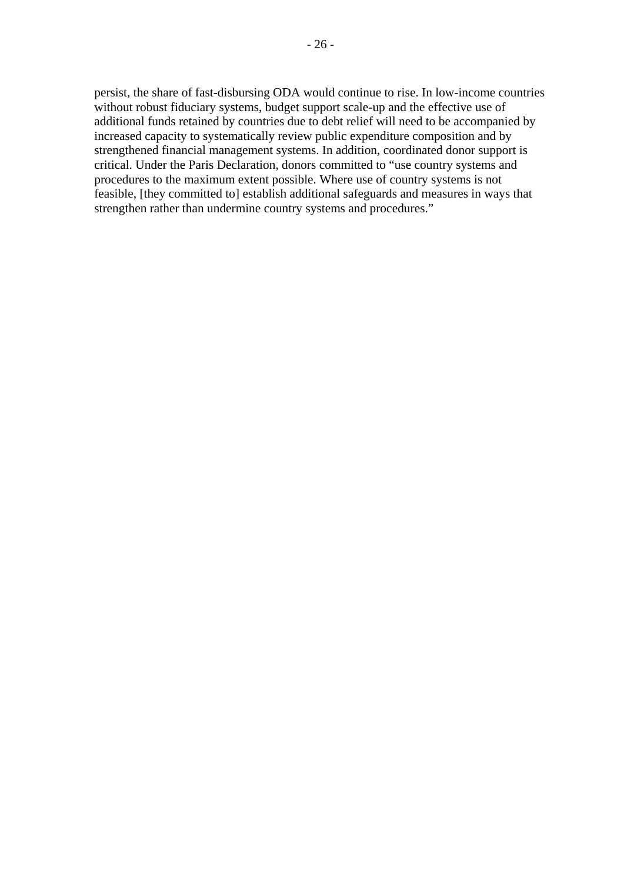persist, the share of fast-disbursing ODA would continue to rise. In low-income countries without robust fiduciary systems, budget support scale-up and the effective use of additional funds retained by countries due to debt relief will need to be accompanied by increased capacity to systematically review public expenditure composition and by strengthened financial management systems. In addition, coordinated donor support is critical. Under the Paris Declaration, donors committed to "use country systems and procedures to the maximum extent possible. Where use of country systems is not feasible, [they committed to] establish additional safeguards and measures in ways that strengthen rather than undermine country systems and procedures."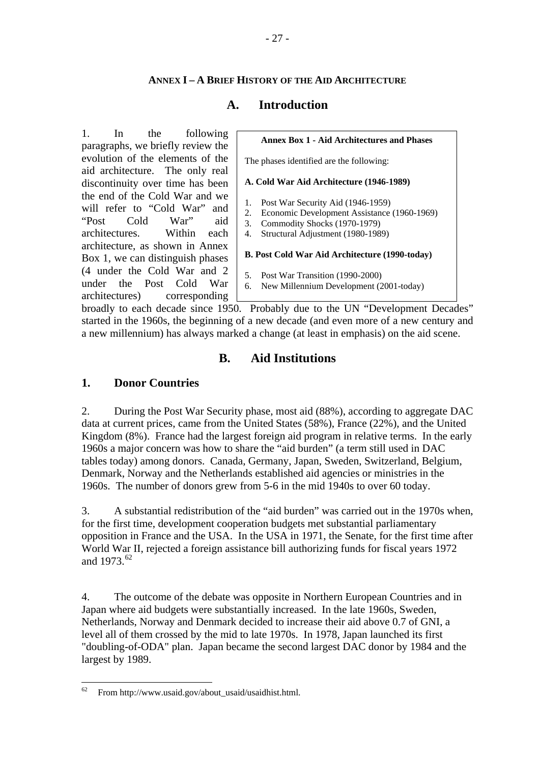# ANNEX I – A BRIEF HISTORY OF THE AID ARCHITECTURE

## A. Introduction

1. In the following paragraphs, we briefly review the evolution of the elements of the aid architecture. The only real discontinuity over time has been the end of the Cold War and we will refer to "Cold War" and "Post Cold War" aid architectures. Within each architecture, as shown in Annex Box 1, we can distinguish phases (4 under the Cold War and 2 under the Post Cold War architectures) corresponding broadly to each decade since 1950. Probably due to the UN "Development Decades" started in the 1960s, the beginning of a new decade (and even more of a new century and a new millennium) has always marked a change (at least in emphasis) on the aid scene.

> **Annex Box 1 - Aid Architectures and Phases**
>
> The phases identified are the following:
>
> **A. Cold War Aid Architecture (1946-1989)**
>
> 1. Post War Security Aid (1946-1959)
> 2. Economic Development Assistance (1960-1969)
> 3. Commodity Shocks (1970-1979)
> 4. Structural Adjustment (1980-1989)
>
> **B. Post Cold War Aid Architecture (1990-today)**
>
> 5. Post War Transition (1990-2000)
> 6. New Millennium Development (2001-today)

## B. Aid Institutions

### 1. Donor Countries

2. During the Post War Security phase, most aid (88%), according to aggregate DAC data at current prices, came from the United States (58%), France (22%), and the United Kingdom (8%). France had the largest foreign aid program in relative terms. In the early 1960s a major concern was how to share the "aid burden" (a term still used in DAC tables today) among donors. Canada, Germany, Japan, Sweden, Switzerland, Belgium, Denmark, Norway and the Netherlands established aid agencies or ministries in the 1960s. The number of donors grew from 5-6 in the mid 1940s to over 60 today.

3. A substantial redistribution of the "aid burden" was carried out in the 1970s when, for the first time, development cooperation budgets met substantial parliamentary opposition in France and the USA. In the USA in 1971, the Senate, for the first time after World War II, rejected a foreign assistance bill authorizing funds for fiscal years 1972 and 1973.[62]

4. The outcome of the debate was opposite in Northern European Countries and in Japan where aid budgets were substantially increased. In the late 1960s, Sweden, Netherlands, Norway and Denmark decided to increase their aid above 0.7 of GNI, a level all of them crossed by the mid to late 1970s. In 1978, Japan launched its first "doubling-of-ODA" plan. Japan became the second largest DAC donor by 1984 and the largest by 1989.

---

[62] From http://www.usaid.gov/about_usaid/usaidhist.html.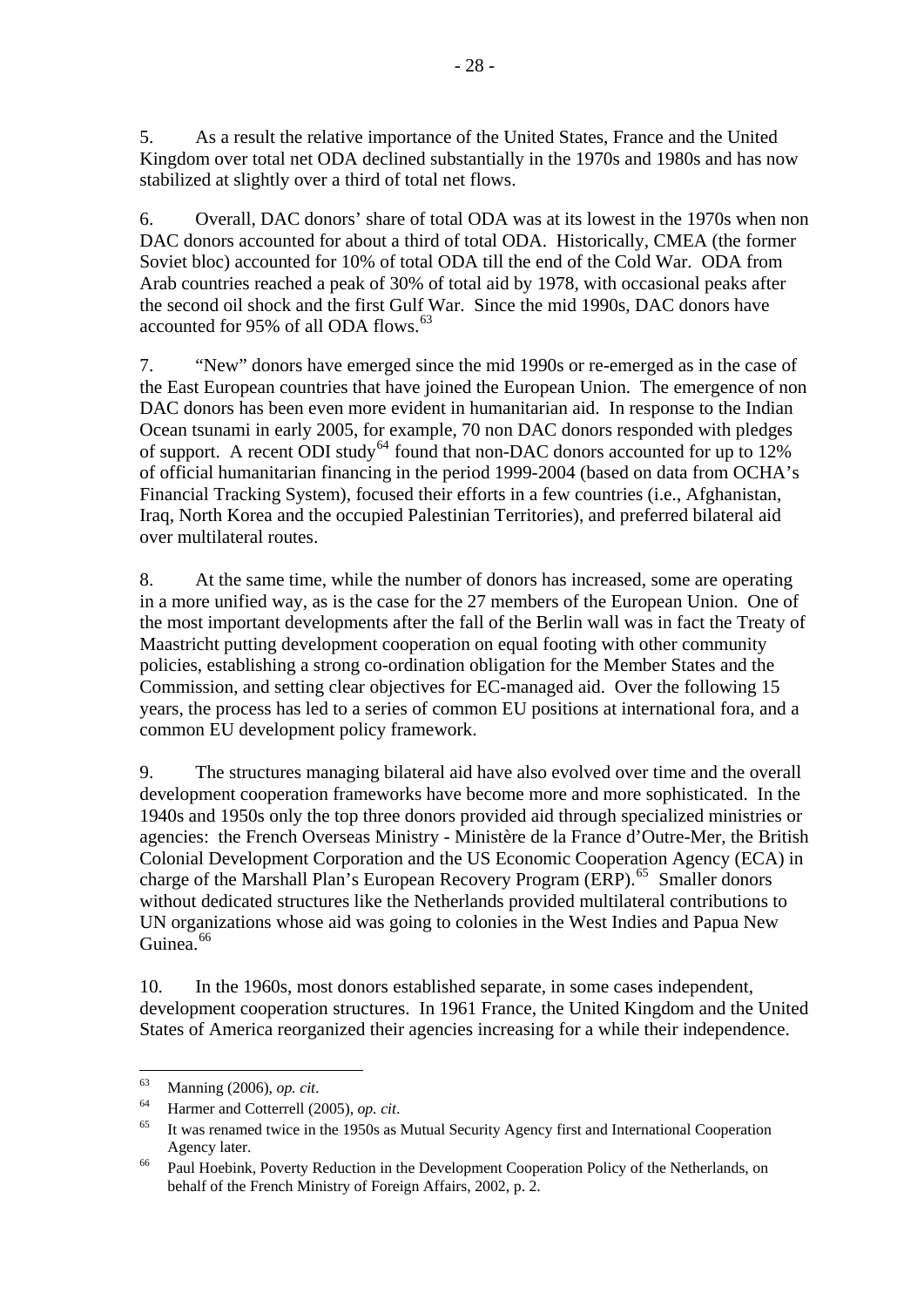5. As a result the relative importance of the United States, France and the United Kingdom over total net ODA declined substantially in the 1970s and 1980s and has now stabilized at slightly over a third of total net flows.

6. Overall, DAC donors' share of total ODA was at its lowest in the 1970s when non DAC donors accounted for about a third of total ODA. Historically, CMEA (the former Soviet bloc) accounted for 10% of total ODA till the end of the Cold War. ODA from Arab countries reached a peak of 30% of total aid by 1978, with occasional peaks after the second oil shock and the first Gulf War. Since the mid 1990s, DAC donors have accounted for 95% of all ODA flows.[63]

7. "New" donors have emerged since the mid 1990s or re-emerged as in the case of the East European countries that have joined the European Union. The emergence of non DAC donors has been even more evident in humanitarian aid. In response to the Indian Ocean tsunami in early 2005, for example, 70 non DAC donors responded with pledges of support. A recent ODI study[64] found that non-DAC donors accounted for up to 12% of official humanitarian financing in the period 1999-2004 (based on data from OCHA's Financial Tracking System), focused their efforts in a few countries (i.e., Afghanistan, Iraq, North Korea and the occupied Palestinian Territories), and preferred bilateral aid over multilateral routes.

8. At the same time, while the number of donors has increased, some are operating in a more unified way, as is the case for the 27 members of the European Union. One of the most important developments after the fall of the Berlin wall was in fact the Treaty of Maastricht putting development cooperation on equal footing with other community policies, establishing a strong co-ordination obligation for the Member States and the Commission, and setting clear objectives for EC-managed aid. Over the following 15 years, the process has led to a series of common EU positions at international fora, and a common EU development policy framework.

9. The structures managing bilateral aid have also evolved over time and the overall development cooperation frameworks have become more and more sophisticated. In the 1940s and 1950s only the top three donors provided aid through specialized ministries or agencies: the French Overseas Ministry - Ministère de la France d'Outre-Mer, the British Colonial Development Corporation and the US Economic Cooperation Agency (ECA) in charge of the Marshall Plan's European Recovery Program (ERP).[65] Smaller donors without dedicated structures like the Netherlands provided multilateral contributions to UN organizations whose aid was going to colonies in the West Indies and Papua New Guinea.[66]

10. In the 1960s, most donors established separate, in some cases independent, development cooperation structures. In 1961 France, the United Kingdom and the United States of America reorganized their agencies increasing for a while their independence.

---

[63] Manning (2006), *op. cit*.

[64] Harmer and Cotterrell (2005), *op. cit*.

[65] It was renamed twice in the 1950s as Mutual Security Agency first and International Cooperation Agency later.

[66] Paul Hoebink, Poverty Reduction in the Development Cooperation Policy of the Netherlands, on behalf of the French Ministry of Foreign Affairs, 2002, p. 2.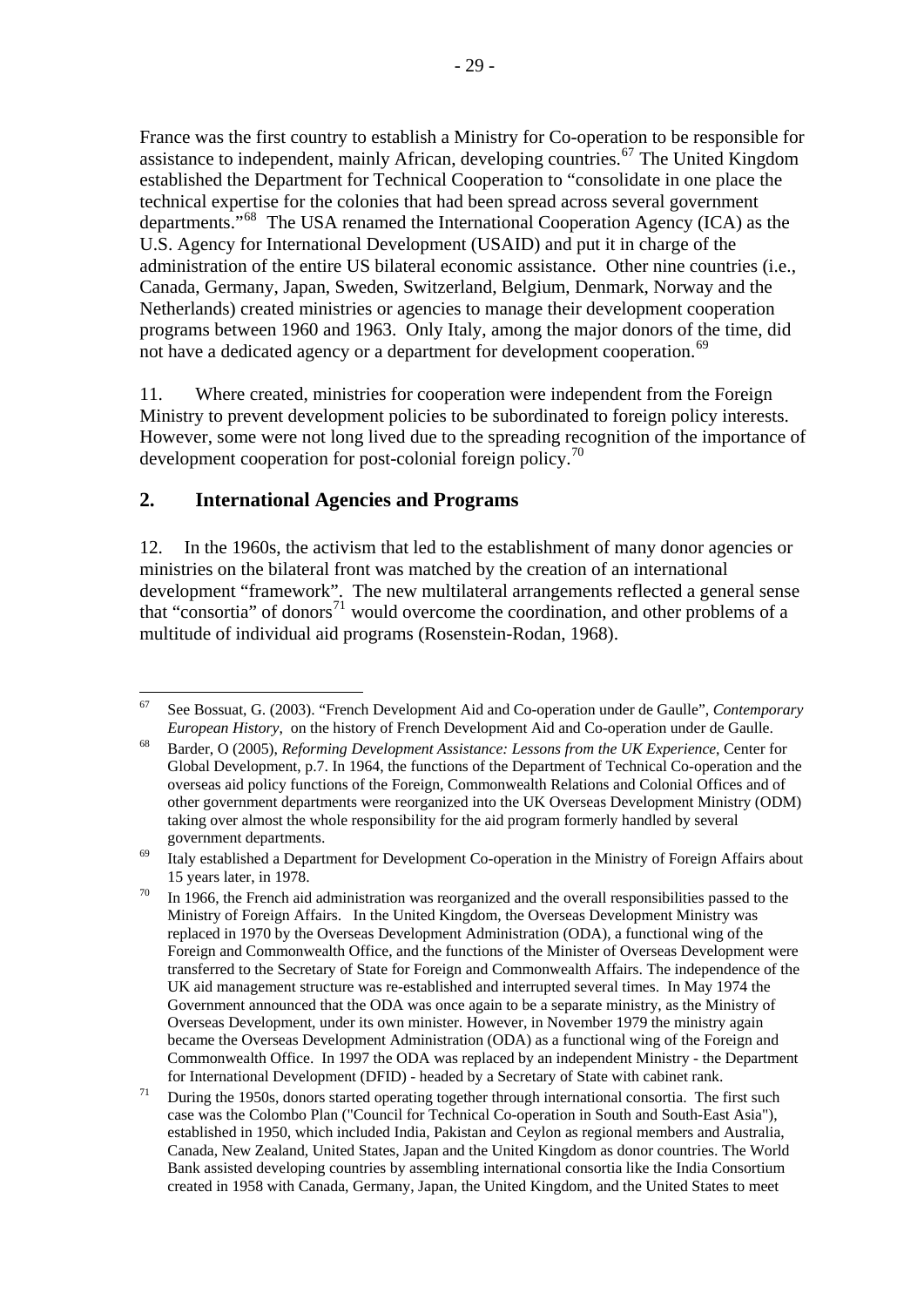France was the first country to establish a Ministry for Co-operation to be responsible for assistance to independent, mainly African, developing countries.[67] The United Kingdom established the Department for Technical Cooperation to "consolidate in one place the technical expertise for the colonies that had been spread across several government departments."[68] The USA renamed the International Cooperation Agency (ICA) as the U.S. Agency for International Development (USAID) and put it in charge of the administration of the entire US bilateral economic assistance. Other nine countries (i.e., Canada, Germany, Japan, Sweden, Switzerland, Belgium, Denmark, Norway and the Netherlands) created ministries or agencies to manage their development cooperation programs between 1960 and 1963. Only Italy, among the major donors of the time, did not have a dedicated agency or a department for development cooperation.[69]

11. Where created, ministries for cooperation were independent from the Foreign Ministry to prevent development policies to be subordinated to foreign policy interests. However, some were not long lived due to the spreading recognition of the importance of development cooperation for post-colonial foreign policy.[70]

## 2. International Agencies and Programs

12. In the 1960s, the activism that led to the establishment of many donor agencies or ministries on the bilateral front was matched by the creation of an international development "framework". The new multilateral arrangements reflected a general sense that "consortia" of donors[71] would overcome the coordination, and other problems of a multitude of individual aid programs (Rosenstein-Rodan, 1968).

---

[67] See Bossuat, G. (2003). "French Development Aid and Co-operation under de Gaulle", *Contemporary European History*, on the history of French Development Aid and Co-operation under de Gaulle.

[68] Barder, O (2005), *Reforming Development Assistance: Lessons from the UK Experience*, Center for Global Development, p.7. In 1964, the functions of the Department of Technical Co-operation and the overseas aid policy functions of the Foreign, Commonwealth Relations and Colonial Offices and of other government departments were reorganized into the UK Overseas Development Ministry (ODM) taking over almost the whole responsibility for the aid program formerly handled by several government departments.

[69] Italy established a Department for Development Co-operation in the Ministry of Foreign Affairs about 15 years later, in 1978.

[70] In 1966, the French aid administration was reorganized and the overall responsibilities passed to the Ministry of Foreign Affairs. In the United Kingdom, the Overseas Development Ministry was replaced in 1970 by the Overseas Development Administration (ODA), a functional wing of the Foreign and Commonwealth Office, and the functions of the Minister of Overseas Development were transferred to the Secretary of State for Foreign and Commonwealth Affairs. The independence of the UK aid management structure was re-established and interrupted several times. In May 1974 the Government announced that the ODA was once again to be a separate ministry, as the Ministry of Overseas Development, under its own minister. However, in November 1979 the ministry again became the Overseas Development Administration (ODA) as a functional wing of the Foreign and Commonwealth Office. In 1997 the ODA was replaced by an independent Ministry - the Department for International Development (DFID) - headed by a Secretary of State with cabinet rank.

[71] During the 1950s, donors started operating together through international consortia. The first such case was the Colombo Plan ("Council for Technical Co-operation in South and South-East Asia"), established in 1950, which included India, Pakistan and Ceylon as regional members and Australia, Canada, New Zealand, United States, Japan and the United Kingdom as donor countries. The World Bank assisted developing countries by assembling international consortia like the India Consortium created in 1958 with Canada, Germany, Japan, the United Kingdom, and the United States to meet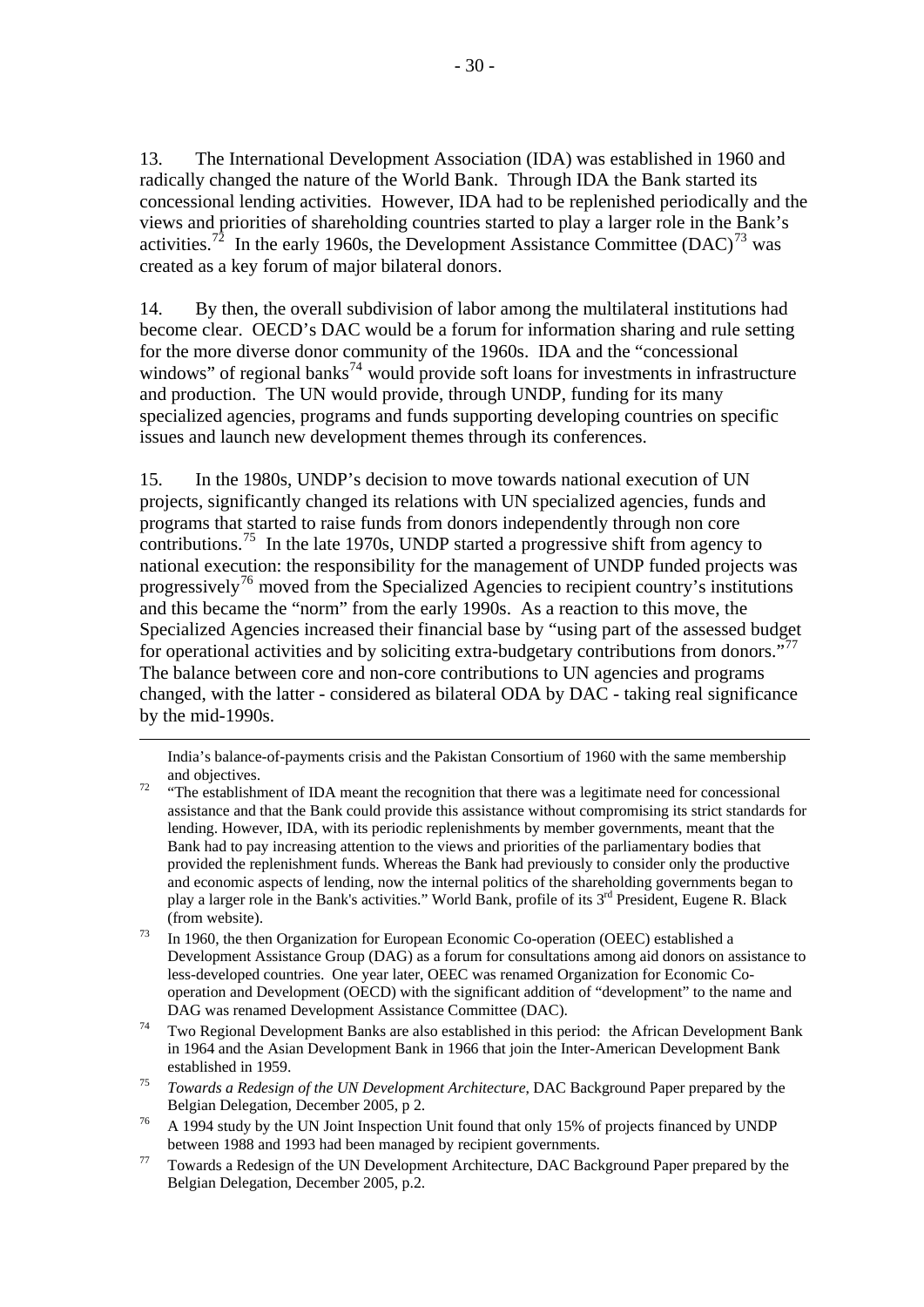13. The International Development Association (IDA) was established in 1960 and radically changed the nature of the World Bank. Through IDA the Bank started its concessional lending activities. However, IDA had to be replenished periodically and the views and priorities of shareholding countries started to play a larger role in the Bank's activities.[72] In the early 1960s, the Development Assistance Committee (DAC)[73] was created as a key forum of major bilateral donors.

14. By then, the overall subdivision of labor among the multilateral institutions had become clear. OECD's DAC would be a forum for information sharing and rule setting for the more diverse donor community of the 1960s. IDA and the "concessional windows" of regional banks[74] would provide soft loans for investments in infrastructure and production. The UN would provide, through UNDP, funding for its many specialized agencies, programs and funds supporting developing countries on specific issues and launch new development themes through its conferences.

15. In the 1980s, UNDP's decision to move towards national execution of UN projects, significantly changed its relations with UN specialized agencies, funds and programs that started to raise funds from donors independently through non core contributions.[75] In the late 1970s, UNDP started a progressive shift from agency to national execution: the responsibility for the management of UNDP funded projects was progressively[76] moved from the Specialized Agencies to recipient country's institutions and this became the "norm" from the early 1990s. As a reaction to this move, the Specialized Agencies increased their financial base by "using part of the assessed budget for operational activities and by soliciting extra-budgetary contributions from donors."[77] The balance between core and non-core contributions to UN agencies and programs changed, with the latter - considered as bilateral ODA by DAC - taking real significance by the mid-1990s.

---

India's balance-of-payments crisis and the Pakistan Consortium of 1960 with the same membership and objectives.

[72] "The establishment of IDA meant the recognition that there was a legitimate need for concessional assistance and that the Bank could provide this assistance without compromising its strict standards for lending. However, IDA, with its periodic replenishments by member governments, meant that the Bank had to pay increasing attention to the views and priorities of the parliamentary bodies that provided the replenishment funds. Whereas the Bank had previously to consider only the productive and economic aspects of lending, now the internal politics of the shareholding governments began to play a larger role in the Bank's activities." World Bank, profile of its 3rd President, Eugene R. Black (from website).

[73] In 1960, the then Organization for European Economic Co-operation (OEEC) established a Development Assistance Group (DAG) as a forum for consultations among aid donors on assistance to less-developed countries. One year later, OEEC was renamed Organization for Economic Co-operation and Development (OECD) with the significant addition of "development" to the name and DAG was renamed Development Assistance Committee (DAC).

[74] Two Regional Development Banks are also established in this period: the African Development Bank in 1964 and the Asian Development Bank in 1966 that join the Inter-American Development Bank established in 1959.

[75] *Towards a Redesign of the UN Development Architecture*, DAC Background Paper prepared by the Belgian Delegation, December 2005, p 2.

[76] A 1994 study by the UN Joint Inspection Unit found that only 15% of projects financed by UNDP between 1988 and 1993 had been managed by recipient governments.

[77] Towards a Redesign of the UN Development Architecture, DAC Background Paper prepared by the Belgian Delegation, December 2005, p.2.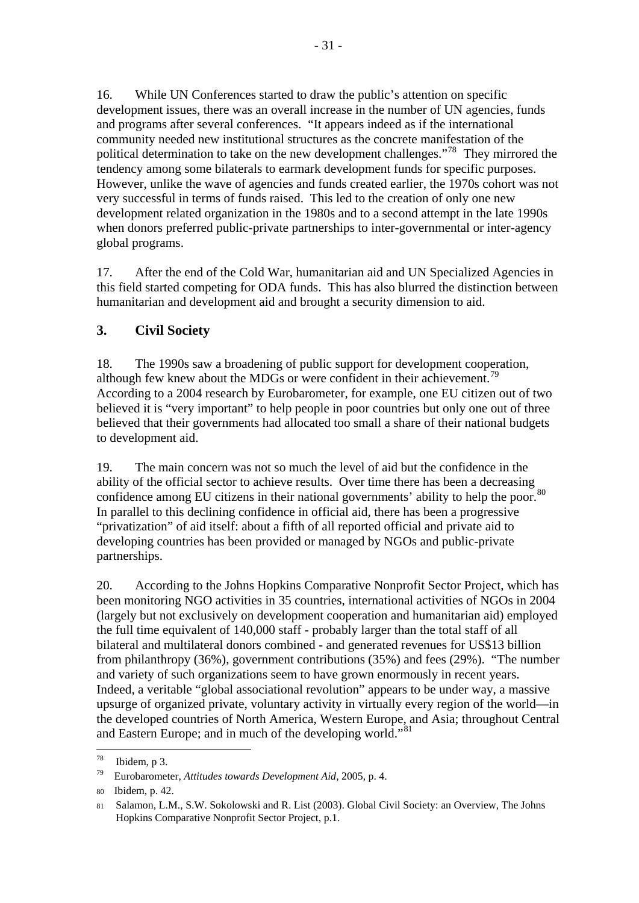16. While UN Conferences started to draw the public's attention on specific development issues, there was an overall increase in the number of UN agencies, funds and programs after several conferences. "It appears indeed as if the international community needed new institutional structures as the concrete manifestation of the political determination to take on the new development challenges."[78] They mirrored the tendency among some bilaterals to earmark development funds for specific purposes. However, unlike the wave of agencies and funds created earlier, the 1970s cohort was not very successful in terms of funds raised. This led to the creation of only one new development related organization in the 1980s and to a second attempt in the late 1990s when donors preferred public-private partnerships to inter-governmental or inter-agency global programs.

17. After the end of the Cold War, humanitarian aid and UN Specialized Agencies in this field started competing for ODA funds. This has also blurred the distinction between humanitarian and development aid and brought a security dimension to aid.

## 3. Civil Society

18. The 1990s saw a broadening of public support for development cooperation, although few knew about the MDGs or were confident in their achievement.[79] According to a 2004 research by Eurobarometer, for example, one EU citizen out of two believed it is "very important" to help people in poor countries but only one out of three believed that their governments had allocated too small a share of their national budgets to development aid.

19. The main concern was not so much the level of aid but the confidence in the ability of the official sector to achieve results. Over time there has been a decreasing confidence among EU citizens in their national governments' ability to help the poor.[80] In parallel to this declining confidence in official aid, there has been a progressive "privatization" of aid itself: about a fifth of all reported official and private aid to developing countries has been provided or managed by NGOs and public-private partnerships.

20. According to the Johns Hopkins Comparative Nonprofit Sector Project, which has been monitoring NGO activities in 35 countries, international activities of NGOs in 2004 (largely but not exclusively on development cooperation and humanitarian aid) employed the full time equivalent of 140,000 staff - probably larger than the total staff of all bilateral and multilateral donors combined - and generated revenues for US$13 billion from philanthropy (36%), government contributions (35%) and fees (29%). "The number and variety of such organizations seem to have grown enormously in recent years. Indeed, a veritable "global associational revolution" appears to be under way, a massive upsurge of organized private, voluntary activity in virtually every region of the world—in the developed countries of North America, Western Europe, and Asia; throughout Central and Eastern Europe; and in much of the developing world."[81]

---

[78] Ibidem, p 3.

[79] Eurobarometer, *Attitudes towards Development Aid*, 2005, p. 4.

[80] Ibidem, p. 42.

[81] Salamon, L.M., S.W. Sokolowski and R. List (2003). Global Civil Society: an Overview, The Johns Hopkins Comparative Nonprofit Sector Project, p.1.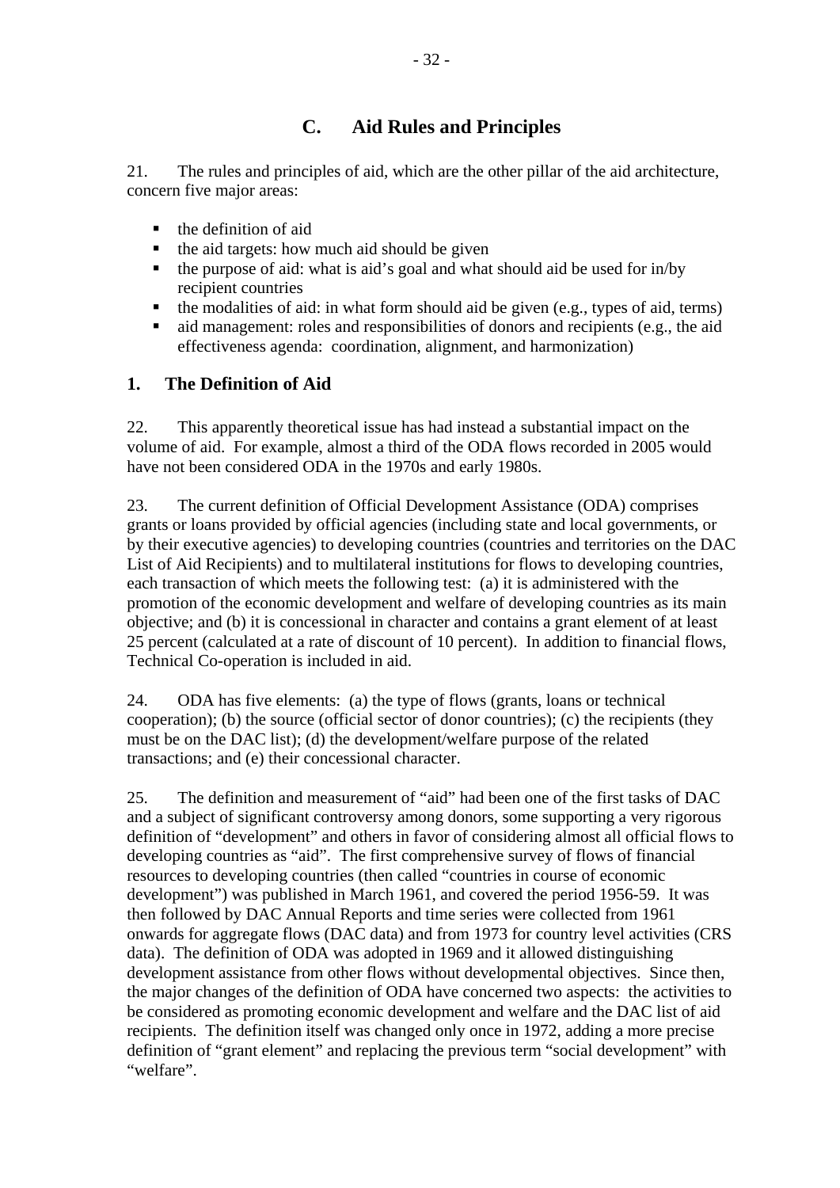## C. Aid Rules and Principles

21. The rules and principles of aid, which are the other pillar of the aid architecture, concern five major areas:

- the definition of aid
- the aid targets: how much aid should be given
- the purpose of aid: what is aid's goal and what should aid be used for in/by recipient countries
- the modalities of aid: in what form should aid be given (e.g., types of aid, terms)
- aid management: roles and responsibilities of donors and recipients (e.g., the aid effectiveness agenda: coordination, alignment, and harmonization)

### 1. The Definition of Aid

22. This apparently theoretical issue has had instead a substantial impact on the volume of aid. For example, almost a third of the ODA flows recorded in 2005 would have not been considered ODA in the 1970s and early 1980s.

23. The current definition of Official Development Assistance (ODA) comprises grants or loans provided by official agencies (including state and local governments, or by their executive agencies) to developing countries (countries and territories on the DAC List of Aid Recipients) and to multilateral institutions for flows to developing countries, each transaction of which meets the following test: (a) it is administered with the promotion of the economic development and welfare of developing countries as its main objective; and (b) it is concessional in character and contains a grant element of at least 25 percent (calculated at a rate of discount of 10 percent). In addition to financial flows, Technical Co-operation is included in aid.

24. ODA has five elements: (a) the type of flows (grants, loans or technical cooperation); (b) the source (official sector of donor countries); (c) the recipients (they must be on the DAC list); (d) the development/welfare purpose of the related transactions; and (e) their concessional character.

25. The definition and measurement of "aid" had been one of the first tasks of DAC and a subject of significant controversy among donors, some supporting a very rigorous definition of "development" and others in favor of considering almost all official flows to developing countries as "aid". The first comprehensive survey of flows of financial resources to developing countries (then called "countries in course of economic development") was published in March 1961, and covered the period 1956-59. It was then followed by DAC Annual Reports and time series were collected from 1961 onwards for aggregate flows (DAC data) and from 1973 for country level activities (CRS data). The definition of ODA was adopted in 1969 and it allowed distinguishing development assistance from other flows without developmental objectives. Since then, the major changes of the definition of ODA have concerned two aspects: the activities to be considered as promoting economic development and welfare and the DAC list of aid recipients. The definition itself was changed only once in 1972, adding a more precise definition of "grant element" and replacing the previous term "social development" with "welfare".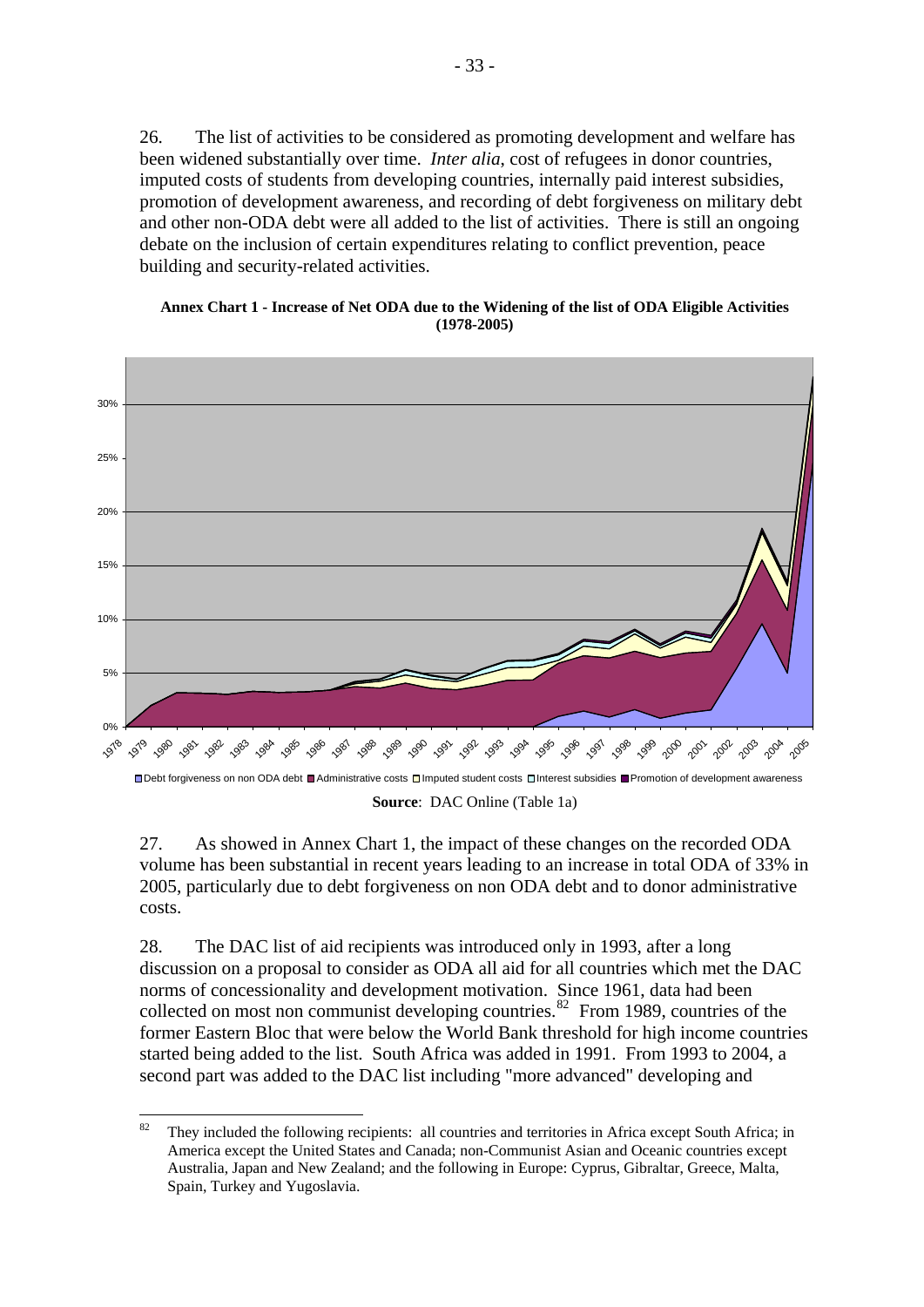26. The list of activities to be considered as promoting development and welfare has been widened substantially over time. *Inter alia*, cost of refugees in donor countries, imputed costs of students from developing countries, internally paid interest subsidies, promotion of development awareness, and recording of debt forgiveness on military debt and other non-ODA debt were all added to the list of activities. There is still an ongoing debate on the inclusion of certain expenditures relating to conflict prevention, peace building and security-related activities.

**Annex Chart 1 - Increase of Net ODA due to the Widening of the list of ODA Eligible Activities (1978-2005)**

**Source**: DAC Online (Table 1a)

27. As showed in Annex Chart 1, the impact of these changes on the recorded ODA volume has been substantial in recent years leading to an increase in total ODA of 33% in 2005, particularly due to debt forgiveness on non ODA debt and to donor administrative costs.

28. The DAC list of aid recipients was introduced only in 1993, after a long discussion on a proposal to consider as ODA all aid for all countries which met the DAC norms of concessionality and development motivation. Since 1961, data had been collected on most non communist developing countries.[82] From 1989, countries of the former Eastern Bloc that were below the World Bank threshold for high income countries started being added to the list. South Africa was added in 1991. From 1993 to 2004, a second part was added to the DAC list including "more advanced" developing and

---

[82] They included the following recipients: all countries and territories in Africa except South Africa; in America except the United States and Canada; non-Communist Asian and Oceanic countries except Australia, Japan and New Zealand; and the following in Europe: Cyprus, Gibraltar, Greece, Malta, Spain, Turkey and Yugoslavia.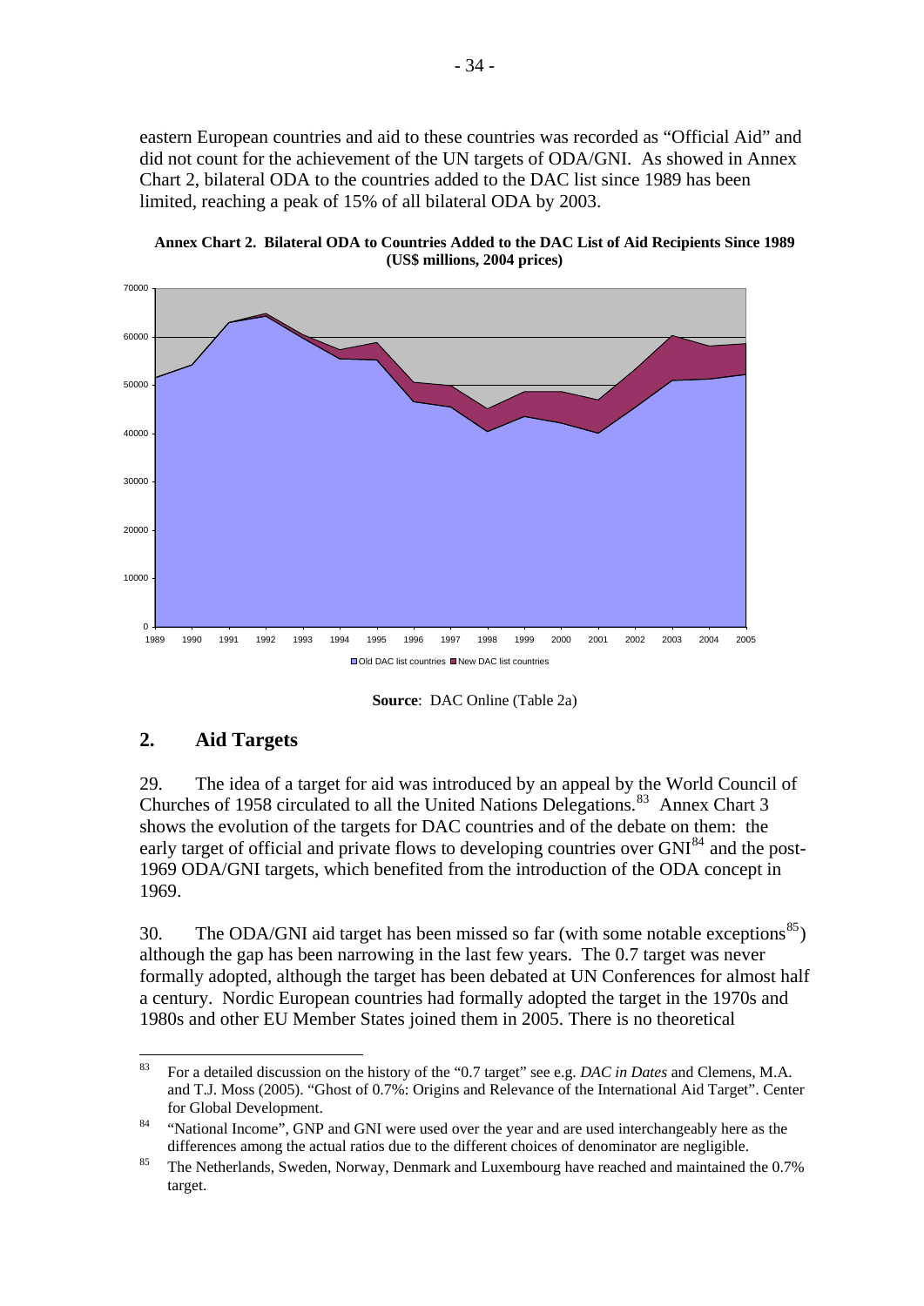eastern European countries and aid to these countries was recorded as "Official Aid" and did not count for the achievement of the UN targets of ODA/GNI. As showed in Annex Chart 2, bilateral ODA to the countries added to the DAC list since 1989 has been limited, reaching a peak of 15% of all bilateral ODA by 2003.

**Annex Chart 2. Bilateral ODA to Countries Added to the DAC List of Aid Recipients Since 1989 (US$ millions, 2004 prices)**

**Source**: DAC Online (Table 2a)

## 2. Aid Targets

29. The idea of a target for aid was introduced by an appeal by the World Council of Churches of 1958 circulated to all the United Nations Delegations.[83] Annex Chart 3 shows the evolution of the targets for DAC countries and of the debate on them: the early target of official and private flows to developing countries over GNI[84] and the post-1969 ODA/GNI targets, which benefited from the introduction of the ODA concept in 1969.

30. The ODA/GNI aid target has been missed so far (with some notable exceptions[85]) although the gap has been narrowing in the last few years. The 0.7 target was never formally adopted, although the target has been debated at UN Conferences for almost half a century. Nordic European countries had formally adopted the target in the 1970s and 1980s and other EU Member States joined them in 2005. There is no theoretical

---

[83] For a detailed discussion on the history of the "0.7 target" see e.g. *DAC in Dates* and Clemens, M.A. and T.J. Moss (2005). "Ghost of 0.7%: Origins and Relevance of the International Aid Target". Center for Global Development.

[84] "National Income", GNP and GNI were used over the year and are used interchangeably here as the differences among the actual ratios due to the different choices of denominator are negligible.

[85] The Netherlands, Sweden, Norway, Denmark and Luxembourg have reached and maintained the 0.7% target.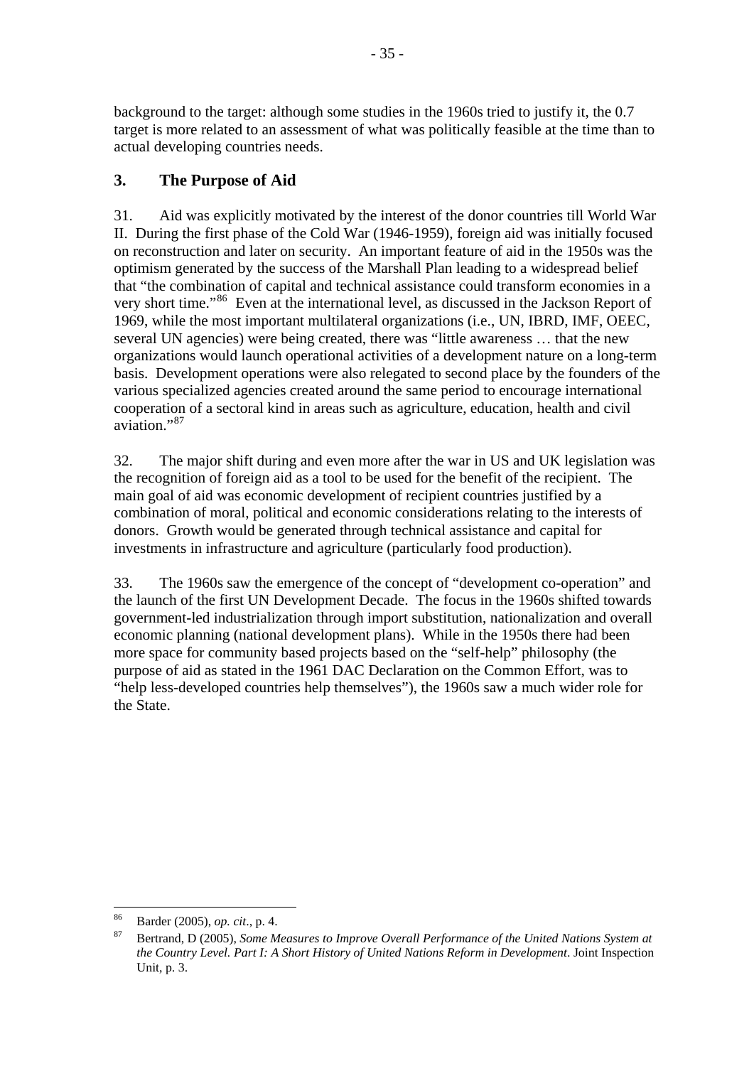background to the target: although some studies in the 1960s tried to justify it, the 0.7 target is more related to an assessment of what was politically feasible at the time than to actual developing countries needs.

## 3. The Purpose of Aid

31. Aid was explicitly motivated by the interest of the donor countries till World War II. During the first phase of the Cold War (1946-1959), foreign aid was initially focused on reconstruction and later on security. An important feature of aid in the 1950s was the optimism generated by the success of the Marshall Plan leading to a widespread belief that "the combination of capital and technical assistance could transform economies in a very short time."[86] Even at the international level, as discussed in the Jackson Report of 1969, while the most important multilateral organizations (i.e., UN, IBRD, IMF, OEEC, several UN agencies) were being created, there was "little awareness … that the new organizations would launch operational activities of a development nature on a long-term basis. Development operations were also relegated to second place by the founders of the various specialized agencies created around the same period to encourage international cooperation of a sectoral kind in areas such as agriculture, education, health and civil aviation."[87]

32. The major shift during and even more after the war in US and UK legislation was the recognition of foreign aid as a tool to be used for the benefit of the recipient. The main goal of aid was economic development of recipient countries justified by a combination of moral, political and economic considerations relating to the interests of donors. Growth would be generated through technical assistance and capital for investments in infrastructure and agriculture (particularly food production).

33. The 1960s saw the emergence of the concept of "development co-operation" and the launch of the first UN Development Decade. The focus in the 1960s shifted towards government-led industrialization through import substitution, nationalization and overall economic planning (national development plans). While in the 1950s there had been more space for community based projects based on the "self-help" philosophy (the purpose of aid as stated in the 1961 DAC Declaration on the Common Effort, was to "help less-developed countries help themselves"), the 1960s saw a much wider role for the State.

---

[86] Barder (2005), *op. cit*., p. 4.

[87] Bertrand, D (2005), *Some Measures to Improve Overall Performance of the United Nations System at the Country Level. Part I: A Short History of United Nations Reform in Development*. Joint Inspection Unit, p. 3.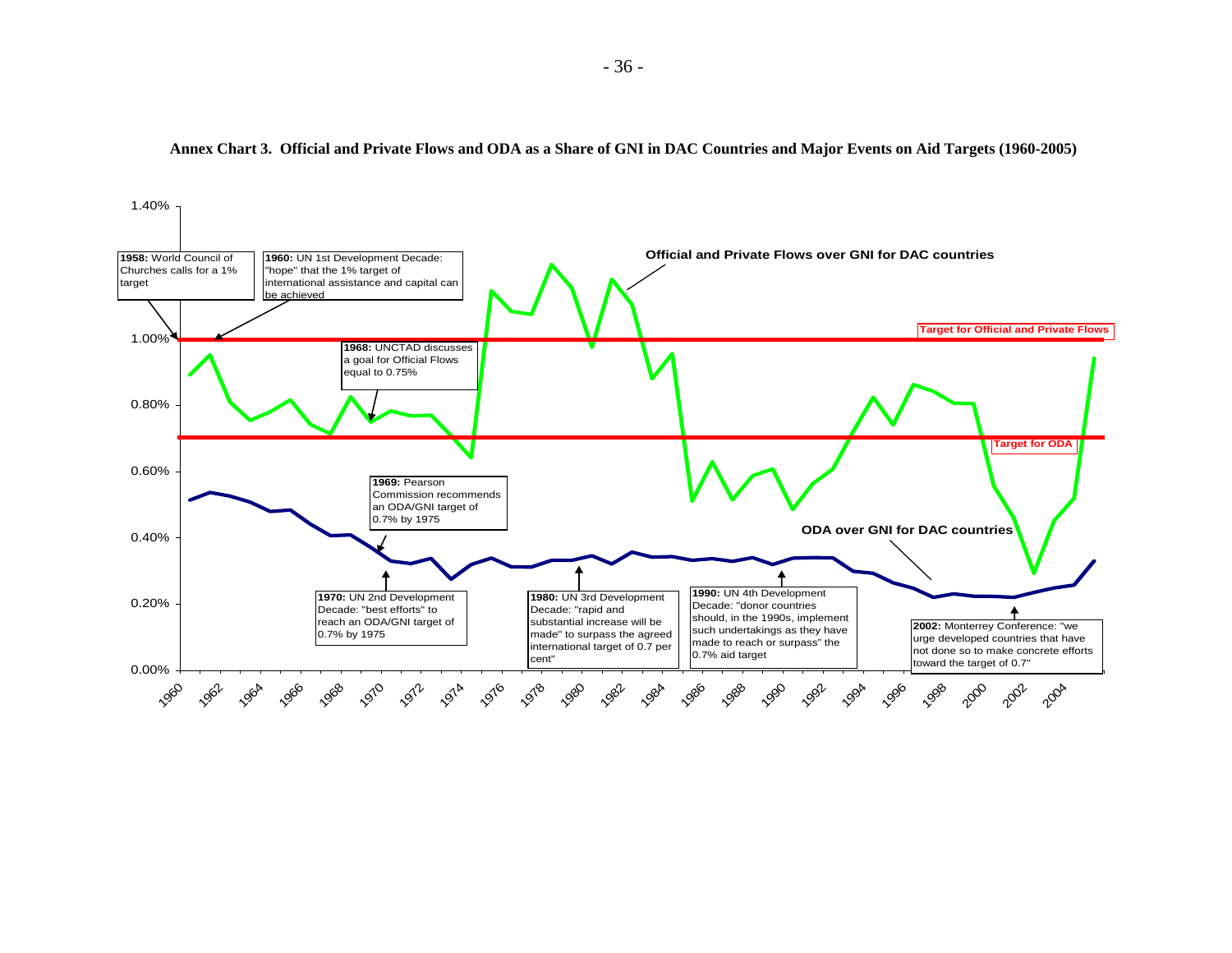**Annex Chart 3. Official and Private Flows and ODA as a Share of GNI in DAC Countries and Major Events on Aid Targets (1960-2005)**

Official and Private Flows over GNI for DAC countries

Target for Official and Private Flows

Target for ODA

ODA over GNI for DAC countries

**1958:** World Council of Churches calls for a 1% target

**1960:** UN 1st Development Decade: "hope" that the 1% target of international assistance and capital can be achieved

**1968:** UNCTAD discusses a goal for Official Flows equal to 0.75%

**1969:** Pearson Commission recommends an ODA/GNI target of 0.7% by 1975

**1970:** UN 2nd Development Decade: "best efforts" to reach an ODA/GNI target of 0.7% by 1975

**1980:** UN 3rd Development Decade: "rapid and substantial increase will be made" to surpass the agreed international target of 0.7 per cent"

**1990:** UN 4th Development Decade: "donor countries should, in the 1990s, implement such undertakings as they have made to reach or surpass" the 0.7% aid target

**2002:** Monterrey Conference: "we urge developed countries that have not done so to make concrete efforts toward the target of 0.7"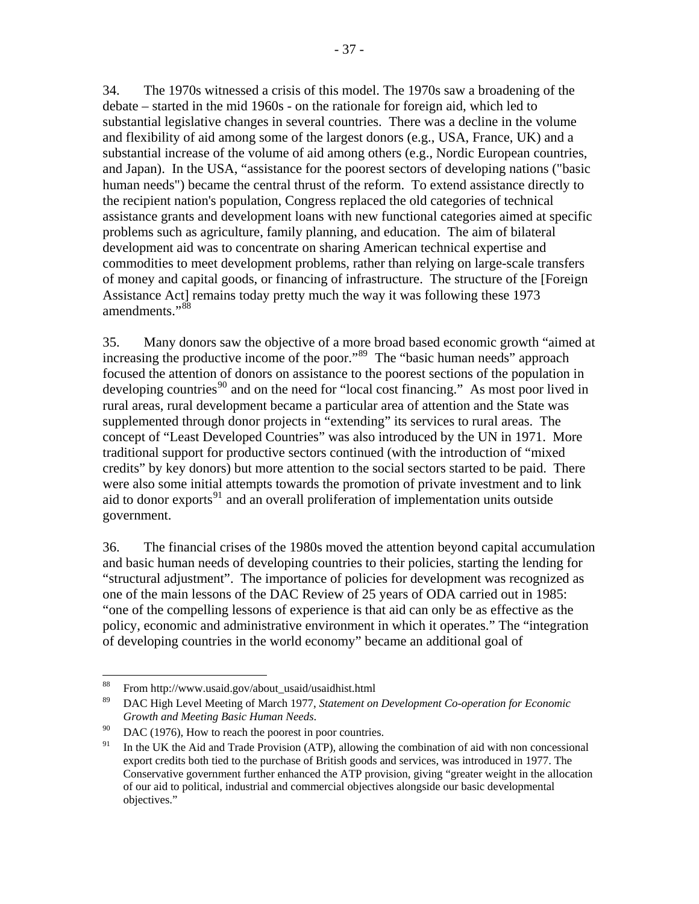34. The 1970s witnessed a crisis of this model. The 1970s saw a broadening of the debate – started in the mid 1960s - on the rationale for foreign aid, which led to substantial legislative changes in several countries. There was a decline in the volume and flexibility of aid among some of the largest donors (e.g., USA, France, UK) and a substantial increase of the volume of aid among others (e.g., Nordic European countries, and Japan). In the USA, "assistance for the poorest sectors of developing nations ("basic human needs") became the central thrust of the reform. To extend assistance directly to the recipient nation's population, Congress replaced the old categories of technical assistance grants and development loans with new functional categories aimed at specific problems such as agriculture, family planning, and education. The aim of bilateral development aid was to concentrate on sharing American technical expertise and commodities to meet development problems, rather than relying on large-scale transfers of money and capital goods, or financing of infrastructure. The structure of the [Foreign Assistance Act] remains today pretty much the way it was following these 1973 amendments."[88]

35. Many donors saw the objective of a more broad based economic growth "aimed at increasing the productive income of the poor."[89] The "basic human needs" approach focused the attention of donors on assistance to the poorest sections of the population in developing countries[90] and on the need for "local cost financing." As most poor lived in rural areas, rural development became a particular area of attention and the State was supplemented through donor projects in "extending" its services to rural areas. The concept of "Least Developed Countries" was also introduced by the UN in 1971. More traditional support for productive sectors continued (with the introduction of "mixed credits" by key donors) but more attention to the social sectors started to be paid. There were also some initial attempts towards the promotion of private investment and to link aid to donor exports[91] and an overall proliferation of implementation units outside government.

36. The financial crises of the 1980s moved the attention beyond capital accumulation and basic human needs of developing countries to their policies, starting the lending for "structural adjustment". The importance of policies for development was recognized as one of the main lessons of the DAC Review of 25 years of ODA carried out in 1985: "one of the compelling lessons of experience is that aid can only be as effective as the policy, economic and administrative environment in which it operates." The "integration of developing countries in the world economy" became an additional goal of

---

[88] From http://www.usaid.gov/about_usaid/usaidhist.html

[89] DAC High Level Meeting of March 1977, *Statement on Development Co-operation for Economic Growth and Meeting Basic Human Needs*.

[90] DAC (1976), How to reach the poorest in poor countries.

[91] In the UK the Aid and Trade Provision (ATP), allowing the combination of aid with non concessional export credits both tied to the purchase of British goods and services, was introduced in 1977. The Conservative government further enhanced the ATP provision, giving "greater weight in the allocation of our aid to political, industrial and commercial objectives alongside our basic developmental objectives."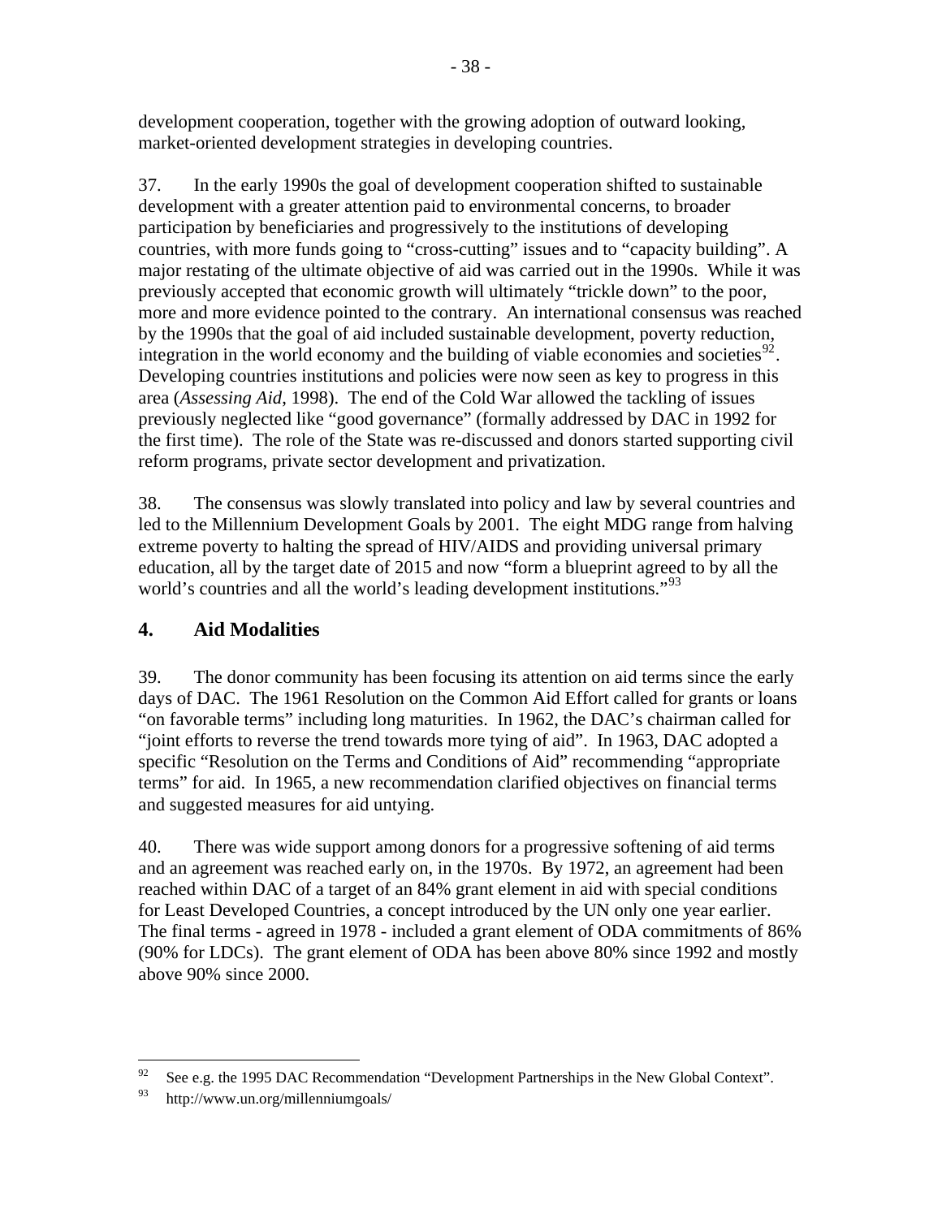development cooperation, together with the growing adoption of outward looking, market-oriented development strategies in developing countries.

37. In the early 1990s the goal of development cooperation shifted to sustainable development with a greater attention paid to environmental concerns, to broader participation by beneficiaries and progressively to the institutions of developing countries, with more funds going to "cross-cutting" issues and to "capacity building". A major restating of the ultimate objective of aid was carried out in the 1990s. While it was previously accepted that economic growth will ultimately "trickle down" to the poor, more and more evidence pointed to the contrary. An international consensus was reached by the 1990s that the goal of aid included sustainable development, poverty reduction, integration in the world economy and the building of viable economies and societies[92]. Developing countries institutions and policies were now seen as key to progress in this area (*Assessing Aid*, 1998). The end of the Cold War allowed the tackling of issues previously neglected like "good governance" (formally addressed by DAC in 1992 for the first time). The role of the State was re-discussed and donors started supporting civil reform programs, private sector development and privatization.

38. The consensus was slowly translated into policy and law by several countries and led to the Millennium Development Goals by 2001. The eight MDG range from halving extreme poverty to halting the spread of HIV/AIDS and providing universal primary education, all by the target date of 2015 and now "form a blueprint agreed to by all the world's countries and all the world's leading development institutions."[93]

## 4. Aid Modalities

39. The donor community has been focusing its attention on aid terms since the early days of DAC. The 1961 Resolution on the Common Aid Effort called for grants or loans "on favorable terms" including long maturities. In 1962, the DAC's chairman called for "joint efforts to reverse the trend towards more tying of aid". In 1963, DAC adopted a specific "Resolution on the Terms and Conditions of Aid" recommending "appropriate terms" for aid. In 1965, a new recommendation clarified objectives on financial terms and suggested measures for aid untying.

40. There was wide support among donors for a progressive softening of aid terms and an agreement was reached early on, in the 1970s. By 1972, an agreement had been reached within DAC of a target of an 84% grant element in aid with special conditions for Least Developed Countries, a concept introduced by the UN only one year earlier. The final terms - agreed in 1978 - included a grant element of ODA commitments of 86% (90% for LDCs). The grant element of ODA has been above 80% since 1992 and mostly above 90% since 2000.

---

[92] See e.g. the 1995 DAC Recommendation "Development Partnerships in the New Global Context".

[93] http://www.un.org/millenniumgoals/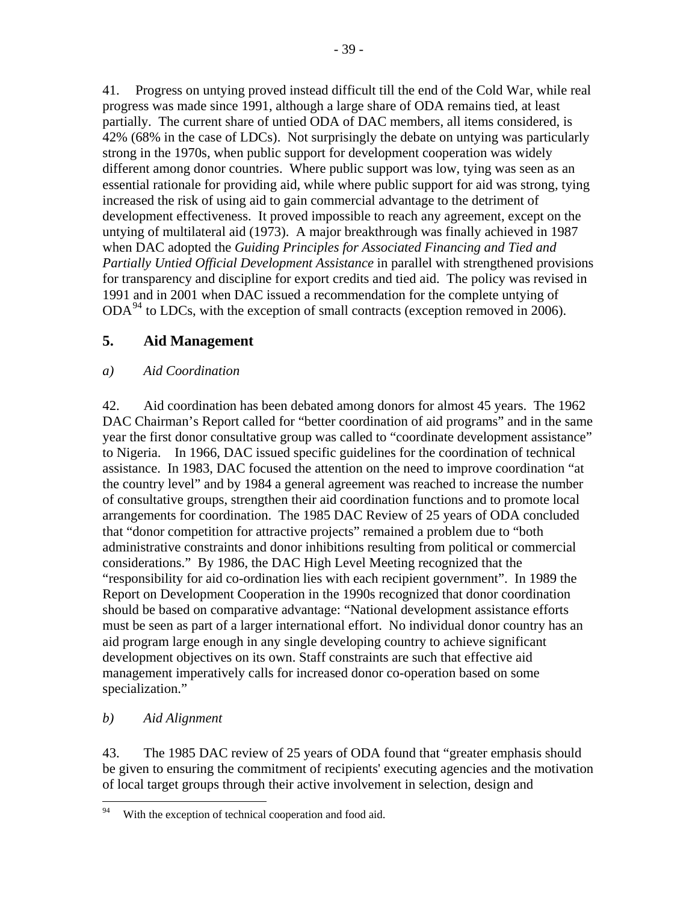41. Progress on untying proved instead difficult till the end of the Cold War, while real progress was made since 1991, although a large share of ODA remains tied, at least partially. The current share of untied ODA of DAC members, all items considered, is 42% (68% in the case of LDCs). Not surprisingly the debate on untying was particularly strong in the 1970s, when public support for development cooperation was widely different among donor countries. Where public support was low, tying was seen as an essential rationale for providing aid, while where public support for aid was strong, tying increased the risk of using aid to gain commercial advantage to the detriment of development effectiveness. It proved impossible to reach any agreement, except on the untying of multilateral aid (1973). A major breakthrough was finally achieved in 1987 when DAC adopted the *Guiding Principles for Associated Financing and Tied and Partially Untied Official Development Assistance* in parallel with strengthened provisions for transparency and discipline for export credits and tied aid. The policy was revised in 1991 and in 2001 when DAC issued a recommendation for the complete untying of ODA[94] to LDCs, with the exception of small contracts (exception removed in 2006).

## 5. Aid Management

### *a) Aid Coordination*

42. Aid coordination has been debated among donors for almost 45 years. The 1962 DAC Chairman's Report called for "better coordination of aid programs" and in the same year the first donor consultative group was called to "coordinate development assistance" to Nigeria. In 1966, DAC issued specific guidelines for the coordination of technical assistance. In 1983, DAC focused the attention on the need to improve coordination "at the country level" and by 1984 a general agreement was reached to increase the number of consultative groups, strengthen their aid coordination functions and to promote local arrangements for coordination. The 1985 DAC Review of 25 years of ODA concluded that "donor competition for attractive projects" remained a problem due to "both administrative constraints and donor inhibitions resulting from political or commercial considerations." By 1986, the DAC High Level Meeting recognized that the "responsibility for aid co-ordination lies with each recipient government". In 1989 the Report on Development Cooperation in the 1990s recognized that donor coordination should be based on comparative advantage: "National development assistance efforts must be seen as part of a larger international effort. No individual donor country has an aid program large enough in any single developing country to achieve significant development objectives on its own. Staff constraints are such that effective aid management imperatively calls for increased donor co-operation based on some specialization."

### *b) Aid Alignment*

43. The 1985 DAC review of 25 years of ODA found that "greater emphasis should be given to ensuring the commitment of recipients' executing agencies and the motivation of local target groups through their active involvement in selection, design and

---

[94] With the exception of technical cooperation and food aid.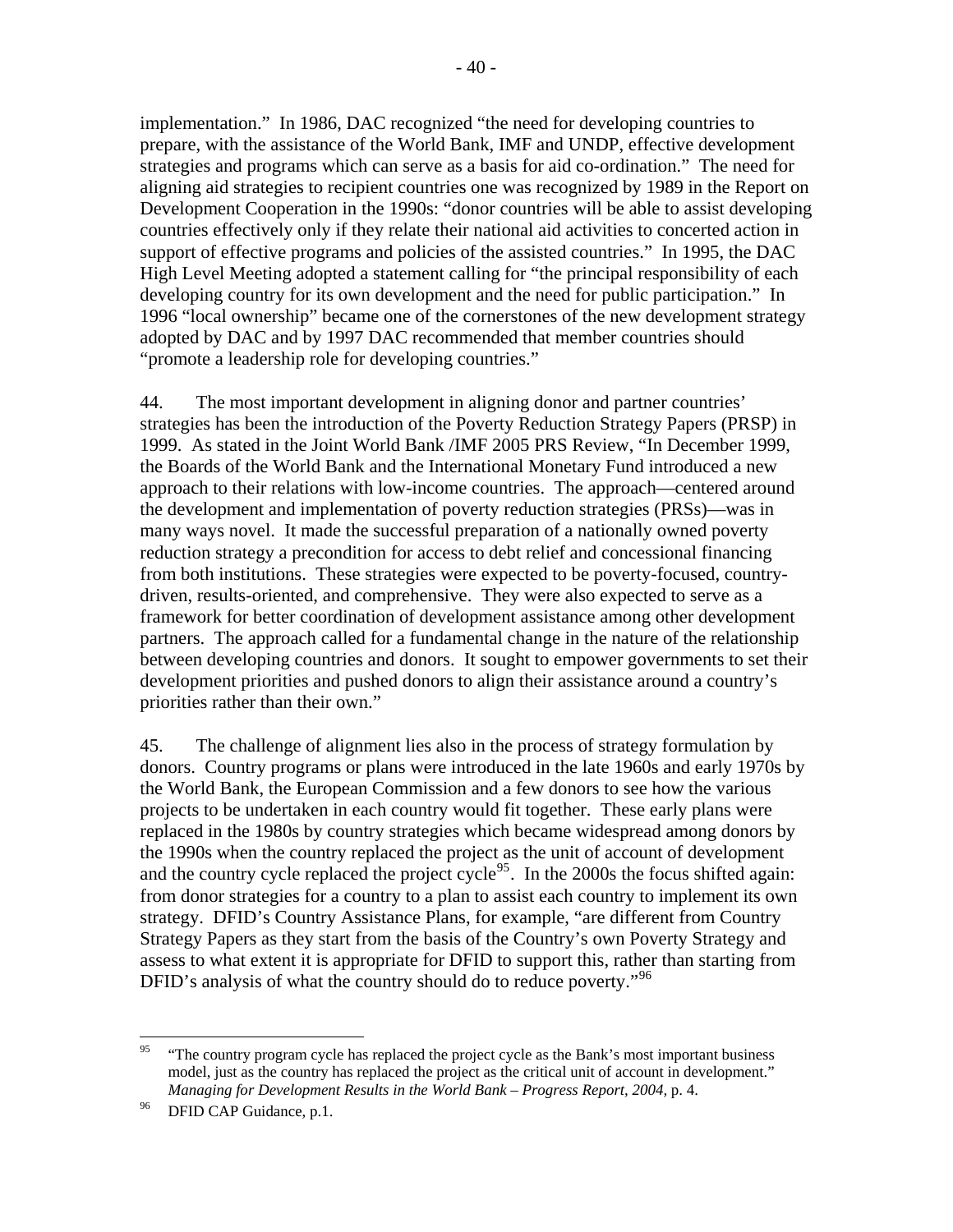implementation." In 1986, DAC recognized "the need for developing countries to prepare, with the assistance of the World Bank, IMF and UNDP, effective development strategies and programs which can serve as a basis for aid co-ordination." The need for aligning aid strategies to recipient countries one was recognized by 1989 in the Report on Development Cooperation in the 1990s: "donor countries will be able to assist developing countries effectively only if they relate their national aid activities to concerted action in support of effective programs and policies of the assisted countries." In 1995, the DAC High Level Meeting adopted a statement calling for "the principal responsibility of each developing country for its own development and the need for public participation." In 1996 "local ownership" became one of the cornerstones of the new development strategy adopted by DAC and by 1997 DAC recommended that member countries should "promote a leadership role for developing countries."

44. The most important development in aligning donor and partner countries' strategies has been the introduction of the Poverty Reduction Strategy Papers (PRSP) in 1999. As stated in the Joint World Bank /IMF 2005 PRS Review, "In December 1999, the Boards of the World Bank and the International Monetary Fund introduced a new approach to their relations with low-income countries. The approach—centered around the development and implementation of poverty reduction strategies (PRSs)—was in many ways novel. It made the successful preparation of a nationally owned poverty reduction strategy a precondition for access to debt relief and concessional financing from both institutions. These strategies were expected to be poverty-focused, country-driven, results-oriented, and comprehensive. They were also expected to serve as a framework for better coordination of development assistance among other development partners. The approach called for a fundamental change in the nature of the relationship between developing countries and donors. It sought to empower governments to set their development priorities and pushed donors to align their assistance around a country's priorities rather than their own."

45. The challenge of alignment lies also in the process of strategy formulation by donors. Country programs or plans were introduced in the late 1960s and early 1970s by the World Bank, the European Commission and a few donors to see how the various projects to be undertaken in each country would fit together. These early plans were replaced in the 1980s by country strategies which became widespread among donors by the 1990s when the country replaced the project as the unit of account of development and the country cycle replaced the project cycle[95]. In the 2000s the focus shifted again: from donor strategies for a country to a plan to assist each country to implement its own strategy. DFID's Country Assistance Plans, for example, "are different from Country Strategy Papers as they start from the basis of the Country's own Poverty Strategy and assess to what extent it is appropriate for DFID to support this, rather than starting from DFID's analysis of what the country should do to reduce poverty."[96]

---

[95] "The country program cycle has replaced the project cycle as the Bank's most important business model, just as the country has replaced the project as the critical unit of account in development." *Managing for Development Results in the World Bank – Progress Report, 2004*, p. 4.

[96] DFID CAP Guidance, p.1.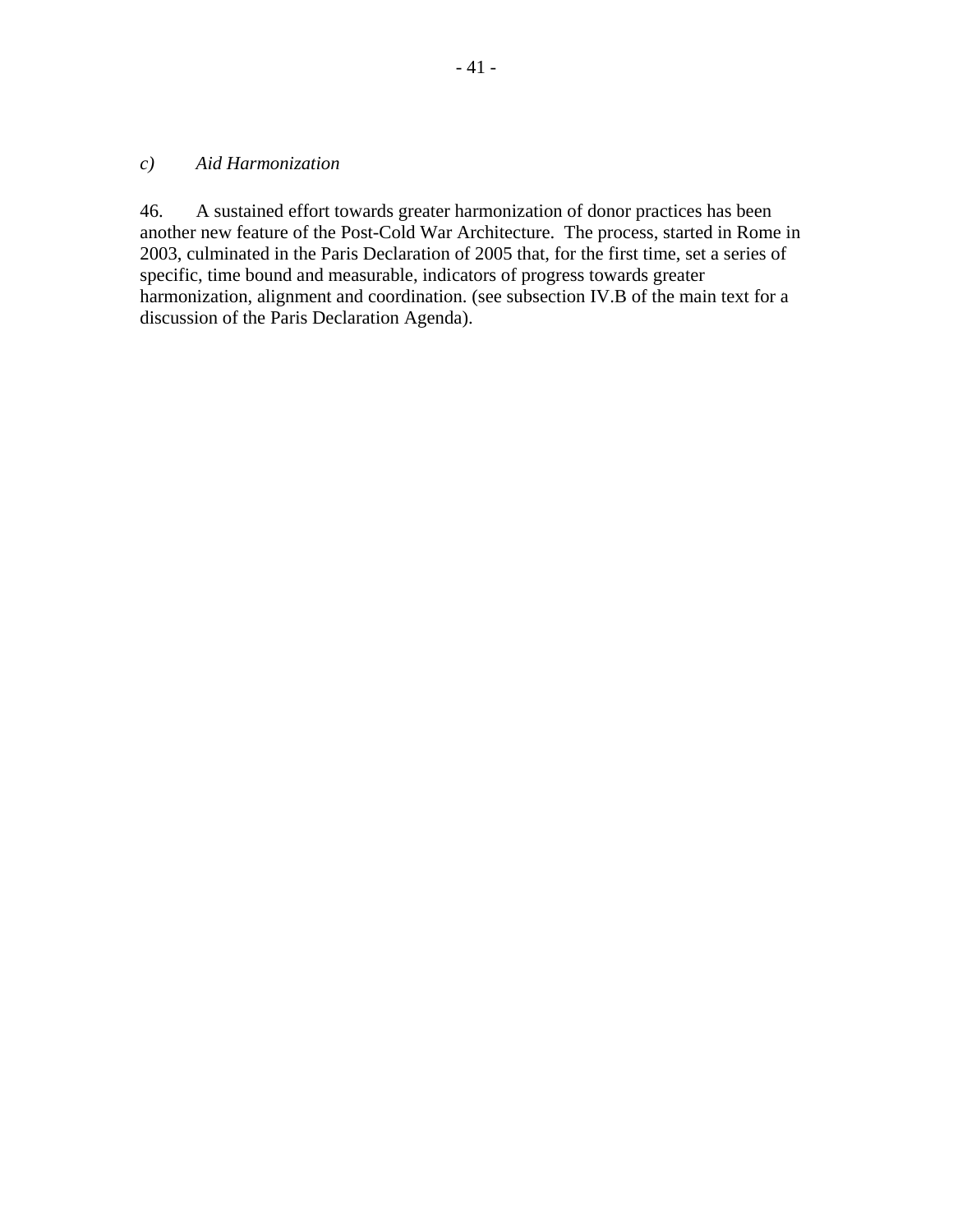### *c) Aid Harmonization*

46. A sustained effort towards greater harmonization of donor practices has been another new feature of the Post-Cold War Architecture. The process, started in Rome in 2003, culminated in the Paris Declaration of 2005 that, for the first time, set a series of specific, time bound and measurable, indicators of progress towards greater harmonization, alignment and coordination. (see subsection IV.B of the main text for a discussion of the Paris Declaration Agenda).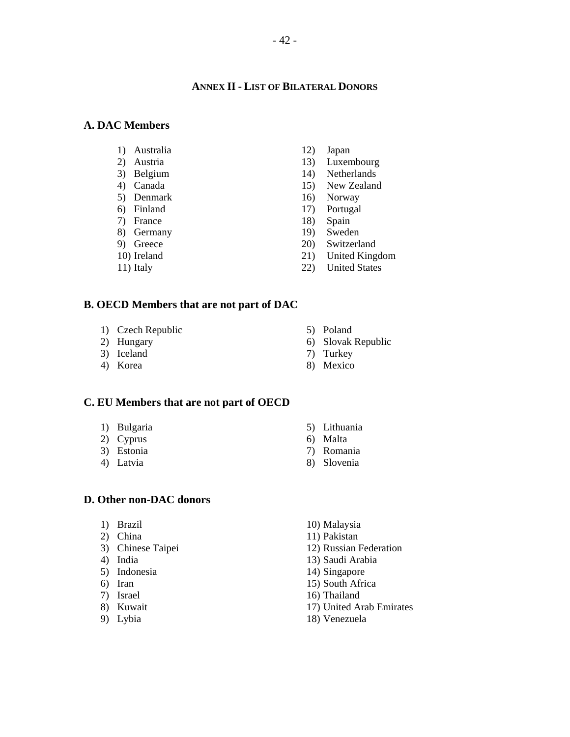## Annex II - List of Bilateral Donors

### A. DAC Members

1) Australia
2) Austria
3) Belgium
4) Canada
5) Denmark
6) Finland
7) France
8) Germany
9) Greece
10) Ireland
11) Italy
12) Japan
13) Luxembourg
14) Netherlands
15) New Zealand
16) Norway
17) Portugal
18) Spain
19) Sweden
20) Switzerland
21) United Kingdom
22) United States

### B. OECD Members that are not part of DAC

1) Czech Republic
2) Hungary
3) Iceland
4) Korea
5) Poland
6) Slovak Republic
7) Turkey
8) Mexico

### C. EU Members that are not part of OECD

1) Bulgaria
2) Cyprus
3) Estonia
4) Latvia
5) Lithuania
6) Malta
7) Romania
8) Slovenia

### D. Other non-DAC donors

1) Brazil
2) China
3) Chinese Taipei
4) India
5) Indonesia
6) Iran
7) Israel
8) Kuwait
9) Lybia
10) Malaysia
11) Pakistan
12) Russian Federation
13) Saudi Arabia
14) Singapore
15) South Africa
16) Thailand
17) United Arab Emirates
18) Venezuela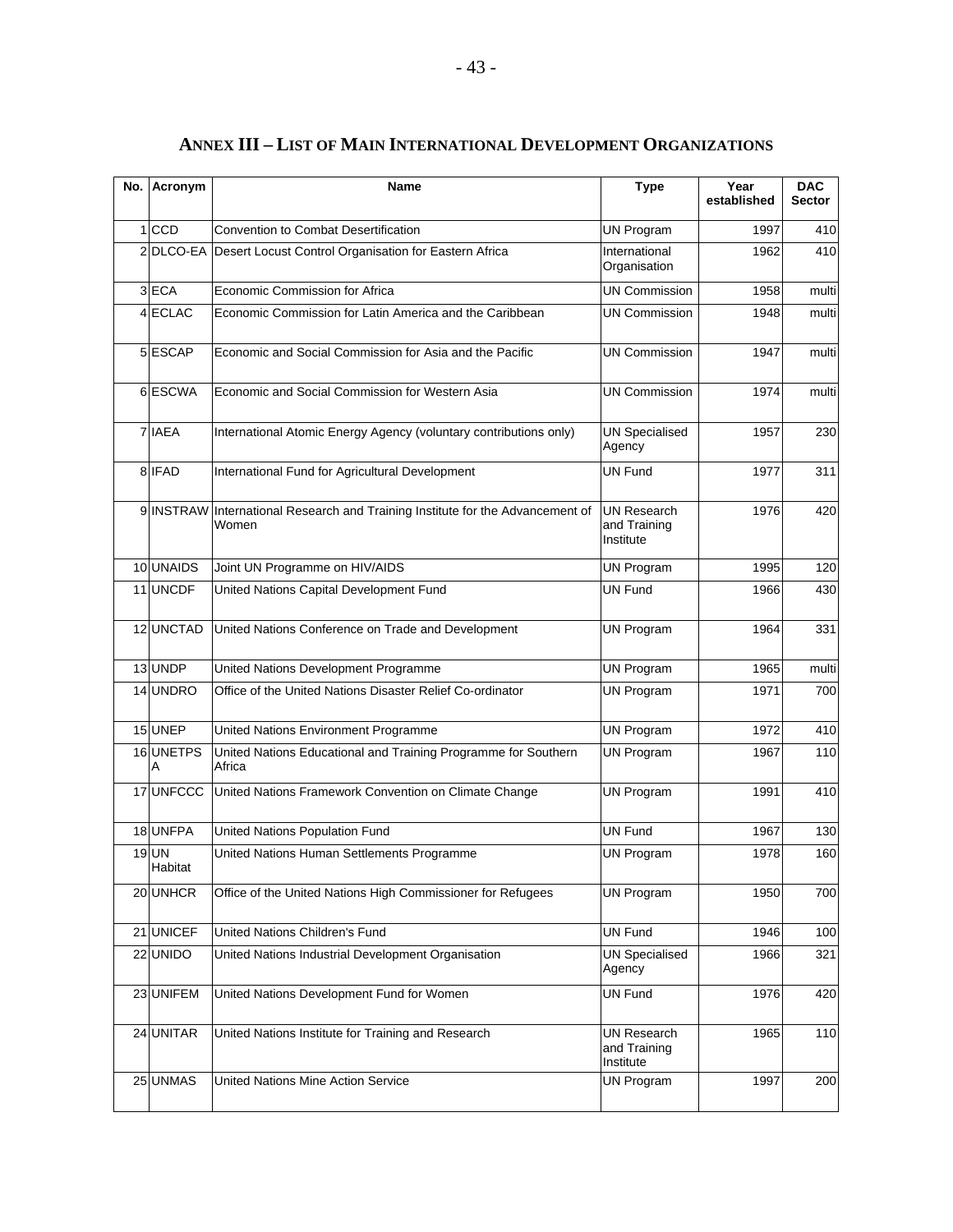## ANNEX III – LIST OF MAIN INTERNATIONAL DEVELOPMENT ORGANIZATIONS

| No. | Acronym | Name | Type | Year established | DAC Sector |
|---|---|---|---|---|---|
| 1 | CCD | Convention to Combat Desertification | UN Program | 1997 | 410 |
| 2 | DLCO-EA | Desert Locust Control Organisation for Eastern Africa | International Organisation | 1962 | 410 |
| 3 | ECA | Economic Commission for Africa | UN Commission | 1958 | multi |
| 4 | ECLAC | Economic Commission for Latin America and the Caribbean | UN Commission | 1948 | multi |
| 5 | ESCAP | Economic and Social Commission for Asia and the Pacific | UN Commission | 1947 | multi |
| 6 | ESCWA | Economic and Social Commission for Western Asia | UN Commission | 1974 | multi |
| 7 | IAEA | International Atomic Energy Agency (voluntary contributions only) | UN Specialised Agency | 1957 | 230 |
| 8 | IFAD | International Fund for Agricultural Development | UN Fund | 1977 | 311 |
| 9 | INSTRAW | International Research and Training Institute for the Advancement of Women | UN Research and Training Institute | 1976 | 420 |
| 10 | UNAIDS | Joint UN Programme on HIV/AIDS | UN Program | 1995 | 120 |
| 11 | UNCDF | United Nations Capital Development Fund | UN Fund | 1966 | 430 |
| 12 | UNCTAD | United Nations Conference on Trade and Development | UN Program | 1964 | 331 |
| 13 | UNDP | United Nations Development Programme | UN Program | 1965 | multi |
| 14 | UNDRO | Office of the United Nations Disaster Relief Co-ordinator | UN Program | 1971 | 700 |
| 15 | UNEP | United Nations Environment Programme | UN Program | 1972 | 410 |
| 16 | UNETPSA | United Nations Educational and Training Programme for Southern Africa | UN Program | 1967 | 110 |
| 17 | UNFCCC | United Nations Framework Convention on Climate Change | UN Program | 1991 | 410 |
| 18 | UNFPA | United Nations Population Fund | UN Fund | 1967 | 130 |
| 19 | UN Habitat | United Nations Human Settlements Programme | UN Program | 1978 | 160 |
| 20 | UNHCR | Office of the United Nations High Commissioner for Refugees | UN Program | 1950 | 700 |
| 21 | UNICEF | United Nations Children's Fund | UN Fund | 1946 | 100 |
| 22 | UNIDO | United Nations Industrial Development Organisation | UN Specialised Agency | 1966 | 321 |
| 23 | UNIFEM | United Nations Development Fund for Women | UN Fund | 1976 | 420 |
| 24 | UNITAR | United Nations Institute for Training and Research | UN Research and Training Institute | 1965 | 110 |
| 25 | UNMAS | United Nations Mine Action Service | UN Program | 1997 | 200 |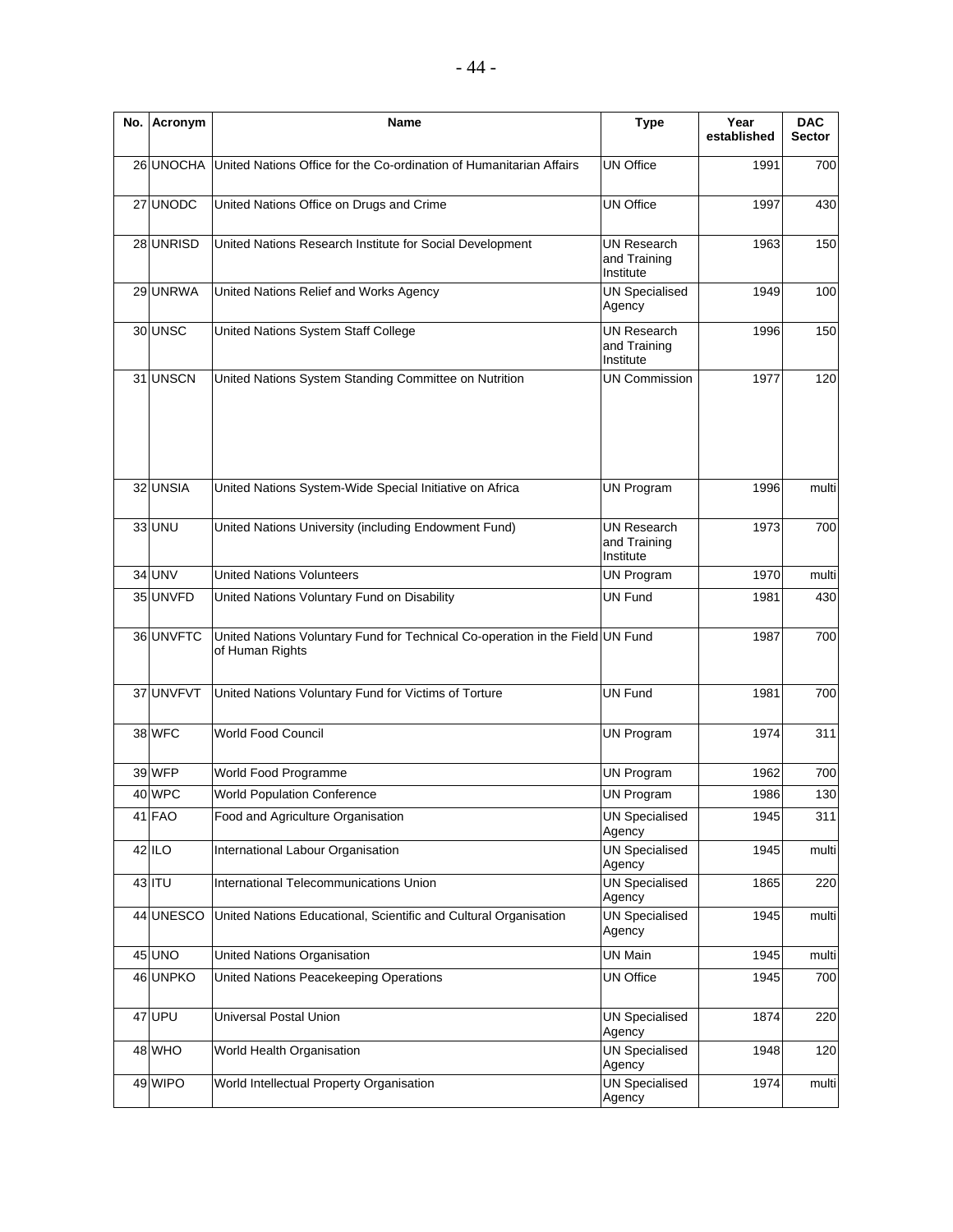| No. | Acronym | Name | Type | Year established | DAC Sector |
|---|---|---|---|---|---|
| 26 | UNOCHA | United Nations Office for the Co-ordination of Humanitarian Affairs | UN Office | 1991 | 700 |
| 27 | UNODC | United Nations Office on Drugs and Crime | UN Office | 1997 | 430 |
| 28 | UNRISD | United Nations Research Institute for Social Development | UN Research and Training Institute | 1963 | 150 |
| 29 | UNRWA | United Nations Relief and Works Agency | UN Specialised Agency | 1949 | 100 |
| 30 | UNSC | United Nations System Staff College | UN Research and Training Institute | 1996 | 150 |
| 31 | UNSCN | United Nations System Standing Committee on Nutrition | UN Commission | 1977 | 120 |
| 32 | UNSIA | United Nations System-Wide Special Initiative on Africa | UN Program | 1996 | multi |
| 33 | UNU | United Nations University (including Endowment Fund) | UN Research and Training Institute | 1973 | 700 |
| 34 | UNV | United Nations Volunteers | UN Program | 1970 | multi |
| 35 | UNVFD | United Nations Voluntary Fund on Disability | UN Fund | 1981 | 430 |
| 36 | UNVFTC | United Nations Voluntary Fund for Technical Co-operation in the Field of Human Rights | UN Fund | 1987 | 700 |
| 37 | UNVFVT | United Nations Voluntary Fund for Victims of Torture | UN Fund | 1981 | 700 |
| 38 | WFC | World Food Council | UN Program | 1974 | 311 |
| 39 | WFP | World Food Programme | UN Program | 1962 | 700 |
| 40 | WPC | World Population Conference | UN Program | 1986 | 130 |
| 41 | FAO | Food and Agriculture Organisation | UN Specialised Agency | 1945 | 311 |
| 42 | ILO | International Labour Organisation | UN Specialised Agency | 1945 | multi |
| 43 | ITU | International Telecommunications Union | UN Specialised Agency | 1865 | 220 |
| 44 | UNESCO | United Nations Educational, Scientific and Cultural Organisation | UN Specialised Agency | 1945 | multi |
| 45 | UNO | United Nations Organisation | UN Main | 1945 | multi |
| 46 | UNPKO | United Nations Peacekeeping Operations | UN Office | 1945 | 700 |
| 47 | UPU | Universal Postal Union | UN Specialised Agency | 1874 | 220 |
| 48 | WHO | World Health Organisation | UN Specialised Agency | 1948 | 120 |
| 49 | WIPO | World Intellectual Property Organisation | UN Specialised Agency | 1974 | multi |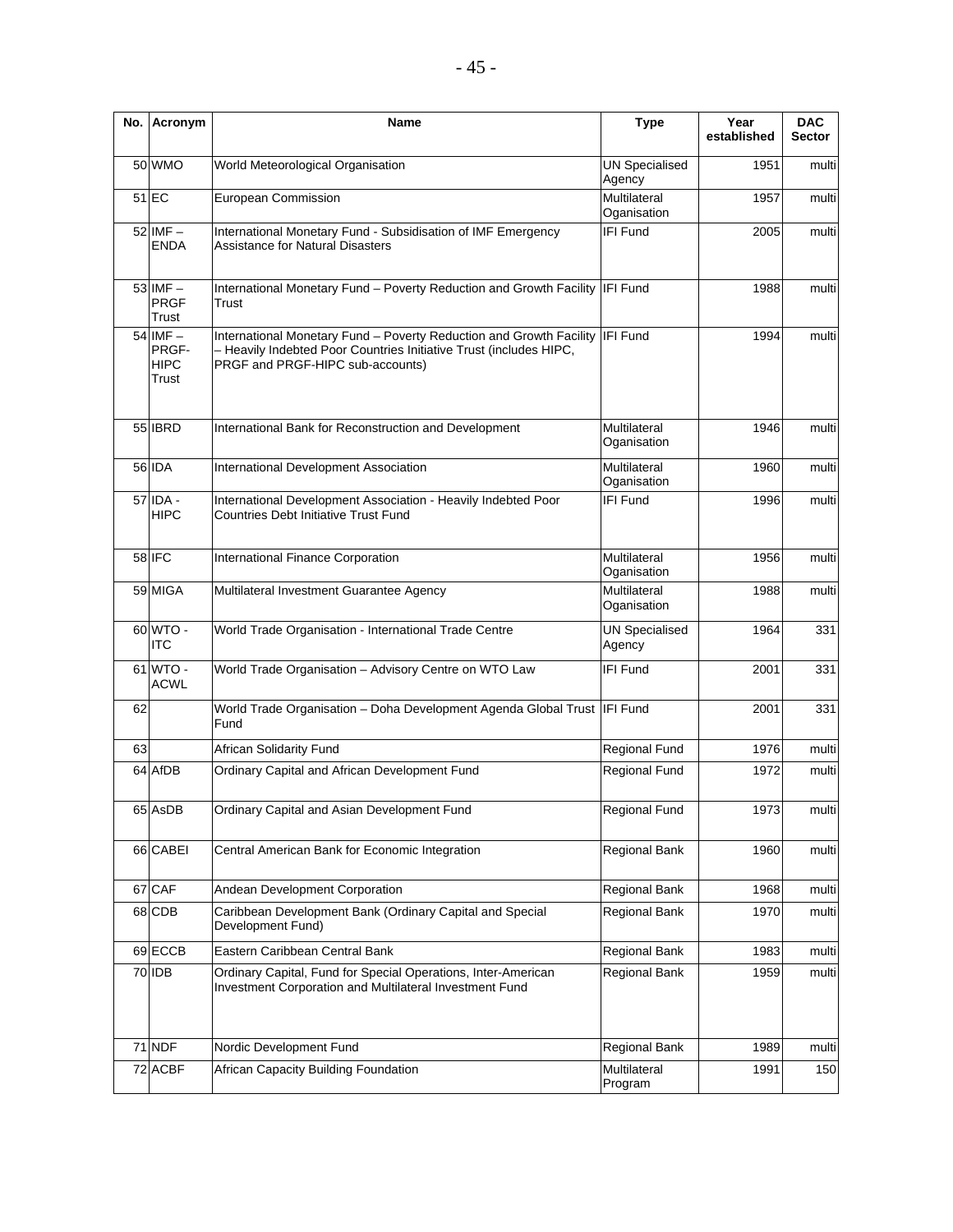| No. | Acronym | Name | Type | Year established | DAC Sector |
|---|---|---|---|---|---|
| 50 | WMO | World Meteorological Organisation | UN Specialised Agency | 1951 | multi |
| 51 | EC | European Commission | Multilateral Oganisation | 1957 | multi |
| 52 | IMF – ENDA | International Monetary Fund - Subsidisation of IMF Emergency Assistance for Natural Disasters | IFI Fund | 2005 | multi |
| 53 | IMF – PRGF Trust | International Monetary Fund – Poverty Reduction and Growth Facility Trust | IFI Fund | 1988 | multi |
| 54 | IMF – PRGF-HIPC Trust | International Monetary Fund – Poverty Reduction and Growth Facility – Heavily Indebted Poor Countries Initiative Trust (includes HIPC, PRGF and PRGF-HIPC sub-accounts) | IFI Fund | 1994 | multi |
| 55 | IBRD | International Bank for Reconstruction and Development | Multilateral Oganisation | 1946 | multi |
| 56 | IDA | International Development Association | Multilateral Oganisation | 1960 | multi |
| 57 | IDA - HIPC | International Development Association - Heavily Indebted Poor Countries Debt Initiative Trust Fund | IFI Fund | 1996 | multi |
| 58 | IFC | International Finance Corporation | Multilateral Oganisation | 1956 | multi |
| 59 | MIGA | Multilateral Investment Guarantee Agency | Multilateral Oganisation | 1988 | multi |
| 60 | WTO - ITC | World Trade Organisation - International Trade Centre | UN Specialised Agency | 1964 | 331 |
| 61 | WTO - ACWL | World Trade Organisation – Advisory Centre on WTO Law | IFI Fund | 2001 | 331 |
| 62 | | World Trade Organisation – Doha Development Agenda Global Trust Fund | IFI Fund | 2001 | 331 |
| 63 | | African Solidarity Fund | Regional Fund | 1976 | multi |
| 64 | AfDB | Ordinary Capital and African Development Fund | Regional Fund | 1972 | multi |
| 65 | AsDB | Ordinary Capital and Asian Development Fund | Regional Fund | 1973 | multi |
| 66 | CABEI | Central American Bank for Economic Integration | Regional Bank | 1960 | multi |
| 67 | CAF | Andean Development Corporation | Regional Bank | 1968 | multi |
| 68 | CDB | Caribbean Development Bank (Ordinary Capital and Special Development Fund) | Regional Bank | 1970 | multi |
| 69 | ECCB | Eastern Caribbean Central Bank | Regional Bank | 1983 | multi |
| 70 | IDB | Ordinary Capital, Fund for Special Operations, Inter-American Investment Corporation and Multilateral Investment Fund | Regional Bank | 1959 | multi |
| 71 | NDF | Nordic Development Fund | Regional Bank | 1989 | multi |
| 72 | ACBF | African Capacity Building Foundation | Multilateral Program | 1991 | 150 |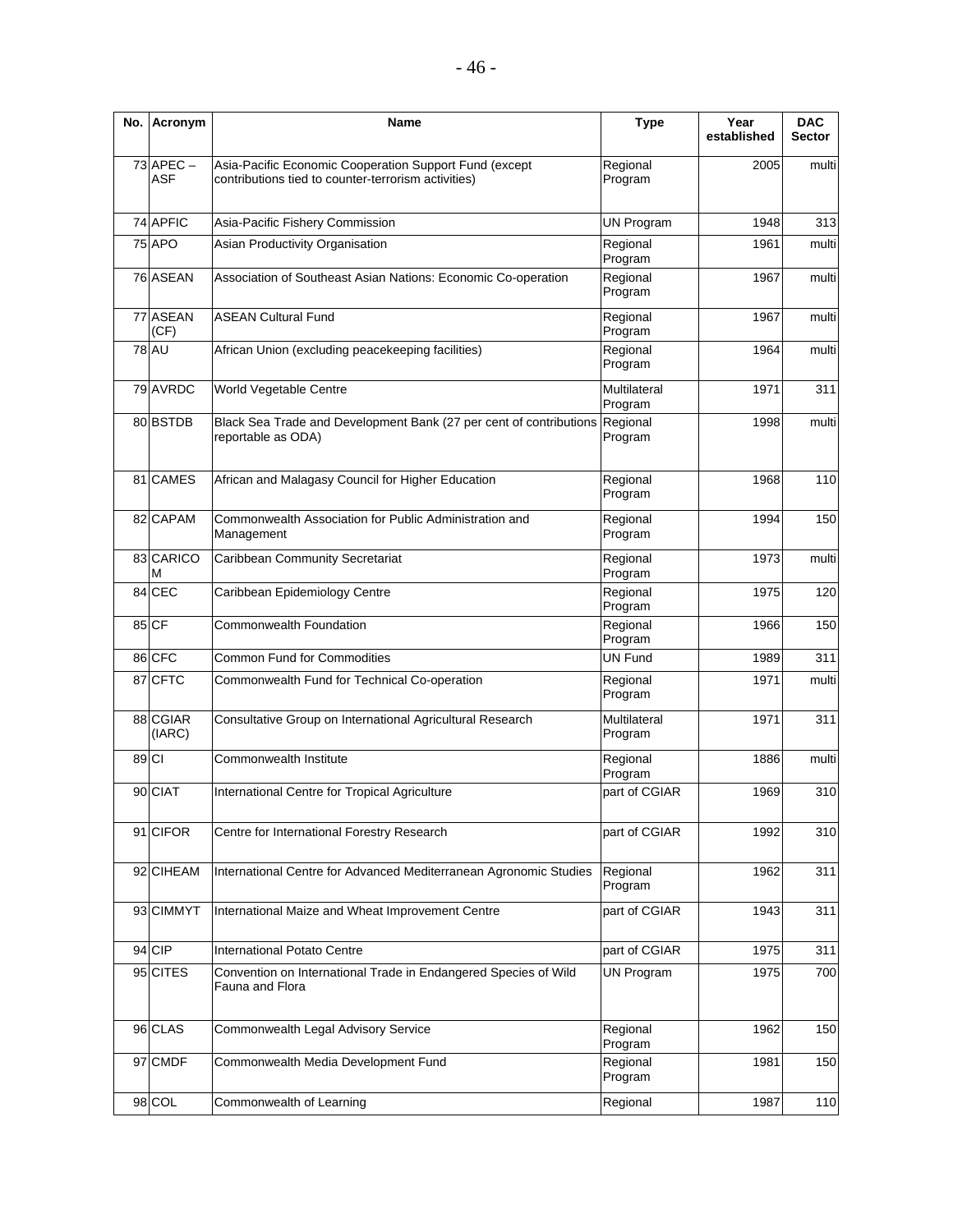| No. | Acronym | Name | Type | Year established | DAC Sector |
|---|---|---|---|---|---|
| 73 | APEC – ASF | Asia-Pacific Economic Cooperation Support Fund (except contributions tied to counter-terrorism activities) | Regional Program | 2005 | multi |
| 74 | APFIC | Asia-Pacific Fishery Commission | UN Program | 1948 | 313 |
| 75 | APO | Asian Productivity Organisation | Regional Program | 1961 | multi |
| 76 | ASEAN | Association of Southeast Asian Nations: Economic Co-operation | Regional Program | 1967 | multi |
| 77 | ASEAN (CF) | ASEAN Cultural Fund | Regional Program | 1967 | multi |
| 78 | AU | African Union (excluding peacekeeping facilities) | Regional Program | 1964 | multi |
| 79 | AVRDC | World Vegetable Centre | Multilateral Program | 1971 | 311 |
| 80 | BSTDB | Black Sea Trade and Development Bank (27 per cent of contributions reportable as ODA) | Regional Program | 1998 | multi |
| 81 | CAMES | African and Malagasy Council for Higher Education | Regional Program | 1968 | 110 |
| 82 | CAPAM | Commonwealth Association for Public Administration and Management | Regional Program | 1994 | 150 |
| 83 | CARICOM | Caribbean Community Secretariat | Regional Program | 1973 | multi |
| 84 | CEC | Caribbean Epidemiology Centre | Regional Program | 1975 | 120 |
| 85 | CF | Commonwealth Foundation | Regional Program | 1966 | 150 |
| 86 | CFC | Common Fund for Commodities | UN Fund | 1989 | 311 |
| 87 | CFTC | Commonwealth Fund for Technical Co-operation | Regional Program | 1971 | multi |
| 88 | CGIAR (IARC) | Consultative Group on International Agricultural Research | Multilateral Program | 1971 | 311 |
| 89 | CI | Commonwealth Institute | Regional Program | 1886 | multi |
| 90 | CIAT | International Centre for Tropical Agriculture | part of CGIAR | 1969 | 310 |
| 91 | CIFOR | Centre for International Forestry Research | part of CGIAR | 1992 | 310 |
| 92 | CIHEAM | International Centre for Advanced Mediterranean Agronomic Studies | Regional Program | 1962 | 311 |
| 93 | CIMMYT | International Maize and Wheat Improvement Centre | part of CGIAR | 1943 | 311 |
| 94 | CIP | International Potato Centre | part of CGIAR | 1975 | 311 |
| 95 | CITES | Convention on International Trade in Endangered Species of Wild Fauna and Flora | UN Program | 1975 | 700 |
| 96 | CLAS | Commonwealth Legal Advisory Service | Regional Program | 1962 | 150 |
| 97 | CMDF | Commonwealth Media Development Fund | Regional Program | 1981 | 150 |
| 98 | COL | Commonwealth of Learning | Regional | 1987 | 110 |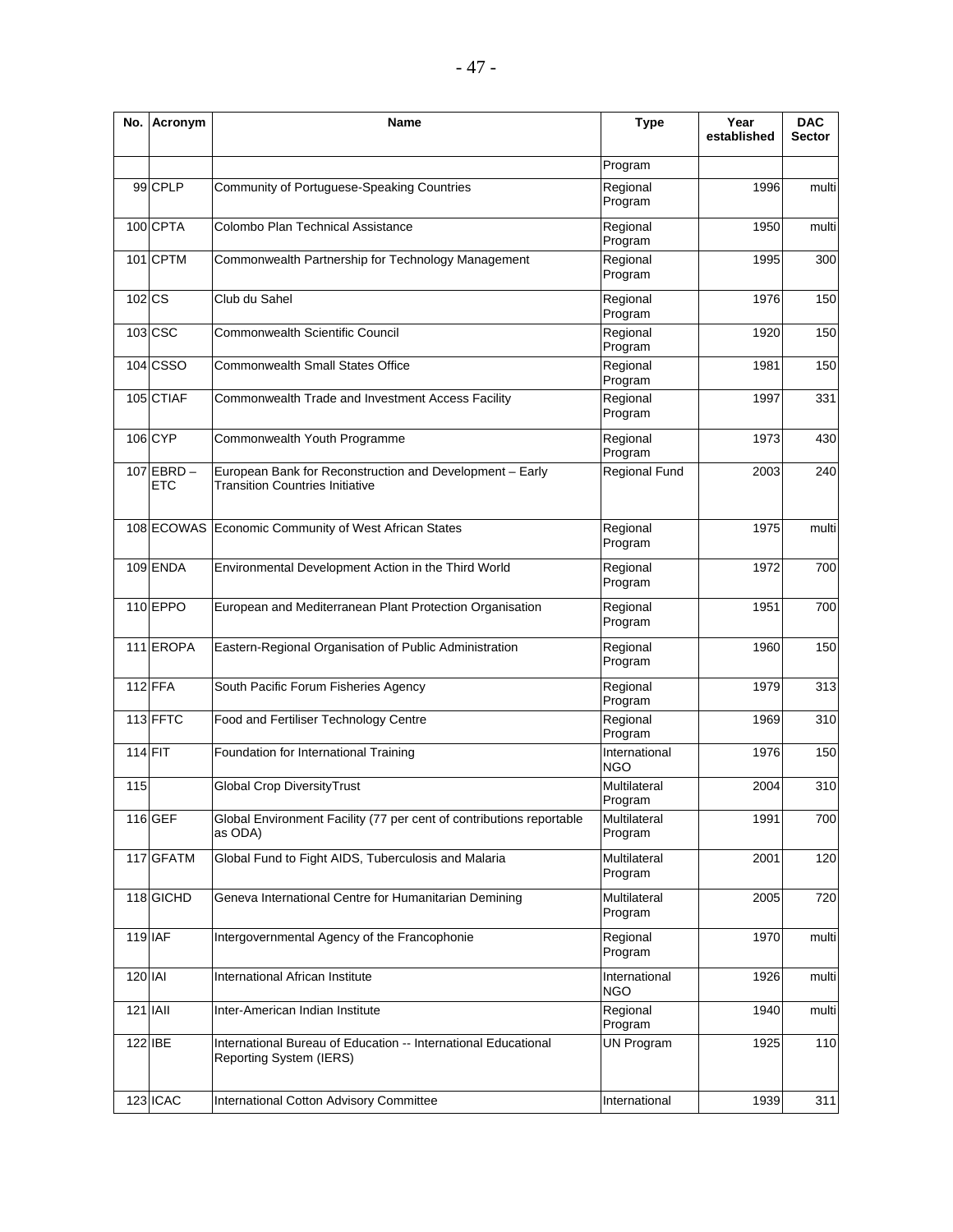| No. | Acronym | Name | Type | Year established | DAC Sector |
|---|---|---|---|---|---|
| | | | Program | | |
| 99 | CPLP | Community of Portuguese-Speaking Countries | Regional Program | 1996 | multi |
| 100 | CPTA | Colombo Plan Technical Assistance | Regional Program | 1950 | multi |
| 101 | CPTM | Commonwealth Partnership for Technology Management | Regional Program | 1995 | 300 |
| 102 | CS | Club du Sahel | Regional Program | 1976 | 150 |
| 103 | CSC | Commonwealth Scientific Council | Regional Program | 1920 | 150 |
| 104 | CSSO | Commonwealth Small States Office | Regional Program | 1981 | 150 |
| 105 | CTIAF | Commonwealth Trade and Investment Access Facility | Regional Program | 1997 | 331 |
| 106 | CYP | Commonwealth Youth Programme | Regional Program | 1973 | 430 |
| 107 | EBRD – ETC | European Bank for Reconstruction and Development – Early Transition Countries Initiative | Regional Fund | 2003 | 240 |
| 108 | ECOWAS | Economic Community of West African States | Regional Program | 1975 | multi |
| 109 | ENDA | Environmental Development Action in the Third World | Regional Program | 1972 | 700 |
| 110 | EPPO | European and Mediterranean Plant Protection Organisation | Regional Program | 1951 | 700 |
| 111 | EROPA | Eastern-Regional Organisation of Public Administration | Regional Program | 1960 | 150 |
| 112 | FFA | South Pacific Forum Fisheries Agency | Regional Program | 1979 | 313 |
| 113 | FFTC | Food and Fertiliser Technology Centre | Regional Program | 1969 | 310 |
| 114 | FIT | Foundation for International Training | International NGO | 1976 | 150 |
| 115 | | Global Crop DiversityTrust | Multilateral Program | 2004 | 310 |
| 116 | GEF | Global Environment Facility (77 per cent of contributions reportable as ODA) | Multilateral Program | 1991 | 700 |
| 117 | GFATM | Global Fund to Fight AIDS, Tuberculosis and Malaria | Multilateral Program | 2001 | 120 |
| 118 | GICHD | Geneva International Centre for Humanitarian Demining | Multilateral Program | 2005 | 720 |
| 119 | IAF | Intergovernmental Agency of the Francophonie | Regional Program | 1970 | multi |
| 120 | IAI | International African Institute | International NGO | 1926 | multi |
| 121 | IAII | Inter-American Indian Institute | Regional Program | 1940 | multi |
| 122 | IBE | International Bureau of Education -- International Educational Reporting System (IERS) | UN Program | 1925 | 110 |
| 123 | ICAC | International Cotton Advisory Committee | International | 1939 | 311 |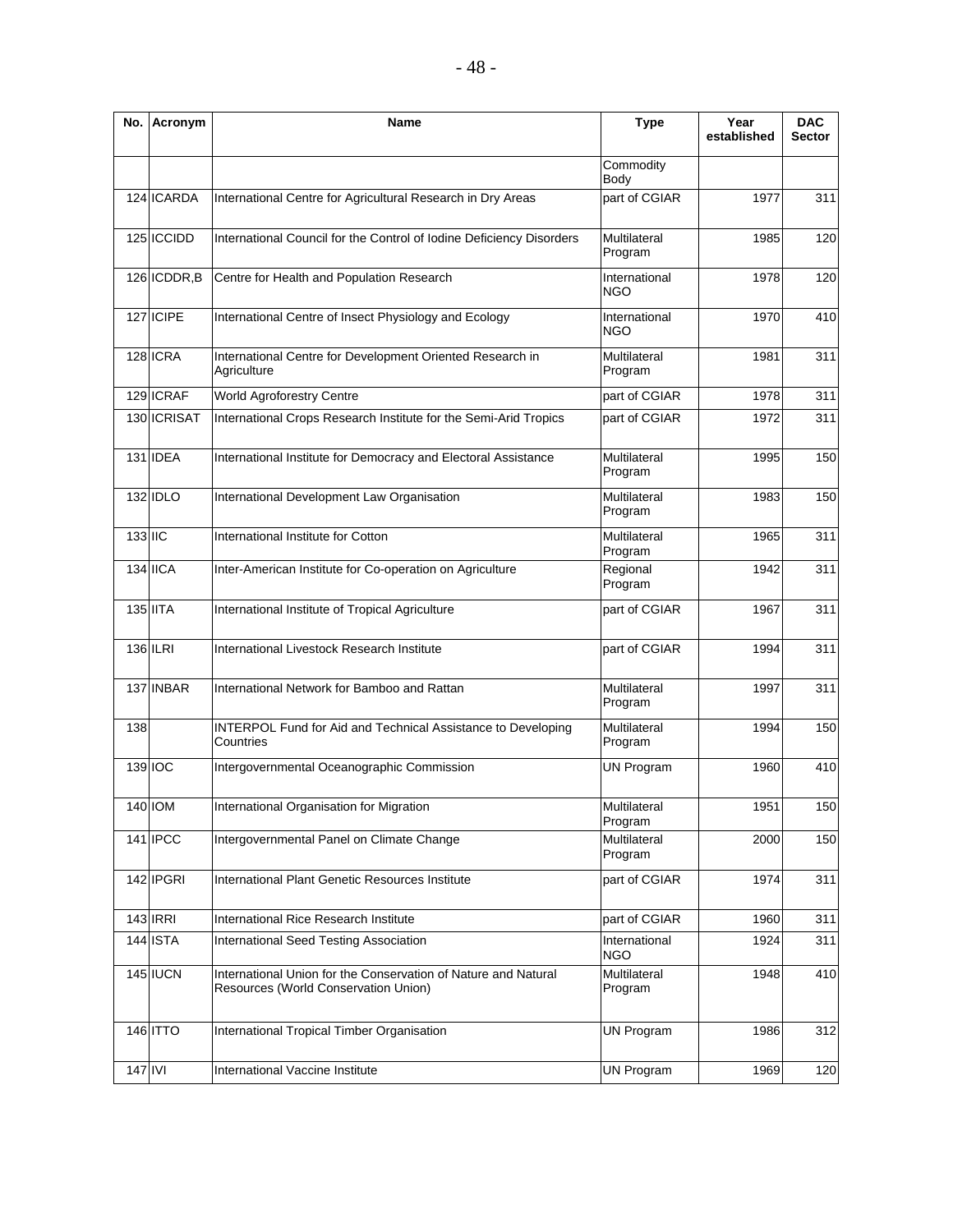| No. | Acronym | Name | Type | Year established | DAC Sector |
|---|---|---|---|---|---|
| | | | Commodity Body | | |
| 124 | ICARDA | International Centre for Agricultural Research in Dry Areas | part of CGIAR | 1977 | 311 |
| 125 | ICCIDD | International Council for the Control of Iodine Deficiency Disorders | Multilateral Program | 1985 | 120 |
| 126 | ICDDR,B | Centre for Health and Population Research | International NGO | 1978 | 120 |
| 127 | ICIPE | International Centre of Insect Physiology and Ecology | International NGO | 1970 | 410 |
| 128 | ICRA | International Centre for Development Oriented Research in Agriculture | Multilateral Program | 1981 | 311 |
| 129 | ICRAF | World Agroforestry Centre | part of CGIAR | 1978 | 311 |
| 130 | ICRISAT | International Crops Research Institute for the Semi-Arid Tropics | part of CGIAR | 1972 | 311 |
| 131 | IDEA | International Institute for Democracy and Electoral Assistance | Multilateral Program | 1995 | 150 |
| 132 | IDLO | International Development Law Organisation | Multilateral Program | 1983 | 150 |
| 133 | IIC | International Institute for Cotton | Multilateral Program | 1965 | 311 |
| 134 | IICA | Inter-American Institute for Co-operation on Agriculture | Regional Program | 1942 | 311 |
| 135 | IITA | International Institute of Tropical Agriculture | part of CGIAR | 1967 | 311 |
| 136 | ILRI | International Livestock Research Institute | part of CGIAR | 1994 | 311 |
| 137 | INBAR | International Network for Bamboo and Rattan | Multilateral Program | 1997 | 311 |
| 138 | | INTERPOL Fund for Aid and Technical Assistance to Developing Countries | Multilateral Program | 1994 | 150 |
| 139 | IOC | Intergovernmental Oceanographic Commission | UN Program | 1960 | 410 |
| 140 | IOM | International Organisation for Migration | Multilateral Program | 1951 | 150 |
| 141 | IPCC | Intergovernmental Panel on Climate Change | Multilateral Program | 2000 | 150 |
| 142 | IPGRI | International Plant Genetic Resources Institute | part of CGIAR | 1974 | 311 |
| 143 | IRRI | International Rice Research Institute | part of CGIAR | 1960 | 311 |
| 144 | ISTA | International Seed Testing Association | International NGO | 1924 | 311 |
| 145 | IUCN | International Union for the Conservation of Nature and Natural Resources (World Conservation Union) | Multilateral Program | 1948 | 410 |
| 146 | ITTO | International Tropical Timber Organisation | UN Program | 1986 | 312 |
| 147 | IVI | International Vaccine Institute | UN Program | 1969 | 120 |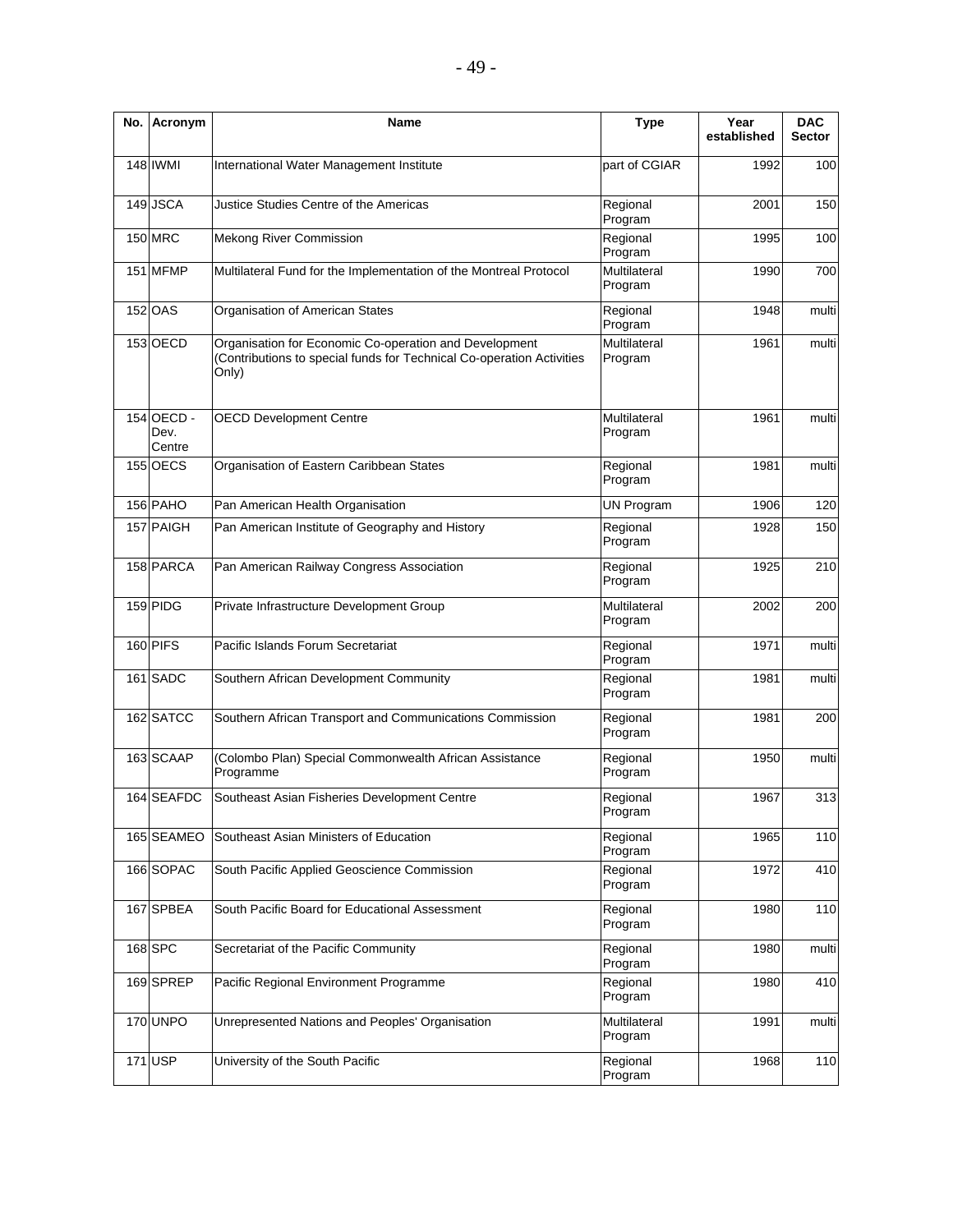| No. | Acronym | Name | Type | Year established | DAC Sector |
|---|---|---|---|---|---|
| 148 | IWMI | International Water Management Institute | part of CGIAR | 1992 | 100 |
| 149 | JSCA | Justice Studies Centre of the Americas | Regional Program | 2001 | 150 |
| 150 | MRC | Mekong River Commission | Regional Program | 1995 | 100 |
| 151 | MFMP | Multilateral Fund for the Implementation of the Montreal Protocol | Multilateral Program | 1990 | 700 |
| 152 | OAS | Organisation of American States | Regional Program | 1948 | multi |
| 153 | OECD | Organisation for Economic Co-operation and Development (Contributions to special funds for Technical Co-operation Activities Only) | Multilateral Program | 1961 | multi |
| 154 | OECD - Dev. Centre | OECD Development Centre | Multilateral Program | 1961 | multi |
| 155 | OECS | Organisation of Eastern Caribbean States | Regional Program | 1981 | multi |
| 156 | PAHO | Pan American Health Organisation | UN Program | 1906 | 120 |
| 157 | PAIGH | Pan American Institute of Geography and History | Regional Program | 1928 | 150 |
| 158 | PARCA | Pan American Railway Congress Association | Regional Program | 1925 | 210 |
| 159 | PIDG | Private Infrastructure Development Group | Multilateral Program | 2002 | 200 |
| 160 | PIFS | Pacific Islands Forum Secretariat | Regional Program | 1971 | multi |
| 161 | SADC | Southern African Development Community | Regional Program | 1981 | multi |
| 162 | SATCC | Southern African Transport and Communications Commission | Regional Program | 1981 | 200 |
| 163 | SCAAP | (Colombo Plan) Special Commonwealth African Assistance Programme | Regional Program | 1950 | multi |
| 164 | SEAFDC | Southeast Asian Fisheries Development Centre | Regional Program | 1967 | 313 |
| 165 | SEAMEO | Southeast Asian Ministers of Education | Regional Program | 1965 | 110 |
| 166 | SOPAC | South Pacific Applied Geoscience Commission | Regional Program | 1972 | 410 |
| 167 | SPBEA | South Pacific Board for Educational Assessment | Regional Program | 1980 | 110 |
| 168 | SPC | Secretariat of the Pacific Community | Regional Program | 1980 | multi |
| 169 | SPREP | Pacific Regional Environment Programme | Regional Program | 1980 | 410 |
| 170 | UNPO | Unrepresented Nations and Peoples' Organisation | Multilateral Program | 1991 | multi |
| 171 | USP | University of the South Pacific | Regional Program | 1968 | 110 |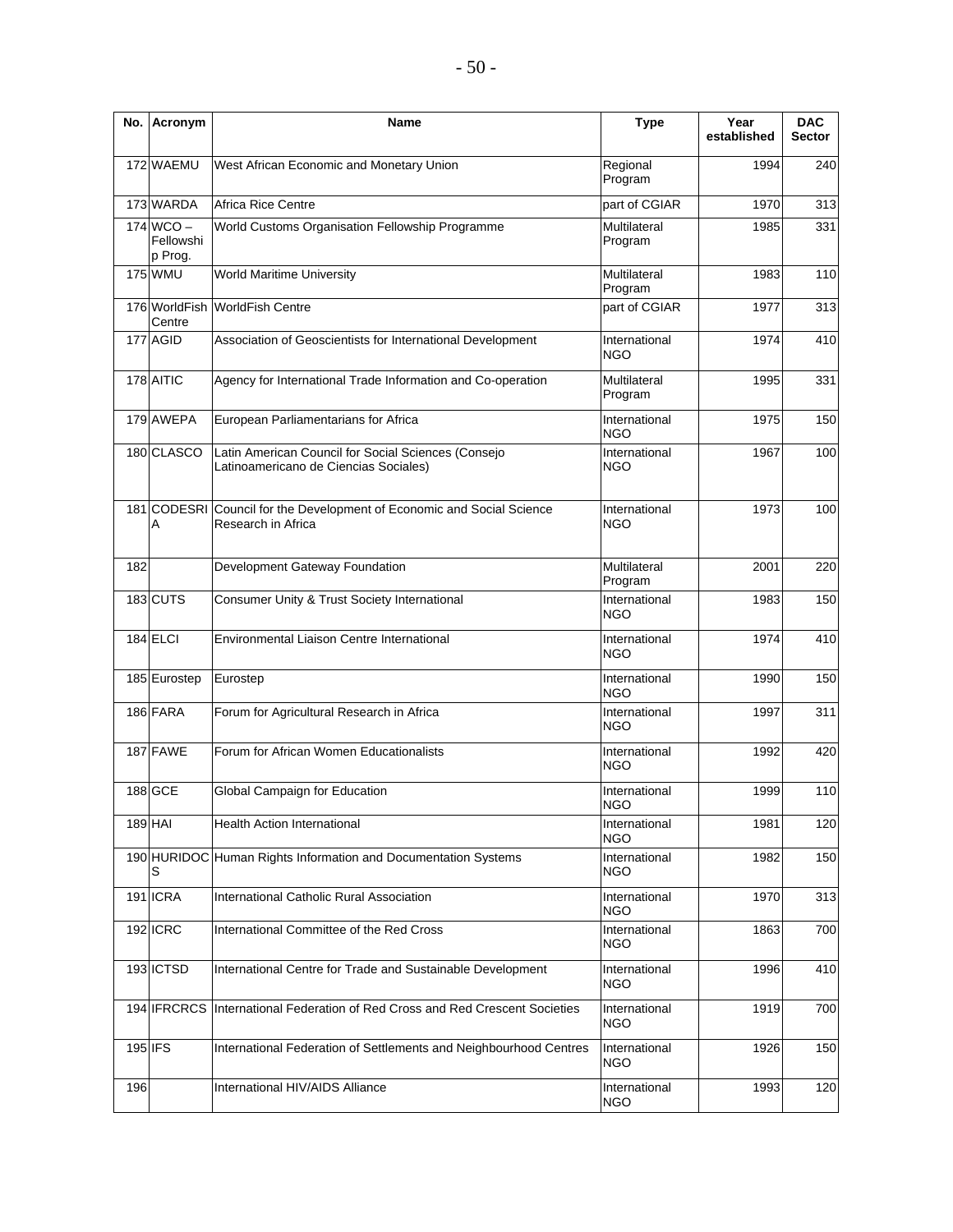| No. | Acronym | Name | Type | Year established | DAC Sector |
|---|---|---|---|---|---|
| 172 | WAEMU | West African Economic and Monetary Union | Regional Program | 1994 | 240 |
| 173 | WARDA | Africa Rice Centre | part of CGIAR | 1970 | 313 |
| 174 | WCO – Fellowship Prog. | World Customs Organisation Fellowship Programme | Multilateral Program | 1985 | 331 |
| 175 | WMU | World Maritime University | Multilateral Program | 1983 | 110 |
| 176 | WorldFish Centre | WorldFish Centre | part of CGIAR | 1977 | 313 |
| 177 | AGID | Association of Geoscientists for International Development | International NGO | 1974 | 410 |
| 178 | AITIC | Agency for International Trade Information and Co-operation | Multilateral Program | 1995 | 331 |
| 179 | AWEPA | European Parliamentarians for Africa | International NGO | 1975 | 150 |
| 180 | CLASCO | Latin American Council for Social Sciences (Consejo Latinoamericano de Ciencias Sociales) | International NGO | 1967 | 100 |
| 181 | CODESRIA | Council for the Development of Economic and Social Science Research in Africa | International NGO | 1973 | 100 |
| 182 | | Development Gateway Foundation | Multilateral Program | 2001 | 220 |
| 183 | CUTS | Consumer Unity & Trust Society International | International NGO | 1983 | 150 |
| 184 | ELCI | Environmental Liaison Centre International | International NGO | 1974 | 410 |
| 185 | Eurostep | Eurostep | International NGO | 1990 | 150 |
| 186 | FARA | Forum for Agricultural Research in Africa | International NGO | 1997 | 311 |
| 187 | FAWE | Forum for African Women Educationalists | International NGO | 1992 | 420 |
| 188 | GCE | Global Campaign for Education | International NGO | 1999 | 110 |
| 189 | HAI | Health Action International | International NGO | 1981 | 120 |
| 190 | HURIDOCS | Human Rights Information and Documentation Systems | International NGO | 1982 | 150 |
| 191 | ICRA | International Catholic Rural Association | International NGO | 1970 | 313 |
| 192 | ICRC | International Committee of the Red Cross | International NGO | 1863 | 700 |
| 193 | ICTSD | International Centre for Trade and Sustainable Development | International NGO | 1996 | 410 |
| 194 | IFRCRCS | International Federation of Red Cross and Red Crescent Societies | International NGO | 1919 | 700 |
| 195 | IFS | International Federation of Settlements and Neighbourhood Centres | International NGO | 1926 | 150 |
| 196 | | International HIV/AIDS Alliance | International NGO | 1993 | 120 |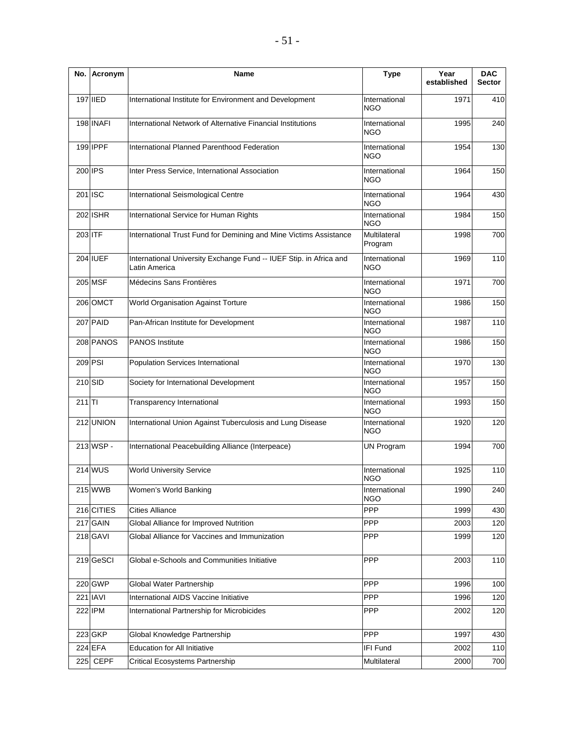| No. | Acronym | Name | Type | Year established | DAC Sector |
|---|---|---|---|---|---|
| 197 | IIED | International Institute for Environment and Development | International NGO | 1971 | 410 |
| 198 | INAFI | International Network of Alternative Financial Institutions | International NGO | 1995 | 240 |
| 199 | IPPF | International Planned Parenthood Federation | International NGO | 1954 | 130 |
| 200 | IPS | Inter Press Service, International Association | International NGO | 1964 | 150 |
| 201 | ISC | International Seismological Centre | International NGO | 1964 | 430 |
| 202 | ISHR | International Service for Human Rights | International NGO | 1984 | 150 |
| 203 | ITF | International Trust Fund for Demining and Mine Victims Assistance | Multilateral Program | 1998 | 700 |
| 204 | IUEF | International University Exchange Fund -- IUEF Stip. in Africa and Latin America | International NGO | 1969 | 110 |
| 205 | MSF | Médecins Sans Frontières | International NGO | 1971 | 700 |
| 206 | OMCT | World Organisation Against Torture | International NGO | 1986 | 150 |
| 207 | PAID | Pan-African Institute for Development | International NGO | 1987 | 110 |
| 208 | PANOS | PANOS Institute | International NGO | 1986 | 150 |
| 209 | PSI | Population Services International | International NGO | 1970 | 130 |
| 210 | SID | Society for International Development | International NGO | 1957 | 150 |
| 211 | TI | Transparency International | International NGO | 1993 | 150 |
| 212 | UNION | International Union Against Tuberculosis and Lung Disease | International NGO | 1920 | 120 |
| 213 | WSP - | International Peacebuilding Alliance (Interpeace) | UN Program | 1994 | 700 |
| 214 | WUS | World University Service | International NGO | 1925 | 110 |
| 215 | WWB | Women's World Banking | International NGO | 1990 | 240 |
| 216 | CITIES | Cities Alliance | PPP | 1999 | 430 |
| 217 | GAIN | Global Alliance for Improved Nutrition | PPP | 2003 | 120 |
| 218 | GAVI | Global Alliance for Vaccines and Immunization | PPP | 1999 | 120 |
| 219 | GeSCI | Global e-Schools and Communities Initiative | PPP | 2003 | 110 |
| 220 | GWP | Global Water Partnership | PPP | 1996 | 100 |
| 221 | IAVI | International AIDS Vaccine Initiative | PPP | 1996 | 120 |
| 222 | IPM | International Partnership for Microbicides | PPP | 2002 | 120 |
| 223 | GKP | Global Knowledge Partnership | PPP | 1997 | 430 |
| 224 | EFA | Education for All Initiative | IFI Fund | 2002 | 110 |
| 225 | CEPF | Critical Ecosystems Partnership | Multilateral | 2000 | 700 |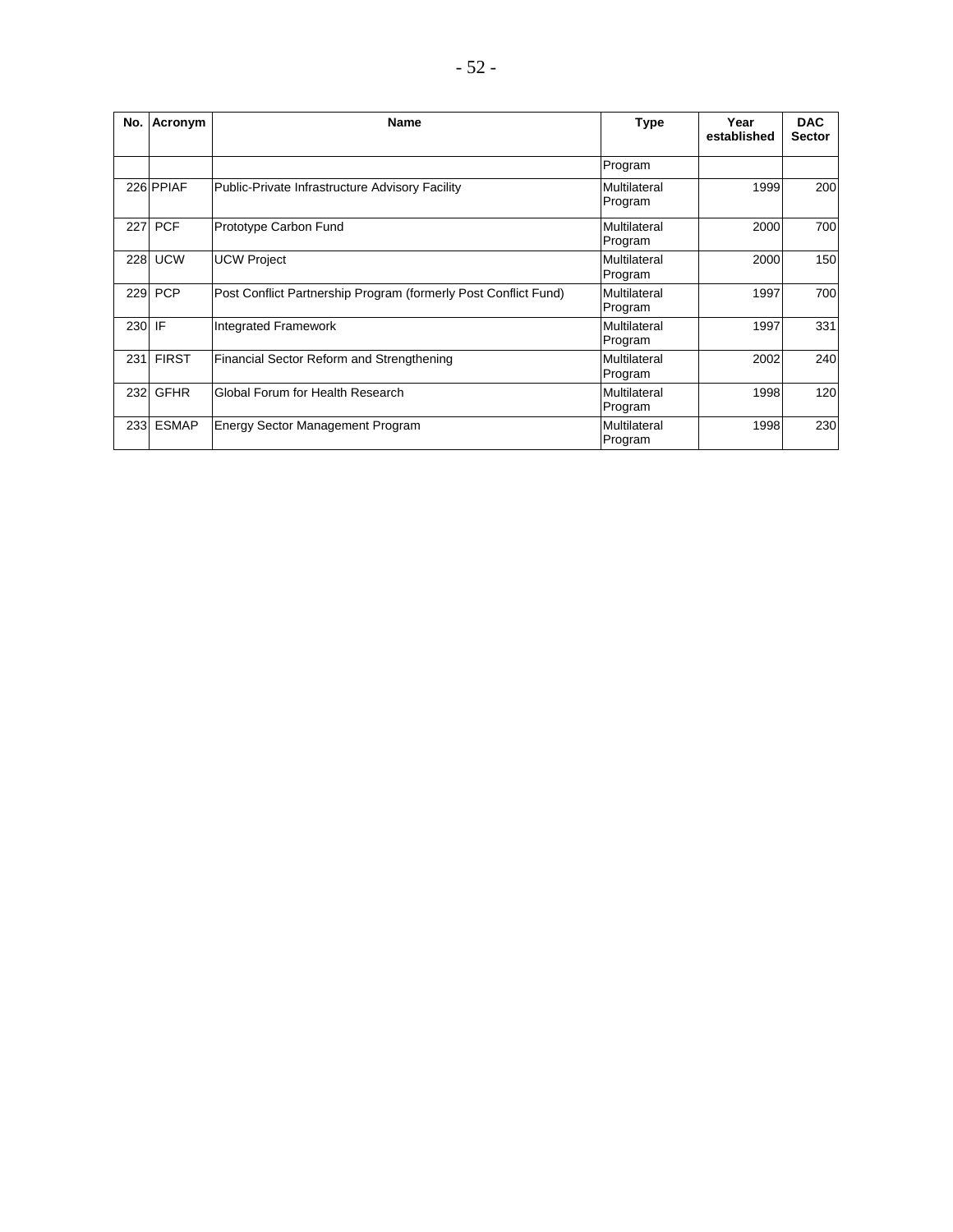| No. | Acronym | Name | Type | Year established | DAC Sector |
|---|---|---|---|---|---|
| | | | Program | | |
| 226 | PPIAF | Public-Private Infrastructure Advisory Facility | Multilateral Program | 1999 | 200 |
| 227 | PCF | Prototype Carbon Fund | Multilateral Program | 2000 | 700 |
| 228 | UCW | UCW Project | Multilateral Program | 2000 | 150 |
| 229 | PCP | Post Conflict Partnership Program (formerly Post Conflict Fund) | Multilateral Program | 1997 | 700 |
| 230 | IF | Integrated Framework | Multilateral Program | 1997 | 331 |
| 231 | FIRST | Financial Sector Reform and Strengthening | Multilateral Program | 2002 | 240 |
| 232 | GFHR | Global Forum for Health Research | Multilateral Program | 1998 | 120 |
| 233 | ESMAP | Energy Sector Management Program | Multilateral Program | 1998 | 230 |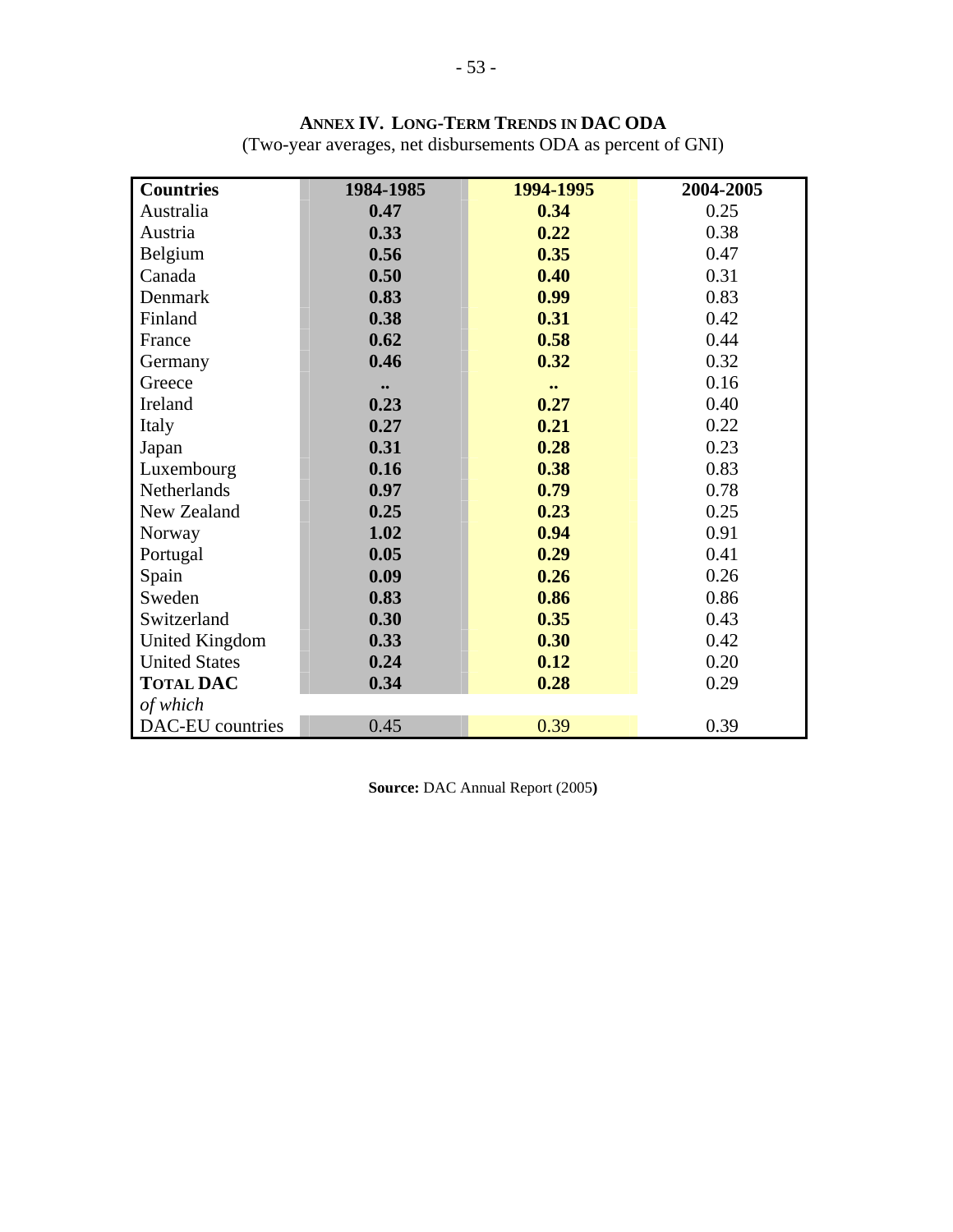## ANNEX IV. LONG-TERM TRENDS IN DAC ODA

(Two-year averages, net disbursements ODA as percent of GNI)

| Countries | 1984-1985 | 1994-1995 | 2004-2005 |
|---|---|---|---|
| Australia | **0.47** | **0.34** | 0.25 |
| Austria | **0.33** | **0.22** | 0.38 |
| Belgium | **0.56** | **0.35** | 0.47 |
| Canada | **0.50** | **0.40** | 0.31 |
| Denmark | **0.83** | **0.99** | 0.83 |
| Finland | **0.38** | **0.31** | 0.42 |
| France | **0.62** | **0.58** | 0.44 |
| Germany | **0.46** | **0.32** | 0.32 |
| Greece | **..** | **..** | 0.16 |
| Ireland | **0.23** | **0.27** | 0.40 |
| Italy | **0.27** | **0.21** | 0.22 |
| Japan | **0.31** | **0.28** | 0.23 |
| Luxembourg | **0.16** | **0.38** | 0.83 |
| Netherlands | **0.97** | **0.79** | 0.78 |
| New Zealand | **0.25** | **0.23** | 0.25 |
| Norway | **1.02** | **0.94** | 0.91 |
| Portugal | **0.05** | **0.29** | 0.41 |
| Spain | **0.09** | **0.26** | 0.26 |
| Sweden | **0.83** | **0.86** | 0.86 |
| Switzerland | **0.30** | **0.35** | 0.43 |
| United Kingdom | **0.33** | **0.30** | 0.42 |
| United States | **0.24** | **0.12** | 0.20 |
| **TOTAL DAC** | **0.34** | **0.28** | 0.29 |
| *of which* | | | |
| DAC-EU countries | 0.45 | 0.39 | 0.39 |

**Source:** DAC Annual Report (2005)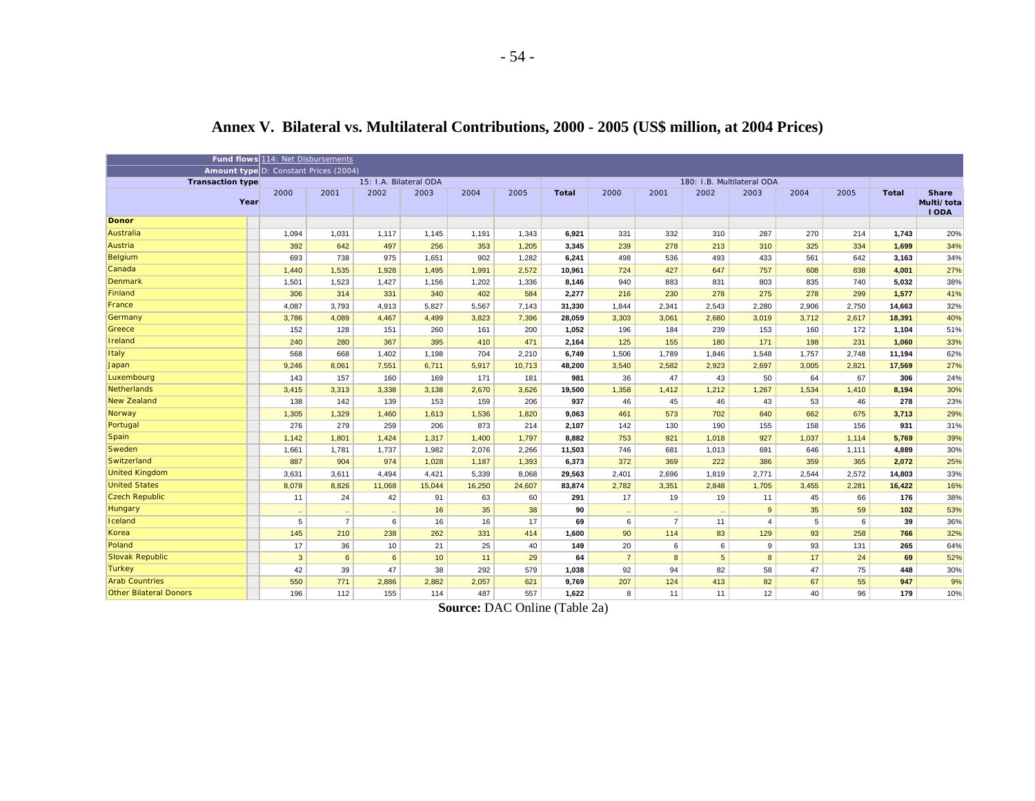# Annex V. Bilateral vs. Multilateral Contributions, 2000 - 2005 (US$ million, at 2004 Prices)

| Fund flows | 114: Net Disbursements | | | | | | | | | | | | | | |
|---|---|---|---|---|---|---|---|---|---|---|---|---|---|---|---|
| Amount type | D: Constant Prices (2004) | | | | | | | | | | | | | | |
| Transaction type | 15: I.A. Bilateral ODA | | | | | | | 180: I.B. Multilateral ODA | | | | | | | |
| Year | 2000 | 2001 | 2002 | 2003 | 2004 | 2005 | Total | 2000 | 2001 | 2002 | 2003 | 2004 | 2005 | Total | Share Multi/total ODA |
| Donor | | | | | | | | | | | | | | | |
| Australia | 1,094 | 1,031 | 1,117 | 1,145 | 1,191 | 1,343 | **6,921** | 331 | 332 | 310 | 287 | 270 | 214 | **1,743** | 20% |
| Austria | 392 | 642 | 497 | 256 | 353 | 1,205 | **3,345** | 239 | 278 | 213 | 310 | 325 | 334 | **1,699** | 34% |
| Belgium | 693 | 738 | 975 | 1,651 | 902 | 1,282 | **6,241** | 498 | 536 | 493 | 433 | 561 | 642 | **3,163** | 34% |
| Canada | 1,440 | 1,535 | 1,928 | 1,495 | 1,991 | 2,572 | **10,961** | 724 | 427 | 647 | 757 | 608 | 838 | **4,001** | 27% |
| Denmark | 1,501 | 1,523 | 1,427 | 1,156 | 1,202 | 1,336 | **8,146** | 940 | 883 | 831 | 803 | 835 | 740 | **5,032** | 38% |
| Finland | 306 | 314 | 331 | 340 | 402 | 584 | **2,277** | 216 | 230 | 278 | 275 | 278 | 299 | **1,577** | 41% |
| France | 4,087 | 3,793 | 4,913 | 5,827 | 5,567 | 7,143 | **31,330** | 1,844 | 2,341 | 2,543 | 2,280 | 2,906 | 2,750 | **14,663** | 32% |
| Germany | 3,786 | 4,089 | 4,467 | 4,499 | 3,823 | 7,396 | **28,059** | 3,303 | 3,061 | 2,680 | 3,019 | 3,712 | 2,617 | **18,391** | 40% |
| Greece | 152 | 128 | 151 | 260 | 161 | 200 | **1,052** | 196 | 184 | 239 | 153 | 160 | 172 | **1,104** | 51% |
| Ireland | 240 | 280 | 367 | 395 | 410 | 471 | **2,164** | 125 | 155 | 180 | 171 | 198 | 231 | **1,060** | 33% |
| Italy | 568 | 668 | 1,402 | 1,198 | 704 | 2,210 | **6,749** | 1,506 | 1,789 | 1,846 | 1,548 | 1,757 | 2,748 | **11,194** | 62% |
| Japan | 9,246 | 8,061 | 7,551 | 6,711 | 5,917 | 10,713 | **48,200** | 3,540 | 2,582 | 2,923 | 2,697 | 3,005 | 2,821 | **17,569** | 27% |
| Luxembourg | 143 | 157 | 160 | 169 | 171 | 181 | **981** | 36 | 47 | 43 | 50 | 64 | 67 | **306** | 24% |
| Netherlands | 3,415 | 3,313 | 3,338 | 3,138 | 2,670 | 3,626 | **19,500** | 1,358 | 1,412 | 1,212 | 1,267 | 1,534 | 1,410 | **8,194** | 30% |
| New Zealand | 138 | 142 | 139 | 153 | 159 | 206 | **937** | 46 | 45 | 46 | 43 | 53 | 46 | **278** | 23% |
| Norway | 1,305 | 1,329 | 1,460 | 1,613 | 1,536 | 1,820 | **9,063** | 461 | 573 | 702 | 640 | 662 | 675 | **3,713** | 29% |
| Portugal | 276 | 279 | 259 | 206 | 873 | 214 | **2,107** | 142 | 130 | 190 | 155 | 158 | 156 | **931** | 31% |
| Spain | 1,142 | 1,801 | 1,424 | 1,317 | 1,400 | 1,797 | **8,882** | 753 | 921 | 1,018 | 927 | 1,037 | 1,114 | **5,769** | 39% |
| Sweden | 1,661 | 1,781 | 1,737 | 1,982 | 2,076 | 2,266 | **11,503** | 746 | 681 | 1,013 | 691 | 646 | 1,111 | **4,889** | 30% |
| Switzerland | 887 | 904 | 974 | 1,028 | 1,187 | 1,393 | **6,373** | 372 | 369 | 222 | 386 | 359 | 365 | **2,072** | 25% |
| United Kingdom | 3,631 | 3,611 | 4,494 | 4,421 | 5,339 | 8,068 | **29,563** | 2,401 | 2,696 | 1,819 | 2,771 | 2,544 | 2,572 | **14,803** | 33% |
| United States | 8,078 | 8,826 | 11,068 | 15,044 | 16,250 | 24,607 | **83,874** | 2,782 | 3,351 | 2,848 | 1,705 | 3,455 | 2,281 | **16,422** | 16% |
| Czech Republic | 11 | 24 | 42 | 91 | 63 | 60 | **291** | 17 | 19 | 19 | 11 | 45 | 66 | **176** | 38% |
| Hungary | .. | .. | .. | 16 | 35 | 38 | **90** | .. | .. | .. | 9 | 35 | 59 | **102** | 53% |
| Iceland | 5 | 7 | 6 | 16 | 16 | 17 | **69** | 6 | 7 | 11 | 4 | 5 | 6 | **39** | 36% |
| Korea | 145 | 210 | 238 | 262 | 331 | 414 | **1,600** | 90 | 114 | 83 | 129 | 93 | 258 | **766** | 32% |
| Poland | 17 | 36 | 10 | 21 | 25 | 40 | **149** | 20 | 6 | 6 | 9 | 93 | 131 | **265** | 64% |
| Slovak Republic | 3 | 6 | 6 | 10 | 11 | 29 | **64** | 7 | 8 | 5 | 8 | 17 | 24 | **69** | 52% |
| Turkey | 42 | 39 | 47 | 38 | 292 | 579 | **1,038** | 92 | 94 | 82 | 58 | 47 | 75 | **448** | 30% |
| Arab Countries | 550 | 771 | 2,886 | 2,882 | 2,057 | 621 | **9,769** | 207 | 124 | 413 | 82 | 67 | 55 | **947** | 9% |
| Other Bilateral Donors | 196 | 112 | 155 | 114 | 487 | 557 | **1,622** | 8 | 11 | 11 | 12 | 40 | 96 | **179** | 10% |

**Source:** DAC Online (Table 2a)